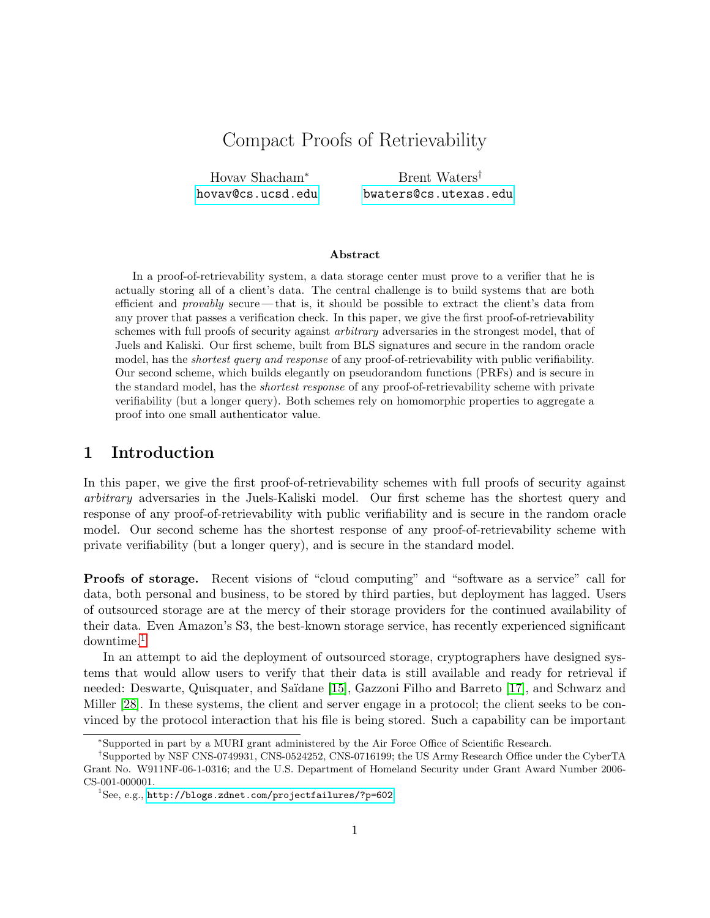# Compact Proofs of Retrievability

Hovav Shacham*
hovav@cs.ucsd.edu

Brent Waters†
bwaters@cs.utexas.edu

### Abstract

In a proof-of-retrievability system, a data storage center must prove to a verifier that he is actually storing all of a client's data. The central challenge is to build systems that are both efficient and *provably* secure — that is, it should be possible to extract the client's data from any prover that passes a verification check. In this paper, we give the first proof-of-retrievability schemes with full proofs of security against *arbitrary* adversaries in the strongest model, that of Juels and Kaliski. Our first scheme, built from BLS signatures and secure in the random oracle model, has the *shortest query and response* of any proof-of-retrievability with public verifiability. Our second scheme, which builds elegantly on pseudorandom functions (PRFs) and is secure in the standard model, has the *shortest response* of any proof-of-retrievability scheme with private verifiability (but a longer query). Both schemes rely on homomorphic properties to aggregate a proof into one small authenticator value.

## 1 Introduction

In this paper, we give the first proof-of-retrievability schemes with full proofs of security against *arbitrary* adversaries in the Juels-Kaliski model. Our first scheme has the shortest query and response of any proof-of-retrievability with public verifiability and is secure in the random oracle model. Our second scheme has the shortest response of any proof-of-retrievability scheme with private verifiability (but a longer query), and is secure in the standard model.

**Proofs of storage.** Recent visions of "cloud computing" and "software as a service" call for data, both personal and business, to be stored by third parties, but deployment has lagged. Users of outsourced storage are at the mercy of their storage providers for the continued availability of their data. Even Amazon's S3, the best-known storage service, has recently experienced significant downtime.[1]

In an attempt to aid the deployment of outsourced storage, cryptographers have designed systems that would allow users to verify that their data is still available and ready for retrieval if needed: Deswarte, Quisquater, and Saïdane [15], Gazzoni Filho and Barreto [17], and Schwarz and Miller [28]. In these systems, the client and server engage in a protocol; the client seeks to be convinced by the protocol interaction that his file is being stored. Such a capability can be important

---

*Supported in part by a MURI grant administered by the Air Force Office of Scientific Research.

†Supported by NSF CNS-0749931, CNS-0524252, CNS-0716199; the US Army Research Office under the CyberTA Grant No. W911NF-06-1-0316; and the U.S. Department of Homeland Security under Grant Award Number 2006-CS-001-000001.

[1] See, e.g., http://blogs.zdnet.com/projectfailures/?p=602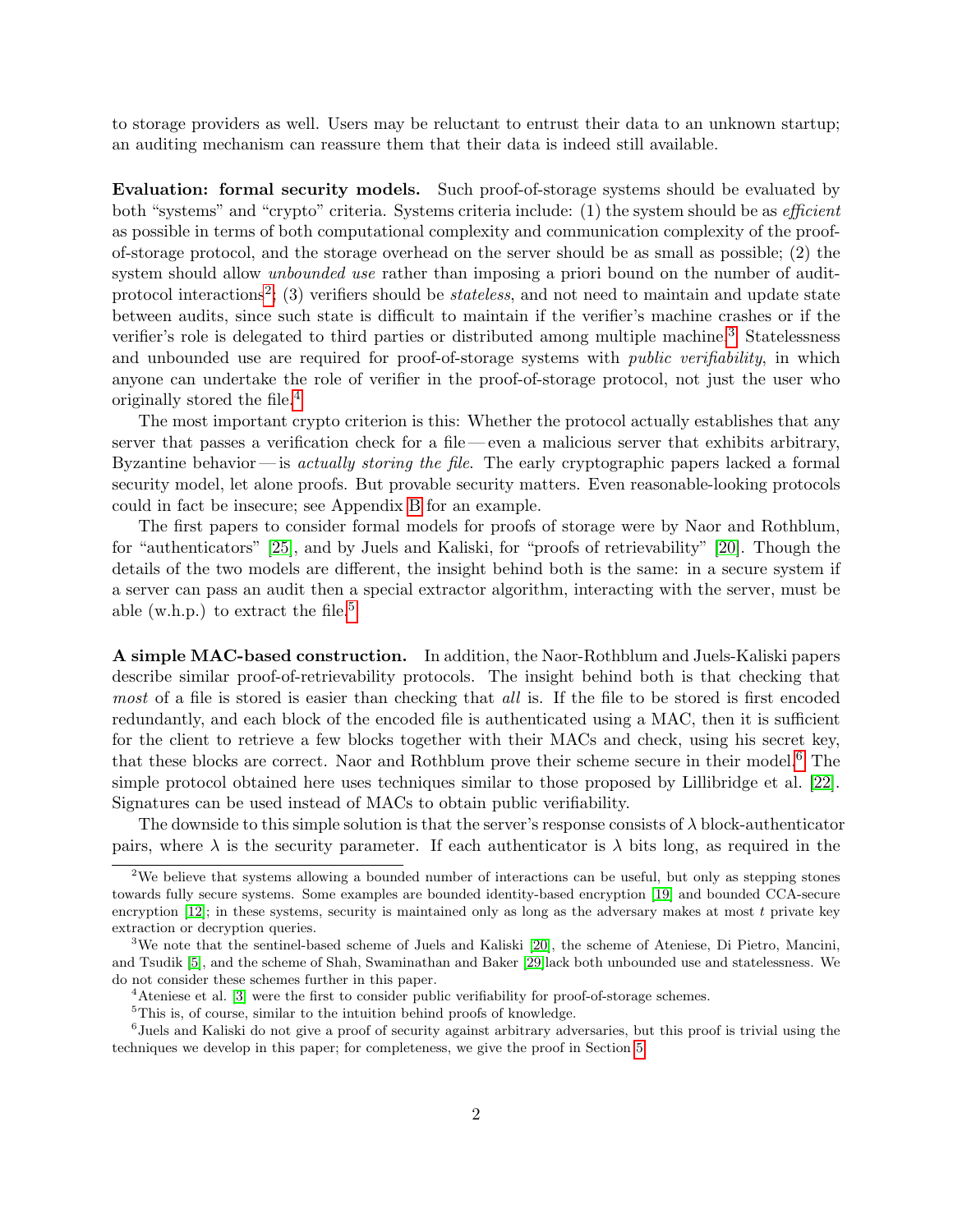to storage providers as well. Users may be reluctant to entrust their data to an unknown startup; an auditing mechanism can reassure them that their data is indeed still available.

**Evaluation: formal security models.** Such proof-of-storage systems should be evaluated by both "systems" and "crypto" criteria. Systems criteria include: (1) the system should be as *efficient* as possible in terms of both computational complexity and communication complexity of the proof-of-storage protocol, and the storage overhead on the server should be as small as possible; (2) the system should allow *unbounded use* rather than imposing a priori bound on the number of audit-protocol interactions[2]; (3) verifiers should be *stateless*, and not need to maintain and update state between audits, since such state is difficult to maintain if the verifier's machine crashes or if the verifier's role is delegated to third parties or distributed among multiple machine.[3] Statelessness and unbounded use are required for proof-of-storage systems with *public verifiability*, in which anyone can undertake the role of verifier in the proof-of-storage protocol, not just the user who originally stored the file.[4]

The most important crypto criterion is this: Whether the protocol actually establishes that any server that passes a verification check for a file — even a malicious server that exhibits arbitrary, Byzantine behavior — is *actually storing the file*. The early cryptographic papers lacked a formal security model, let alone proofs. But provable security matters. Even reasonable-looking protocols could in fact be insecure; see Appendix B for an example.

The first papers to consider formal models for proofs of storage were by Naor and Rothblum, for "authenticators" [25], and by Juels and Kaliski, for "proofs of retrievability" [20]. Though the details of the two models are different, the insight behind both is the same: in a secure system if a server can pass an audit then a special extractor algorithm, interacting with the server, must be able (w.h.p.) to extract the file.[5]

**A simple MAC-based construction.** In addition, the Naor-Rothblum and Juels-Kaliski papers describe similar proof-of-retrievability protocols. The insight behind both is that checking that *most* of a file is stored is easier than checking that *all* is. If the file to be stored is first encoded redundantly, and each block of the encoded file is authenticated using a MAC, then it is sufficient for the client to retrieve a few blocks together with their MACs and check, using his secret key, that these blocks are correct. Naor and Rothblum prove their scheme secure in their model.[6] The simple protocol obtained here uses techniques similar to those proposed by Lillibridge et al. [22]. Signatures can be used instead of MACs to obtain public verifiability.

The downside to this simple solution is that the server's response consists of $\lambda$ block-authenticator pairs, where $\lambda$ is the security parameter. If each authenticator is $\lambda$ bits long, as required in the

---

[2] We believe that systems allowing a bounded number of interactions can be useful, but only as stepping stones towards fully secure systems. Some examples are bounded identity-based encryption [19] and bounded CCA-secure encryption [12]; in these systems, security is maintained only as long as the adversary makes at most $t$ private key extraction or decryption queries.

[3] We note that the sentinel-based scheme of Juels and Kaliski [20], the scheme of Ateniese, Di Pietro, Mancini, and Tsudik [5], and the scheme of Shah, Swaminathan and Baker [29]lack both unbounded use and statelessness. We do not consider these schemes further in this paper.

[4] Ateniese et al. [3] were the first to consider public verifiability for proof-of-storage schemes.

[5] This is, of course, similar to the intuition behind proofs of knowledge.

[6] Juels and Kaliski do not give a proof of security against arbitrary adversaries, but this proof is trivial using the techniques we develop in this paper; for completeness, we give the proof in Section 5.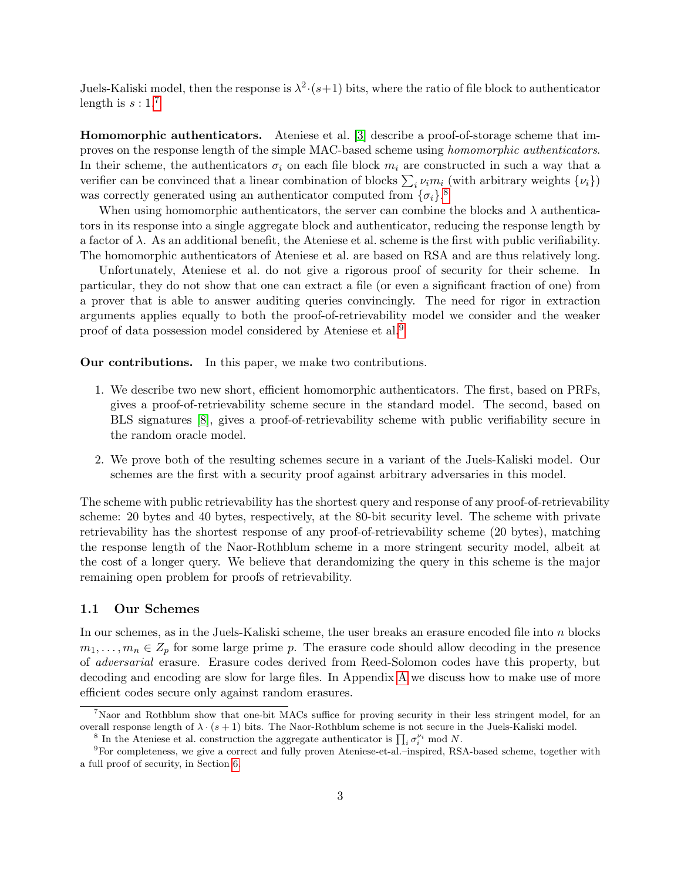Juels-Kaliski model, then the response is $\lambda^2 \cdot (s+1)$ bits, where the ratio of file block to authenticator length is $s : 1$.[7]

**Homomorphic authenticators.** Ateniese et al. [3] describe a proof-of-storage scheme that improves on the response length of the simple MAC-based scheme using *homomorphic authenticators*. In their scheme, the authenticators $\sigma_i$ on each file block $m_i$ are constructed in such a way that a verifier can be convinced that a linear combination of blocks $\sum_i \nu_i m_i$ (with arbitrary weights $\{\nu_i\}$) was correctly generated using an authenticator computed from $\{\sigma_i\}$.[8]

When using homomorphic authenticators, the server can combine the blocks and $\lambda$ authenticators in its response into a single aggregate block and authenticator, reducing the response length by a factor of $\lambda$. As an additional benefit, the Ateniese et al. scheme is the first with public verifiability. The homomorphic authenticators of Ateniese et al. are based on RSA and are thus relatively long.

Unfortunately, Ateniese et al. do not give a rigorous proof of security for their scheme. In particular, they do not show that one can extract a file (or even a significant fraction of one) from a prover that is able to answer auditing queries convincingly. The need for rigor in extraction arguments applies equally to both the proof-of-retrievability model we consider and the weaker proof of data possession model considered by Ateniese et al.[9]

**Our contributions.** In this paper, we make two contributions.

1. We describe two new short, efficient homomorphic authenticators. The first, based on PRFs, gives a proof-of-retrievability scheme secure in the standard model. The second, based on BLS signatures [8], gives a proof-of-retrievability scheme with public verifiability secure in the random oracle model.
2. We prove both of the resulting schemes secure in a variant of the Juels-Kaliski model. Our schemes are the first with a security proof against arbitrary adversaries in this model.

The scheme with public retrievability has the shortest query and response of any proof-of-retrievability scheme: 20 bytes and 40 bytes, respectively, at the 80-bit security level. The scheme with private retrievability has the shortest response of any proof-of-retrievability scheme (20 bytes), matching the response length of the Naor-Rothblum scheme in a more stringent security model, albeit at the cost of a longer query. We believe that derandomizing the query in this scheme is the major remaining open problem for proofs of retrievability.

## 1.1 Our Schemes

In our schemes, as in the Juels-Kaliski scheme, the user breaks an erasure encoded file into $n$ blocks $m_1, \ldots, m_n \in Z_p$ for some large prime $p$. The erasure code should allow decoding in the presence of *adversarial* erasure. Erasure codes derived from Reed-Solomon codes have this property, but decoding and encoding are slow for large files. In Appendix A we discuss how to make use of more efficient codes secure only against random erasures.

[7] Naor and Rothblum show that one-bit MACs suffice for proving security in their less stringent model, for an overall response length of $\lambda \cdot (s+1)$ bits. The Naor-Rothblum scheme is not secure in the Juels-Kaliski model.

[8] In the Ateniese et al. construction the aggregate authenticator is $\prod_i \sigma_i^{\nu_i} \bmod N$.

[9] For completeness, we give a correct and fully proven Ateniese-et-al.–inspired, RSA-based scheme, together with a full proof of security, in Section 6.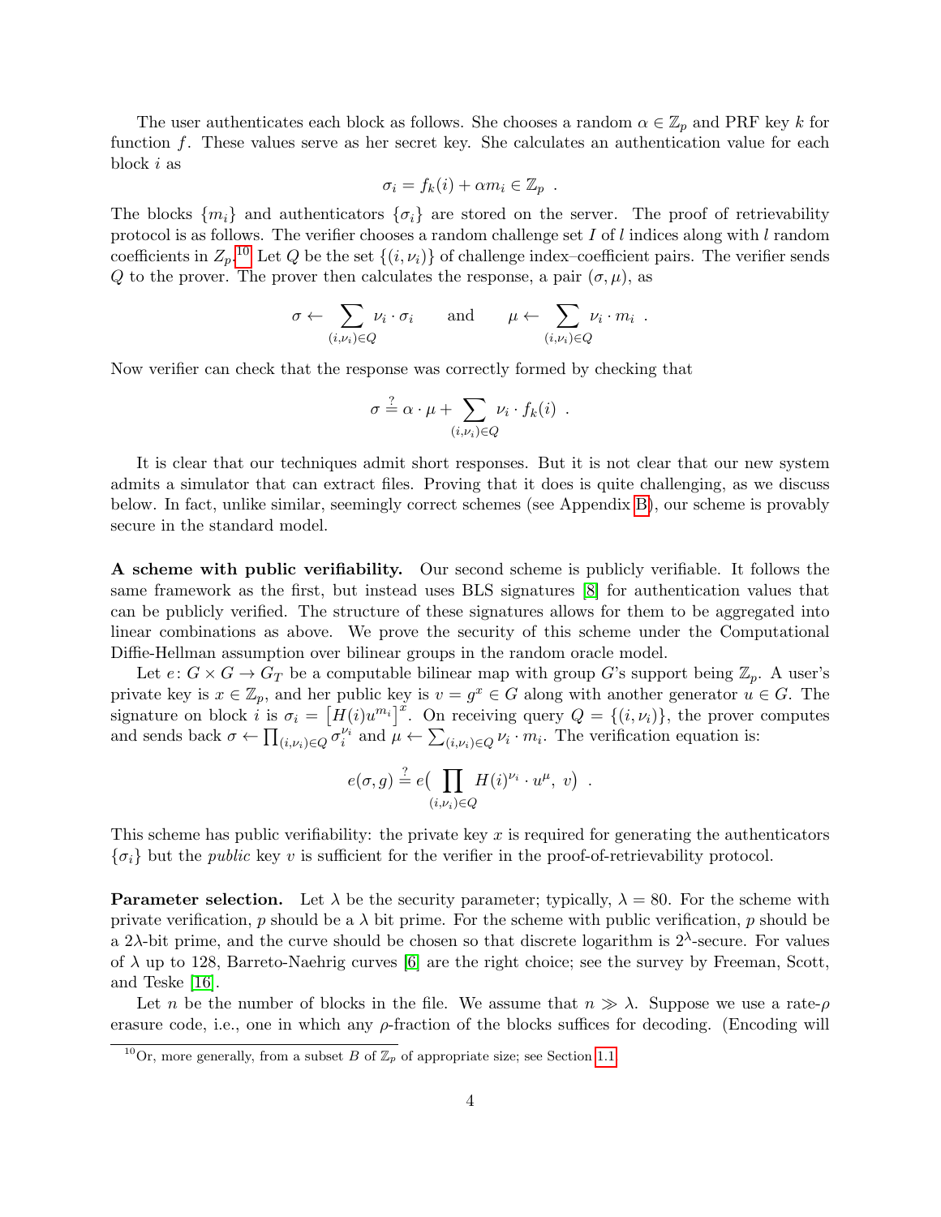The user authenticates each block as follows. She chooses a random $\alpha \in \mathbb{Z}_p$ and PRF key $k$ for function $f$. These values serve as her secret key. She calculates an authentication value for each block $i$ as

$$\sigma_i = f_k(i) + \alpha m_i \in \mathbb{Z}_p \ .$$

The blocks $\{m_i\}$ and authenticators $\{\sigma_i\}$ are stored on the server. The proof of retrievability protocol is as follows. The verifier chooses a random challenge set $I$ of $l$ indices along with $l$ random coefficients in $Z_p$.[10] Let $Q$ be the set $\{(i, \nu_i)\}$ of challenge index–coefficient pairs. The verifier sends $Q$ to the prover. The prover then calculates the response, a pair $(\sigma, \mu)$, as

$$\sigma \leftarrow \sum_{(i,\nu_i)\in Q} \nu_i \cdot \sigma_i \qquad \text{and} \qquad \mu \leftarrow \sum_{(i,\nu_i)\in Q} \nu_i \cdot m_i \ .$$

Now verifier can check that the response was correctly formed by checking that

$$\sigma \stackrel{?}{=} \alpha \cdot \mu + \sum_{(i,\nu_i)\in Q} \nu_i \cdot f_k(i) \ .$$

It is clear that our techniques admit short responses. But it is not clear that our new system admits a simulator that can extract files. Proving that it does is quite challenging, as we discuss below. In fact, unlike similar, seemingly correct schemes (see Appendix B), our scheme is provably secure in the standard model.

**A scheme with public verifiability.** Our second scheme is publicly verifiable. It follows the same framework as the first, but instead uses BLS signatures [8] for authentication values that can be publicly verified. The structure of these signatures allows for them to be aggregated into linear combinations as above. We prove the security of this scheme under the Computational Diffie-Hellman assumption over bilinear groups in the random oracle model.

Let $e \colon G \times G \to G_T$ be a computable bilinear map with group $G$'s support being $\mathbb{Z}_p$. A user's private key is $x \in \mathbb{Z}_p$, and her public key is $v = g^x \in G$ along with another generator $u \in G$. The signature on block $i$ is $\sigma_i = \left[H(i) u^{m_i}\right]^x$. On receiving query $Q = \{(i, \nu_i)\}$, the prover computes and sends back $\sigma \leftarrow \prod_{(i,\nu_i)\in Q} \sigma_i^{\nu_i}$ and $\mu \leftarrow \sum_{(i,\nu_i)\in Q} \nu_i \cdot m_i$. The verification equation is:

$$e(\sigma, g) \stackrel{?}{=} e\big( \prod_{(i,\nu_i)\in Q} H(i)^{\nu_i} \cdot u^{\mu}, \ v \big) \ .$$

This scheme has public verifiability: the private key $x$ is required for generating the authenticators $\{\sigma_i\}$ but the *public* key $v$ is sufficient for the verifier in the proof-of-retrievability protocol.

**Parameter selection.** Let $\lambda$ be the security parameter; typically, $\lambda = 80$. For the scheme with private verification, $p$ should be a $\lambda$ bit prime. For the scheme with public verification, $p$ should be a $2\lambda$-bit prime, and the curve should be chosen so that discrete logarithm is $2^\lambda$-secure. For values of $\lambda$ up to 128, Barreto-Naehrig curves [6] are the right choice; see the survey by Freeman, Scott, and Teske [16].

Let $n$ be the number of blocks in the file. We assume that $n \gg \lambda$. Suppose we use a rate-$\rho$ erasure code, i.e., one in which any $\rho$-fraction of the blocks suffices for decoding. (Encoding will

[10] Or, more generally, from a subset $B$ of $\mathbb{Z}_p$ of appropriate size; see Section 1.1.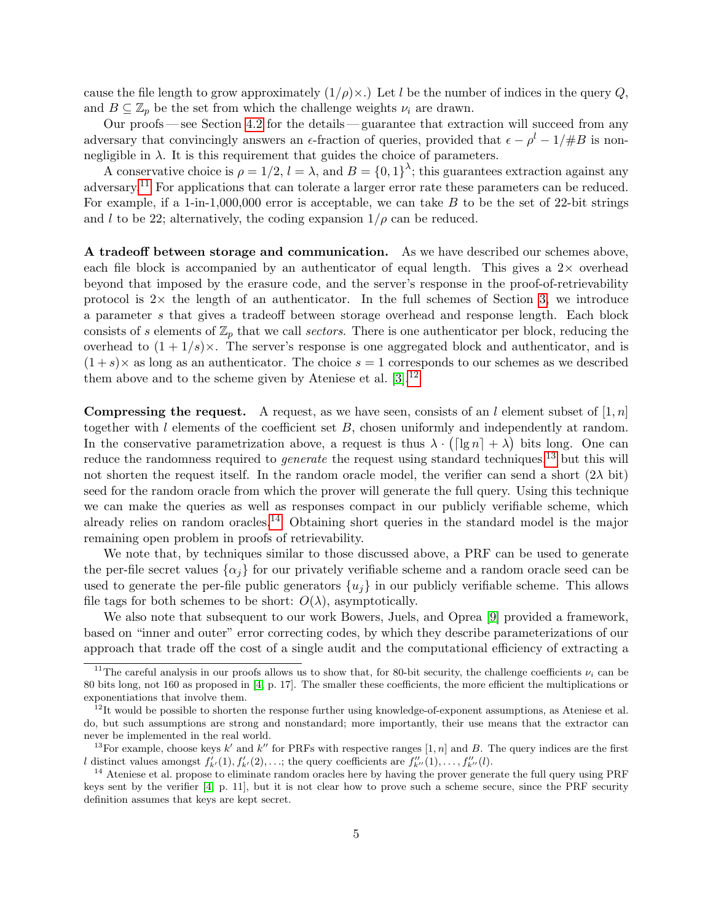cause the file length to grow approximately $(1/\rho)\times$.) Let $l$ be the number of indices in the query $Q$, and $B \subseteq \mathbb{Z}_p$ be the set from which the challenge weights $\nu_i$ are drawn.

Our proofs — see Section 4.2 for the details — guarantee that extraction will succeed from any adversary that convincingly answers an $\epsilon$-fraction of queries, provided that $\epsilon - \rho^l - 1/\#B$ is non-negligible in $\lambda$. It is this requirement that guides the choice of parameters.

A conservative choice is $\rho = 1/2$, $l = \lambda$, and $B = \{0,1\}^\lambda$; this guarantees extraction against any adversary.[11] For applications that can tolerate a larger error rate these parameters can be reduced. For example, if a 1-in-1,000,000 error is acceptable, we can take $B$ to be the set of 22-bit strings and $l$ to be 22; alternatively, the coding expansion $1/\rho$ can be reduced.

**A tradeoff between storage and communication.** As we have described our schemes above, each file block is accompanied by an authenticator of equal length. This gives a $2\times$ overhead beyond that imposed by the erasure code, and the server's response in the proof-of-retrievability protocol is $2\times$ the length of an authenticator. In the full schemes of Section 3, we introduce a parameter $s$ that gives a tradeoff between storage overhead and response length. Each block consists of $s$ elements of $\mathbb{Z}_p$ that we call *sectors*. There is one authenticator per block, reducing the overhead to $(1 + 1/s)\times$. The server's response is one aggregated block and authenticator, and is $(1+s)\times$ as long as an authenticator. The choice $s = 1$ corresponds to our schemes as we described them above and to the scheme given by Ateniese et al. [3].[12]

**Compressing the request.** A request, as we have seen, consists of an $l$ element subset of $[1, n]$ together with $l$ elements of the coefficient set $B$, chosen uniformly and independently at random. In the conservative parametrization above, a request is thus $\lambda \cdot (\lceil \lg n \rceil + \lambda)$ bits long. One can reduce the randomness required to *generate* the request using standard techniques,[13] but this will not shorten the request itself. In the random oracle model, the verifier can send a short ($2\lambda$ bit) seed for the random oracle from which the prover will generate the full query. Using this technique we can make the queries as well as responses compact in our publicly verifiable scheme, which already relies on random oracles.[14] Obtaining short queries in the standard model is the major remaining open problem in proofs of retrievability.

We note that, by techniques similar to those discussed above, a PRF can be used to generate the per-file secret values $\{\alpha_j\}$ for our privately verifiable scheme and a random oracle seed can be used to generate the per-file public generators $\{u_j\}$ in our publicly verifiable scheme. This allows file tags for both schemes to be short: $O(\lambda)$, asymptotically.

We also note that subsequent to our work Bowers, Juels, and Oprea [9] provided a framework, based on "inner and outer" error correcting codes, by which they describe parameterizations of our approach that trade off the cost of a single audit and the computational efficiency of extracting a

---

[11] The careful analysis in our proofs allows us to show that, for 80-bit security, the challenge coefficients $\nu_i$ can be 80 bits long, not 160 as proposed in [4, p. 17]. The smaller these coefficients, the more efficient the multiplications or exponentiations that involve them.

[12] It would be possible to shorten the response further using knowledge-of-exponent assumptions, as Ateniese et al. do, but such assumptions are strong and nonstandard; more importantly, their use means that the extractor can never be implemented in the real world.

[13] For example, choose keys $k'$ and $k''$ for PRFs with respective ranges $[1, n]$ and $B$. The query indices are the first $l$ distinct values amongst $f'_{k'}(1), f'_{k'}(2), \ldots$; the query coefficients are $f''_{k''}(1), \ldots, f''_{k''}(l)$.

[14] Ateniese et al. propose to eliminate random oracles here by having the prover generate the full query using PRF keys sent by the verifier [4, p. 11], but it is not clear how to prove such a scheme secure, since the PRF security definition assumes that keys are kept secret.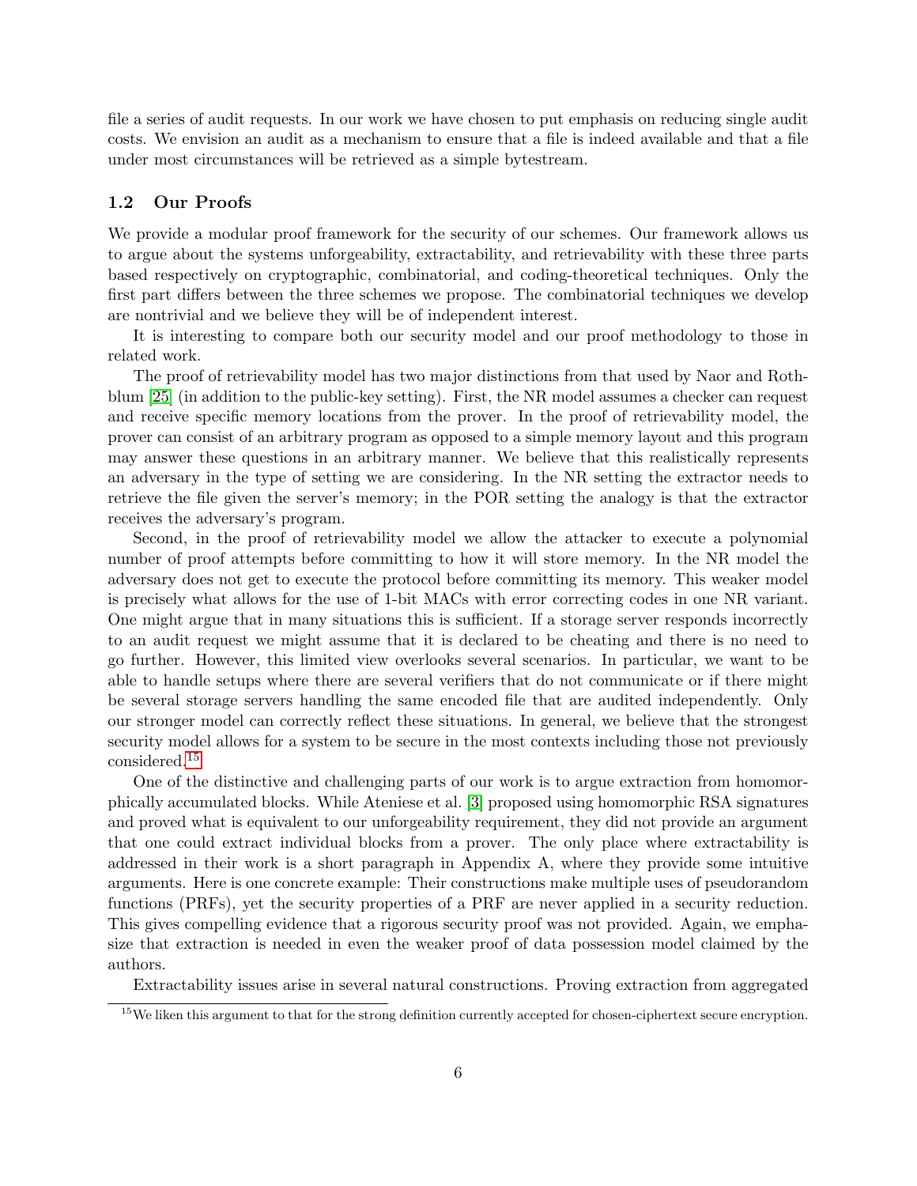file a series of audit requests. In our work we have chosen to put emphasis on reducing single audit costs. We envision an audit as a mechanism to ensure that a file is indeed available and that a file under most circumstances will be retrieved as a simple bytestream.

### 1.2 Our Proofs

We provide a modular proof framework for the security of our schemes. Our framework allows us to argue about the systems unforgeability, extractability, and retrievability with these three parts based respectively on cryptographic, combinatorial, and coding-theoretical techniques. Only the first part differs between the three schemes we propose. The combinatorial techniques we develop are nontrivial and we believe they will be of independent interest.

It is interesting to compare both our security model and our proof methodology to those in related work.

The proof of retrievability model has two major distinctions from that used by Naor and Rothblum [25] (in addition to the public-key setting). First, the NR model assumes a checker can request and receive specific memory locations from the prover. In the proof of retrievability model, the prover can consist of an arbitrary program as opposed to a simple memory layout and this program may answer these questions in an arbitrary manner. We believe that this realistically represents an adversary in the type of setting we are considering. In the NR setting the extractor needs to retrieve the file given the server's memory; in the POR setting the analogy is that the extractor receives the adversary's program.

Second, in the proof of retrievability model we allow the attacker to execute a polynomial number of proof attempts before committing to how it will store memory. In the NR model the adversary does not get to execute the protocol before committing its memory. This weaker model is precisely what allows for the use of 1-bit MACs with error correcting codes in one NR variant. One might argue that in many situations this is sufficient. If a storage server responds incorrectly to an audit request we might assume that it is declared to be cheating and there is no need to go further. However, this limited view overlooks several scenarios. In particular, we want to be able to handle setups where there are several verifiers that do not communicate or if there might be several storage servers handling the same encoded file that are audited independently. Only our stronger model can correctly reflect these situations. In general, we believe that the strongest security model allows for a system to be secure in the most contexts including those not previously considered.[15]

One of the distinctive and challenging parts of our work is to argue extraction from homomorphically accumulated blocks. While Ateniese et al. [3] proposed using homomorphic RSA signatures and proved what is equivalent to our unforgeability requirement, they did not provide an argument that one could extract individual blocks from a prover. The only place where extractability is addressed in their work is a short paragraph in Appendix A, where they provide some intuitive arguments. Here is one concrete example: Their constructions make multiple uses of pseudorandom functions (PRFs), yet the security properties of a PRF are never applied in a security reduction. This gives compelling evidence that a rigorous security proof was not provided. Again, we emphasize that extraction is needed in even the weaker proof of data possession model claimed by the authors.

Extractability issues arise in several natural constructions. Proving extraction from aggregated

[15] We liken this argument to that for the strong definition currently accepted for chosen-ciphertext secure encryption.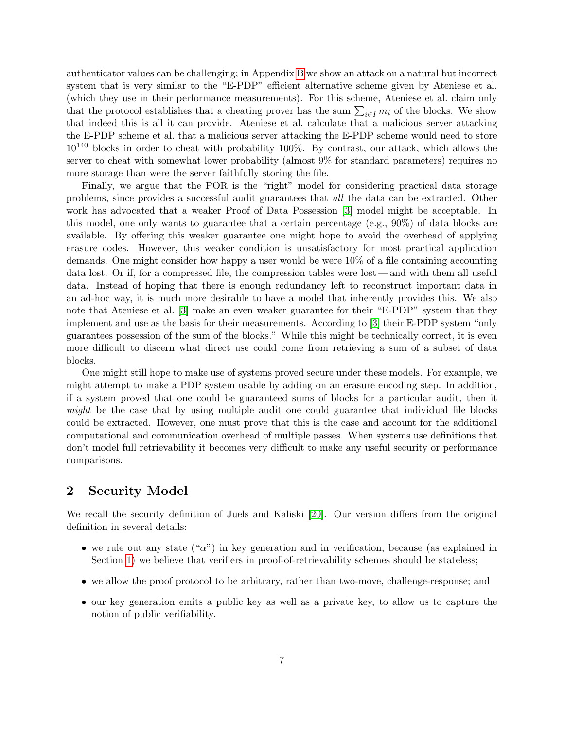authenticator values can be challenging; in Appendix B we show an attack on a natural but incorrect system that is very similar to the "E-PDP" efficient alternative scheme given by Ateniese et al. (which they use in their performance measurements). For this scheme, Ateniese et al. claim only that the protocol establishes that a cheating prover has the sum $\sum_{i \in I} m_i$ of the blocks. We show that indeed this is all it can provide. Ateniese et al. calculate that a malicious server attacking the E-PDP scheme et al. that a malicious server attacking the E-PDP scheme would need to store $10^{140}$ blocks in order to cheat with probability 100%. By contrast, our attack, which allows the server to cheat with somewhat lower probability (almost 9% for standard parameters) requires no more storage than were the server faithfully storing the file.

Finally, we argue that the POR is the "right" model for considering practical data storage problems, since provides a successful audit guarantees that *all* the data can be extracted. Other work has advocated that a weaker Proof of Data Possession [3] model might be acceptable. In this model, one only wants to guarantee that a certain percentage (e.g., 90%) of data blocks are available. By offering this weaker guarantee one might hope to avoid the overhead of applying erasure codes. However, this weaker condition is unsatisfactory for most practical application demands. One might consider how happy a user would be were 10% of a file containing accounting data lost. Or if, for a compressed file, the compression tables were lost — and with them all useful data. Instead of hoping that there is enough redundancy left to reconstruct important data in an ad-hoc way, it is much more desirable to have a model that inherently provides this. We also note that Ateniese et al. [3] make an even weaker guarantee for their "E-PDP" system that they implement and use as the basis for their measurements. According to [3] their E-PDP system "only guarantees possession of the sum of the blocks." While this might be technically correct, it is even more difficult to discern what direct use could come from retrieving a sum of a subset of data blocks.

One might still hope to make use of systems proved secure under these models. For example, we might attempt to make a PDP system usable by adding on an erasure encoding step. In addition, if a system proved that one could be guaranteed sums of blocks for a particular audit, then it *might* be the case that by using multiple audit one could guarantee that individual file blocks could be extracted. However, one must prove that this is the case and account for the additional computational and communication overhead of multiple passes. When systems use definitions that don't model full retrievability it becomes very difficult to make any useful security or performance comparisons.

## 2 Security Model

We recall the security definition of Juels and Kaliski [20]. Our version differs from the original definition in several details:

- we rule out any state ("$\alpha$") in key generation and in verification, because (as explained in Section 1) we believe that verifiers in proof-of-retrievability schemes should be stateless;
- we allow the proof protocol to be arbitrary, rather than two-move, challenge-response; and
- our key generation emits a public key as well as a private key, to allow us to capture the notion of public verifiability.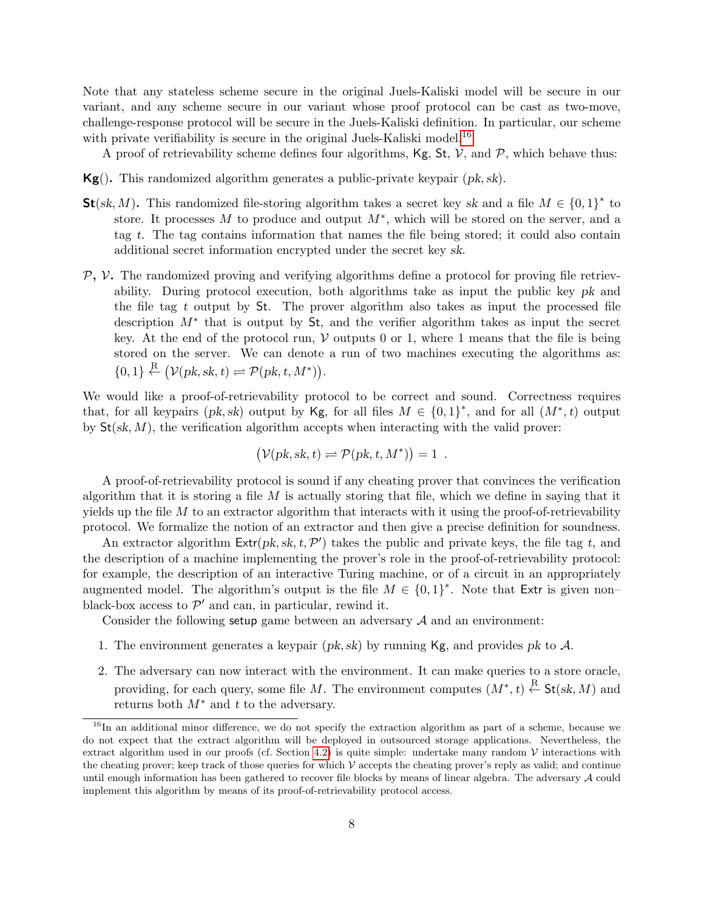Note that any stateless scheme secure in the original Juels-Kaliski model will be secure in our variant, and any scheme secure in our variant whose proof protocol can be cast as two-move, challenge-response protocol will be secure in the Juels-Kaliski definition. In particular, our scheme with private verifiability is secure in the original Juels-Kaliski model.[16]

A proof of retrievability scheme defines four algorithms, $\mathsf{Kg}$, $\mathsf{St}$, $\mathcal{V}$, and $\mathcal{P}$, which behave thus:

**$\mathsf{Kg}()$.** This randomized algorithm generates a public-private keypair $(pk, sk)$.

**$\mathsf{St}(sk, M)$.** This randomized file-storing algorithm takes a secret key $sk$ and a file $M \in \{0,1\}^*$ to store. It processes $M$ to produce and output $M^*$, which will be stored on the server, and a tag $t$. The tag contains information that names the file being stored; it could also contain additional secret information encrypted under the secret key $sk$.

**$\mathcal{P}$, $\mathcal{V}$.** The randomized proving and verifying algorithms define a protocol for proving file retrievability. During protocol execution, both algorithms take as input the public key $pk$ and the file tag $t$ output by $\mathsf{St}$. The prover algorithm also takes as input the processed file description $M^*$ that is output by $\mathsf{St}$, and the verifier algorithm takes as input the secret key. At the end of the protocol run, $\mathcal{V}$ outputs 0 or 1, where 1 means that the file is being stored on the server. We can denote a run of two machines executing the algorithms as: $\{0,1\} \xleftarrow{\mathrm{R}} \big(\mathcal{V}(pk, sk, t) \rightleftharpoons \mathcal{P}(pk, t, M^*)\big)$.

We would like a proof-of-retrievability protocol to be correct and sound. Correctness requires that, for all keypairs $(pk, sk)$ output by $\mathsf{Kg}$, for all files $M \in \{0,1\}^*$, and for all $(M^*, t)$ output by $\mathsf{St}(sk, M)$, the verification algorithm accepts when interacting with the valid prover:

$$\big(\mathcal{V}(pk, sk, t) \rightleftharpoons \mathcal{P}(pk, t, M^*)\big) = 1 \ .$$

A proof-of-retrievability protocol is sound if any cheating prover that convinces the verification algorithm that it is storing a file $M$ is actually storing that file, which we define in saying that it yields up the file $M$ to an extractor algorithm that interacts with it using the proof-of-retrievability protocol. We formalize the notion of an extractor and then give a precise definition for soundness.

An extractor algorithm $\mathsf{Extr}(pk, sk, t, \mathcal{P}')$ takes the public and private keys, the file tag $t$, and the description of a machine implementing the prover's role in the proof-of-retrievability protocol: for example, the description of an interactive Turing machine, or of a circuit in an appropriately augmented model. The algorithm's output is the file $M \in \{0,1\}^*$. Note that $\mathsf{Extr}$ is given non–black-box access to $\mathcal{P}'$ and can, in particular, rewind it.

Consider the following setup game between an adversary $\mathcal{A}$ and an environment:

1. The environment generates a keypair $(pk, sk)$ by running $\mathsf{Kg}$, and provides $pk$ to $\mathcal{A}$.
2. The adversary can now interact with the environment. It can make queries to a store oracle, providing, for each query, some file $M$. The environment computes $(M^*, t) \xleftarrow{\mathrm{R}} \mathsf{St}(sk, M)$ and returns both $M^*$ and $t$ to the adversary.

[16] In an additional minor difference, we do not specify the extraction algorithm as part of a scheme, because we do not expect that the extract algorithm will be deployed in outsourced storage applications. Nevertheless, the extract algorithm used in our proofs (cf. Section 4.2) is quite simple: undertake many random $\mathcal{V}$ interactions with the cheating prover; keep track of those queries for which $\mathcal{V}$ accepts the cheating prover's reply as valid; and continue until enough information has been gathered to recover file blocks by means of linear algebra. The adversary $\mathcal{A}$ could implement this algorithm by means of its proof-of-retrievability protocol access.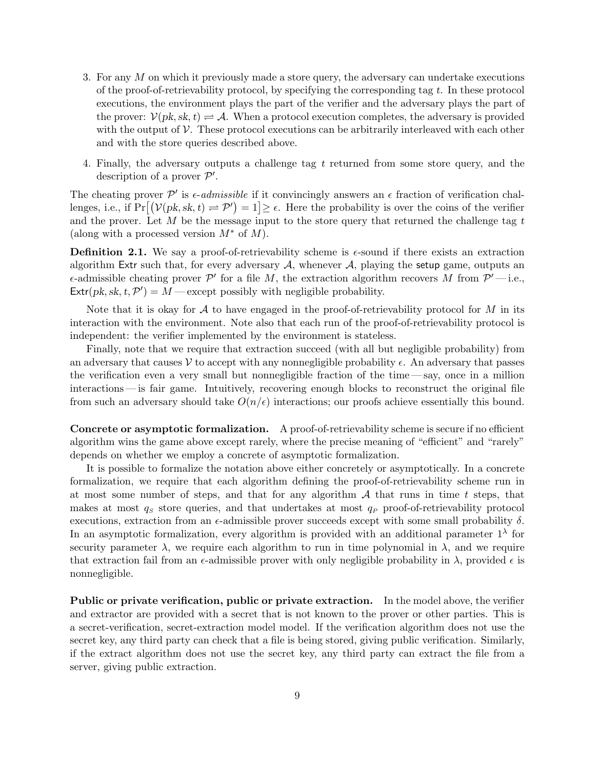3. For any $M$ on which it previously made a store query, the adversary can undertake executions of the proof-of-retrievability protocol, by specifying the corresponding tag $t$. In these protocol executions, the environment plays the part of the verifier and the adversary plays the part of the prover: $\mathcal{V}(pk, sk, t) \rightleftharpoons \mathcal{A}$. When a protocol execution completes, the adversary is provided with the output of $\mathcal{V}$. These protocol executions can be arbitrarily interleaved with each other and with the store queries described above.

4. Finally, the adversary outputs a challenge tag $t$ returned from some store query, and the description of a prover $\mathcal{P}'$.

The cheating prover $\mathcal{P}'$ is *$\epsilon$-admissible* if it convincingly answers an $\epsilon$ fraction of verification challenges, i.e., if $\Pr\big[\big(\mathcal{V}(pk, sk, t) \rightleftharpoons \mathcal{P}'\big) = 1\big] \geq \epsilon$. Here the probability is over the coins of the verifier and the prover. Let $M$ be the message input to the store query that returned the challenge tag $t$ (along with a processed version $M^*$ of $M$).

**Definition 2.1.** We say a proof-of-retrievability scheme is $\epsilon$-sound if there exists an extraction algorithm $\mathsf{Extr}$ such that, for every adversary $\mathcal{A}$, whenever $\mathcal{A}$, playing the $\mathsf{setup}$ game, outputs an $\epsilon$-admissible cheating prover $\mathcal{P}'$ for a file $M$, the extraction algorithm recovers $M$ from $\mathcal{P}'$ — i.e., $\mathsf{Extr}(pk, sk, t, \mathcal{P}') = M$ — except possibly with negligible probability.

Note that it is okay for $\mathcal{A}$ to have engaged in the proof-of-retrievability protocol for $M$ in its interaction with the environment. Note also that each run of the proof-of-retrievability protocol is independent: the verifier implemented by the environment is stateless.

Finally, note that we require that extraction succeed (with all but negligible probability) from an adversary that causes $\mathcal{V}$ to accept with any nonnegligible probability $\epsilon$. An adversary that passes the verification even a very small but nonnegligible fraction of the time — say, once in a million interactions — is fair game. Intuitively, recovering enough blocks to reconstruct the original file from such an adversary should take $O(n/\epsilon)$ interactions; our proofs achieve essentially this bound.

**Concrete or asymptotic formalization.** A proof-of-retrievability scheme is secure if no efficient algorithm wins the game above except rarely, where the precise meaning of "efficient" and "rarely" depends on whether we employ a concrete of asymptotic formalization.

It is possible to formalize the notation above either concretely or asymptotically. In a concrete formalization, we require that each algorithm defining the proof-of-retrievability scheme run in at most some number of steps, and that for any algorithm $\mathcal{A}$ that runs in time $t$ steps, that makes at most $q_S$ store queries, and that undertakes at most $q_P$ proof-of-retrievability protocol executions, extraction from an $\epsilon$-admissible prover succeeds except with some small probability $\delta$. In an asymptotic formalization, every algorithm is provided with an additional parameter $1^\lambda$ for security parameter $\lambda$, we require each algorithm to run in time polynomial in $\lambda$, and we require that extraction fail from an $\epsilon$-admissible prover with only negligible probability in $\lambda$, provided $\epsilon$ is nonnegligible.

**Public or private verification, public or private extraction.** In the model above, the verifier and extractor are provided with a secret that is not known to the prover or other parties. This is a secret-verification, secret-extraction model model. If the verification algorithm does not use the secret key, any third party can check that a file is being stored, giving public verification. Similarly, if the extract algorithm does not use the secret key, any third party can extract the file from a server, giving public extraction.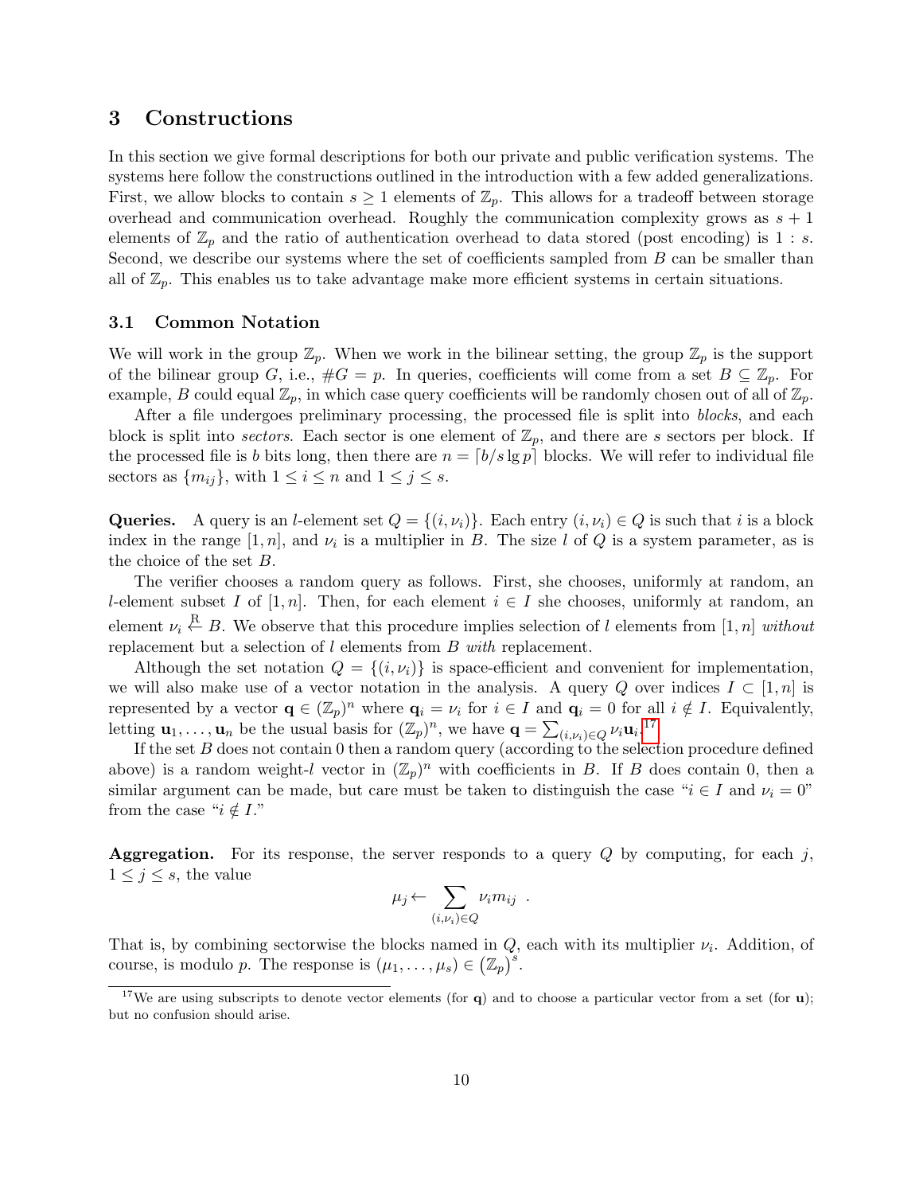# 3 Constructions

In this section we give formal descriptions for both our private and public verification systems. The systems here follow the constructions outlined in the introduction with a few added generalizations. First, we allow blocks to contain $s \geq 1$ elements of $\mathbb{Z}_p$. This allows for a tradeoff between storage overhead and communication overhead. Roughly the communication complexity grows as $s+1$ elements of $\mathbb{Z}_p$ and the ratio of authentication overhead to data stored (post encoding) is $1 : s$. Second, we describe our systems where the set of coefficients sampled from $B$ can be smaller than all of $\mathbb{Z}_p$. This enables us to take advantage make more efficient systems in certain situations.

## 3.1 Common Notation

We will work in the group $\mathbb{Z}_p$. When we work in the bilinear setting, the group $\mathbb{Z}_p$ is the support of the bilinear group $G$, i.e., $\#G = p$. In queries, coefficients will come from a set $B \subseteq \mathbb{Z}_p$. For example, $B$ could equal $\mathbb{Z}_p$, in which case query coefficients will be randomly chosen out of all of $\mathbb{Z}_p$.

After a file undergoes preliminary processing, the processed file is split into *blocks*, and each block is split into *sectors*. Each sector is one element of $\mathbb{Z}_p$, and there are $s$ sectors per block. If the processed file is $b$ bits long, then there are $n = \lceil b/s \lg p \rceil$ blocks. We will refer to individual file sectors as $\{m_{ij}\}$, with $1 \leq i \leq n$ and $1 \leq j \leq s$.

**Queries.** A query is an $l$-element set $Q = \{(i, \nu_i)\}$. Each entry $(i, \nu_i) \in Q$ is such that $i$ is a block index in the range $[1, n]$, and $\nu_i$ is a multiplier in $B$. The size $l$ of $Q$ is a system parameter, as is the choice of the set $B$.

The verifier chooses a random query as follows. First, she chooses, uniformly at random, an $l$-element subset $I$ of $[1, n]$. Then, for each element $i \in I$ she chooses, uniformly at random, an element $\nu_i \xleftarrow{\text{R}} B$. We observe that this procedure implies selection of $l$ elements from $[1, n]$ *without* replacement but a selection of $l$ elements from $B$ *with* replacement.

Although the set notation $Q = \{(i, \nu_i)\}$ is space-efficient and convenient for implementation, we will also make use of a vector notation in the analysis. A query $Q$ over indices $I \subset [1, n]$ is represented by a vector $\mathbf{q} \in (\mathbb{Z}_p)^n$ where $\mathbf{q}_i = \nu_i$ for $i \in I$ and $\mathbf{q}_i = 0$ for all $i \notin I$. Equivalently, letting $\mathbf{u}_1, \ldots, \mathbf{u}_n$ be the usual basis for $(\mathbb{Z}_p)^n$, we have $\mathbf{q} = \sum_{(i,\nu_i) \in Q} \nu_i \mathbf{u}_i$.[17]

If the set $B$ does not contain 0 then a random query (according to the selection procedure defined above) is a random weight-$l$ vector in $(\mathbb{Z}_p)^n$ with coefficients in $B$. If $B$ does contain 0, then a similar argument can be made, but care must be taken to distinguish the case "$i \in I$ and $\nu_i = 0$" from the case "$i \notin I$."

**Aggregation.** For its response, the server responds to a query $Q$ by computing, for each $j$, $1 \leq j \leq s$, the value

$$\mu_j \leftarrow \sum_{(i,\nu_i) \in Q} \nu_i m_{ij} \ .$$

That is, by combining sectorwise the blocks named in $Q$, each with its multiplier $\nu_i$. Addition, of course, is modulo $p$. The response is $(\mu_1, \ldots, \mu_s) \in (\mathbb{Z}_p)^s$.

[17] We are using subscripts to denote vector elements (for $\mathbf{q}$) and to choose a particular vector from a set (for $\mathbf{u}$); but no confusion should arise.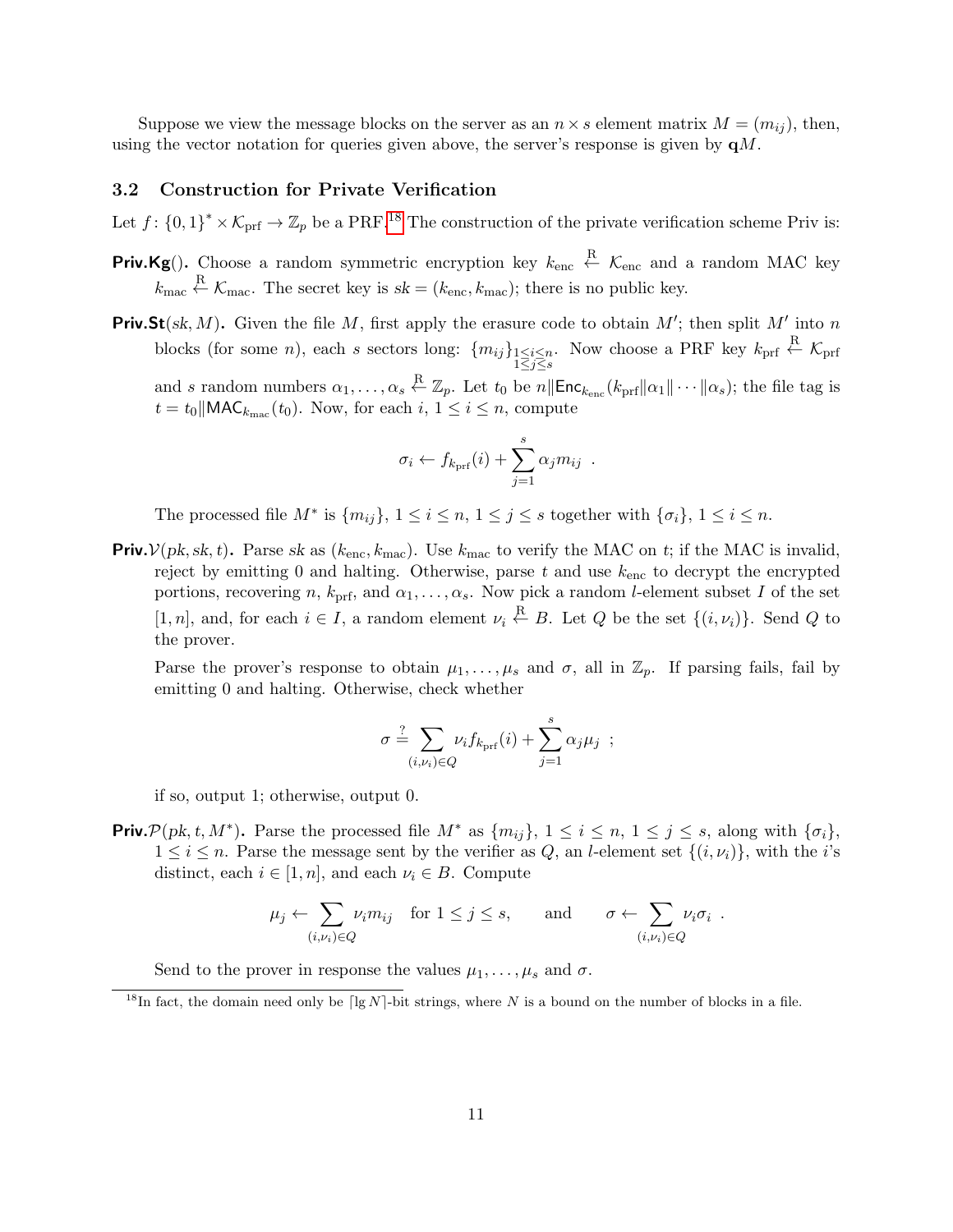Suppose we view the message blocks on the server as an $n \times s$ element matrix $M = (m_{ij})$, then, using the vector notation for queries given above, the server's response is given by $\mathbf{q}M$.

### 3.2 Construction for Private Verification

Let $f\colon \{0,1\}^* \times \mathcal{K}_{\mathrm{prf}} \to \mathbb{Z}_p$ be a PRF.[18] The construction of the private verification scheme Priv is:

**Priv.Kg().** Choose a random symmetric encryption key $k_{\mathrm{enc}} \xleftarrow{\mathrm{R}} \mathcal{K}_{\mathrm{enc}}$ and a random MAC key $k_{\mathrm{mac}} \xleftarrow{\mathrm{R}} \mathcal{K}_{\mathrm{mac}}$. The secret key is $sk = (k_{\mathrm{enc}}, k_{\mathrm{mac}})$; there is no public key.

**Priv.St$(sk, M)$.** Given the file $M$, first apply the erasure code to obtain $M'$; then split $M'$ into $n$ blocks (for some $n$), each $s$ sectors long: $\{m_{ij}\}_{\substack{1 \le i \le n \\ 1 \le j \le s}}$. Now choose a PRF key $k_{\mathrm{prf}} \xleftarrow{\mathrm{R}} \mathcal{K}_{\mathrm{prf}}$ and $s$ random numbers $\alpha_1, \ldots, \alpha_s \xleftarrow{\mathrm{R}} \mathbb{Z}_p$. Let $t_0$ be $n \| \mathsf{Enc}_{k_{\mathrm{enc}}}(k_{\mathrm{prf}} \| \alpha_1 \| \cdots \| \alpha_s)$; the file tag is $t = t_0 \| \mathsf{MAC}_{k_{\mathrm{mac}}}(t_0)$. Now, for each $i$, $1 \le i \le n$, compute

$$\sigma_i \leftarrow f_{k_{\mathrm{prf}}}(i) + \sum_{j=1}^{s} \alpha_j m_{ij} \enspace .$$

The processed file $M^*$ is $\{m_{ij}\}$, $1 \le i \le n$, $1 \le j \le s$ together with $\{\sigma_i\}$, $1 \le i \le n$.

**Priv.$\mathcal{V}(pk, sk, t)$.** Parse $sk$ as $(k_{\mathrm{enc}}, k_{\mathrm{mac}})$. Use $k_{\mathrm{mac}}$ to verify the MAC on $t$; if the MAC is invalid, reject by emitting 0 and halting. Otherwise, parse $t$ and use $k_{\mathrm{enc}}$ to decrypt the encrypted portions, recovering $n$, $k_{\mathrm{prf}}$, and $\alpha_1, \ldots, \alpha_s$. Now pick a random $l$-element subset $I$ of the set $[1, n]$, and, for each $i \in I$, a random element $\nu_i \xleftarrow{\mathrm{R}} B$. Let $Q$ be the set $\{(i, \nu_i)\}$. Send $Q$ to the prover.

Parse the prover's response to obtain $\mu_1, \ldots, \mu_s$ and $\sigma$, all in $\mathbb{Z}_p$. If parsing fails, fail by emitting 0 and halting. Otherwise, check whether

$$\sigma \stackrel{?}{=} \sum_{(i,\nu_i) \in Q} \nu_i f_{k_{\mathrm{prf}}}(i) + \sum_{j=1}^{s} \alpha_j \mu_j \enspace ;$$

if so, output 1; otherwise, output 0.

**Priv.$\mathcal{P}(pk, t, M^*)$.** Parse the processed file $M^*$ as $\{m_{ij}\}$, $1 \le i \le n$, $1 \le j \le s$, along with $\{\sigma_i\}$, $1 \le i \le n$. Parse the message sent by the verifier as $Q$, an $l$-element set $\{(i, \nu_i)\}$, with the $i$'s distinct, each $i \in [1, n]$, and each $\nu_i \in B$. Compute

$$\mu_j \leftarrow \sum_{(i,\nu_i) \in Q} \nu_i m_{ij} \quad \text{for } 1 \le j \le s, \qquad \text{and} \qquad \sigma \leftarrow \sum_{(i,\nu_i) \in Q} \nu_i \sigma_i \enspace .$$

Send to the prover in response the values $\mu_1, \ldots, \mu_s$ and $\sigma$.

[18] In fact, the domain need only be $\lceil \lg N \rceil$-bit strings, where $N$ is a bound on the number of blocks in a file.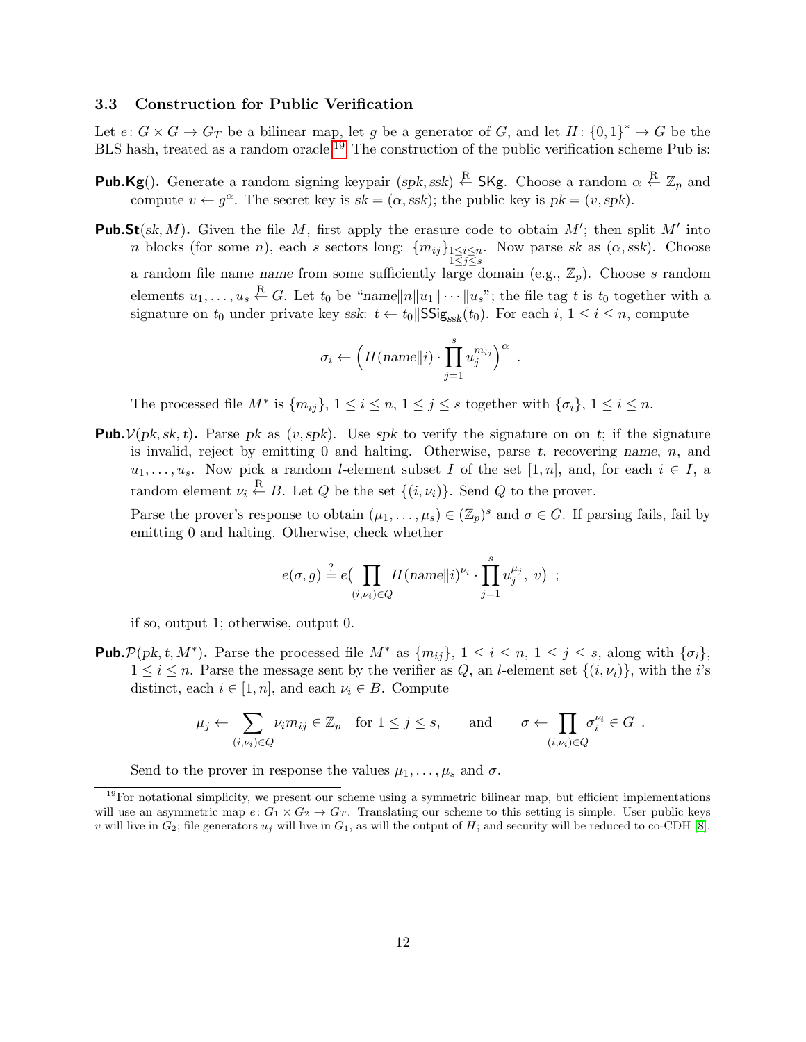### 3.3 Construction for Public Verification

Let $e \colon G \times G \to G_T$ be a bilinear map, let $g$ be a generator of $G$, and let $H \colon \{0,1\}^* \to G$ be the BLS hash, treated as a random oracle.[19] The construction of the public verification scheme Pub is:

**$\mathsf{Pub.Kg}()$.** Generate a random signing keypair $(spk, ssk) \xleftarrow{R} \mathsf{SKg}$. Choose a random $\alpha \xleftarrow{R} \mathbb{Z}_p$ and compute $v \leftarrow g^\alpha$. The secret key is $sk = (\alpha, ssk)$; the public key is $pk = (v, spk)$.

**$\mathsf{Pub.St}(sk, M)$.** Given the file $M$, first apply the erasure code to obtain $M'$; then split $M'$ into $n$ blocks (for some $n$), each $s$ sectors long: $\{m_{ij}\}_{\substack{1 \le i \le n \\ 1 \le j \le s}}$. Now parse $sk$ as $(\alpha, ssk)$. Choose a random file name $name$ from some sufficiently large domain (e.g., $\mathbb{Z}_p$). Choose $s$ random elements $u_1, \ldots, u_s \xleftarrow{R} G$. Let $t_0$ be "$name \| n \| u_1 \| \cdots \| u_s$"; the file tag $t$ is $t_0$ together with a signature on $t_0$ under private key $ssk$: $t \leftarrow t_0 \| \mathsf{SSig}_{ssk}(t_0)$. For each $i$, $1 \le i \le n$, compute

$$\sigma_i \leftarrow \Bigl( H(name \| i) \cdot \prod_{j=1}^{s} u_j^{m_{ij}} \Bigr)^{\alpha} .$$

The processed file $M^*$ is $\{m_{ij}\}$, $1 \le i \le n$, $1 \le j \le s$ together with $\{\sigma_i\}$, $1 \le i \le n$.

**$\mathsf{Pub}.\mathcal{V}(pk, sk, t)$.** Parse $pk$ as $(v, spk)$. Use $spk$ to verify the signature on on $t$; if the signature is invalid, reject by emitting 0 and halting. Otherwise, parse $t$, recovering $name$, $n$, and $u_1, \ldots, u_s$. Now pick a random $l$-element subset $I$ of the set $[1, n]$, and, for each $i \in I$, a random element $\nu_i \xleftarrow{R} B$. Let $Q$ be the set $\{(i, \nu_i)\}$. Send $Q$ to the prover.

Parse the prover's response to obtain $(\mu_1, \ldots, \mu_s) \in (\mathbb{Z}_p)^s$ and $\sigma \in G$. If parsing fails, fail by emitting 0 and halting. Otherwise, check whether

$$e(\sigma, g) \stackrel{?}{=} e\Bigl( \prod_{(i,\nu_i) \in Q} H(name \| i)^{\nu_i} \cdot \prod_{j=1}^{s} u_j^{\mu_j},\ v \Bigr) \ ;$$

if so, output 1; otherwise, output 0.

**$\mathsf{Pub}.\mathcal{P}(pk, t, M^*)$.** Parse the processed file $M^*$ as $\{m_{ij}\}$, $1 \le i \le n$, $1 \le j \le s$, along with $\{\sigma_i\}$, $1 \le i \le n$. Parse the message sent by the verifier as $Q$, an $l$-element set $\{(i, \nu_i)\}$, with the $i$'s distinct, each $i \in [1, n]$, and each $\nu_i \in B$. Compute

$$\mu_j \leftarrow \sum_{(i,\nu_i) \in Q} \nu_i m_{ij} \in \mathbb{Z}_p \quad \text{for } 1 \le j \le s, \qquad \text{and} \qquad \sigma \leftarrow \prod_{(i,\nu_i) \in Q} \sigma_i^{\nu_i} \in G \ .$$

Send to the prover in response the values $\mu_1, \ldots, \mu_s$ and $\sigma$.

---

[19] For notational simplicity, we present our scheme using a symmetric bilinear map, but efficient implementations will use an asymmetric map $e \colon G_1 \times G_2 \to G_T$. Translating our scheme to this setting is simple. User public keys $v$ will live in $G_2$; file generators $u_j$ will live in $G_1$, as will the output of $H$; and security will be reduced to co-CDH [8].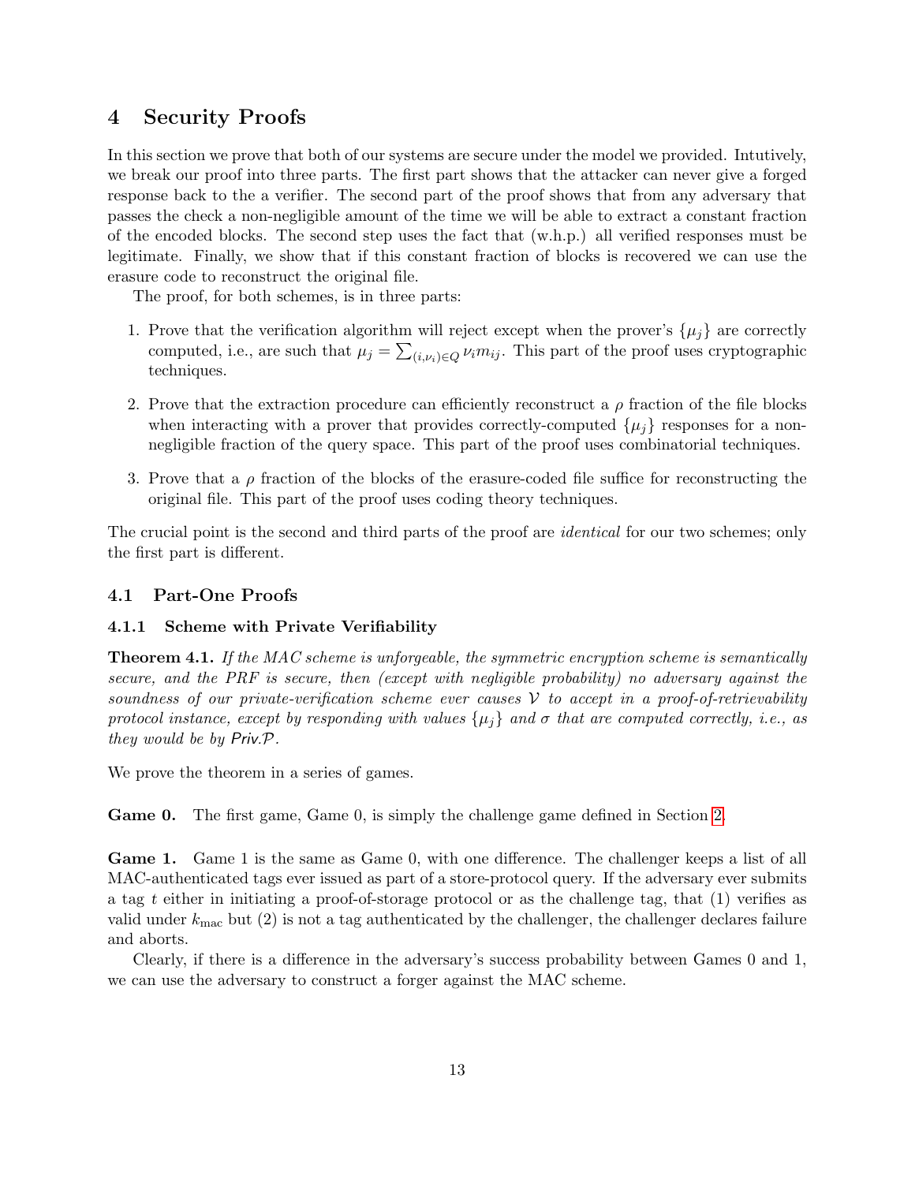# 4 Security Proofs

In this section we prove that both of our systems are secure under the model we provided. Intutively, we break our proof into three parts. The first part shows that the attacker can never give a forged response back to the a verifier. The second part of the proof shows that from any adversary that passes the check a non-negligible amount of the time we will be able to extract a constant fraction of the encoded blocks. The second step uses the fact that (w.h.p.) all verified responses must be legitimate. Finally, we show that if this constant fraction of blocks is recovered we can use the erasure code to reconstruct the original file.

The proof, for both schemes, is in three parts:

1. Prove that the verification algorithm will reject except when the prover's $\{\mu_j\}$ are correctly computed, i.e., are such that $\mu_j = \sum_{(i,\nu_i)\in Q} \nu_i m_{ij}$. This part of the proof uses cryptographic techniques.
2. Prove that the extraction procedure can efficiently reconstruct a $\rho$ fraction of the file blocks when interacting with a prover that provides correctly-computed $\{\mu_j\}$ responses for a non-negligible fraction of the query space. This part of the proof uses combinatorial techniques.
3. Prove that a $\rho$ fraction of the blocks of the erasure-coded file suffice for reconstructing the original file. This part of the proof uses coding theory techniques.

The crucial point is the second and third parts of the proof are *identical* for our two schemes; only the first part is different.

## 4.1 Part-One Proofs

### 4.1.1 Scheme with Private Verifiability

**Theorem 4.1.** *If the MAC scheme is unforgeable, the symmetric encryption scheme is semantically secure, and the PRF is secure, then (except with negligible probability) no adversary against the soundness of our private-verification scheme ever causes $\mathcal{V}$ to accept in a proof-of-retrievability protocol instance, except by responding with values $\{\mu_j\}$ and $\sigma$ that are computed correctly, i.e., as they would be by Priv.$\mathcal{P}$.*

We prove the theorem in a series of games.

**Game 0.** The first game, Game 0, is simply the challenge game defined in Section 2.

**Game 1.** Game 1 is the same as Game 0, with one difference. The challenger keeps a list of all MAC-authenticated tags ever issued as part of a store-protocol query. If the adversary ever submits a tag $t$ either in initiating a proof-of-storage protocol or as the challenge tag, that (1) verifies as valid under $k_{\text{mac}}$ but (2) is not a tag authenticated by the challenger, the challenger declares failure and aborts.

Clearly, if there is a difference in the adversary's success probability between Games 0 and 1, we can use the adversary to construct a forger against the MAC scheme.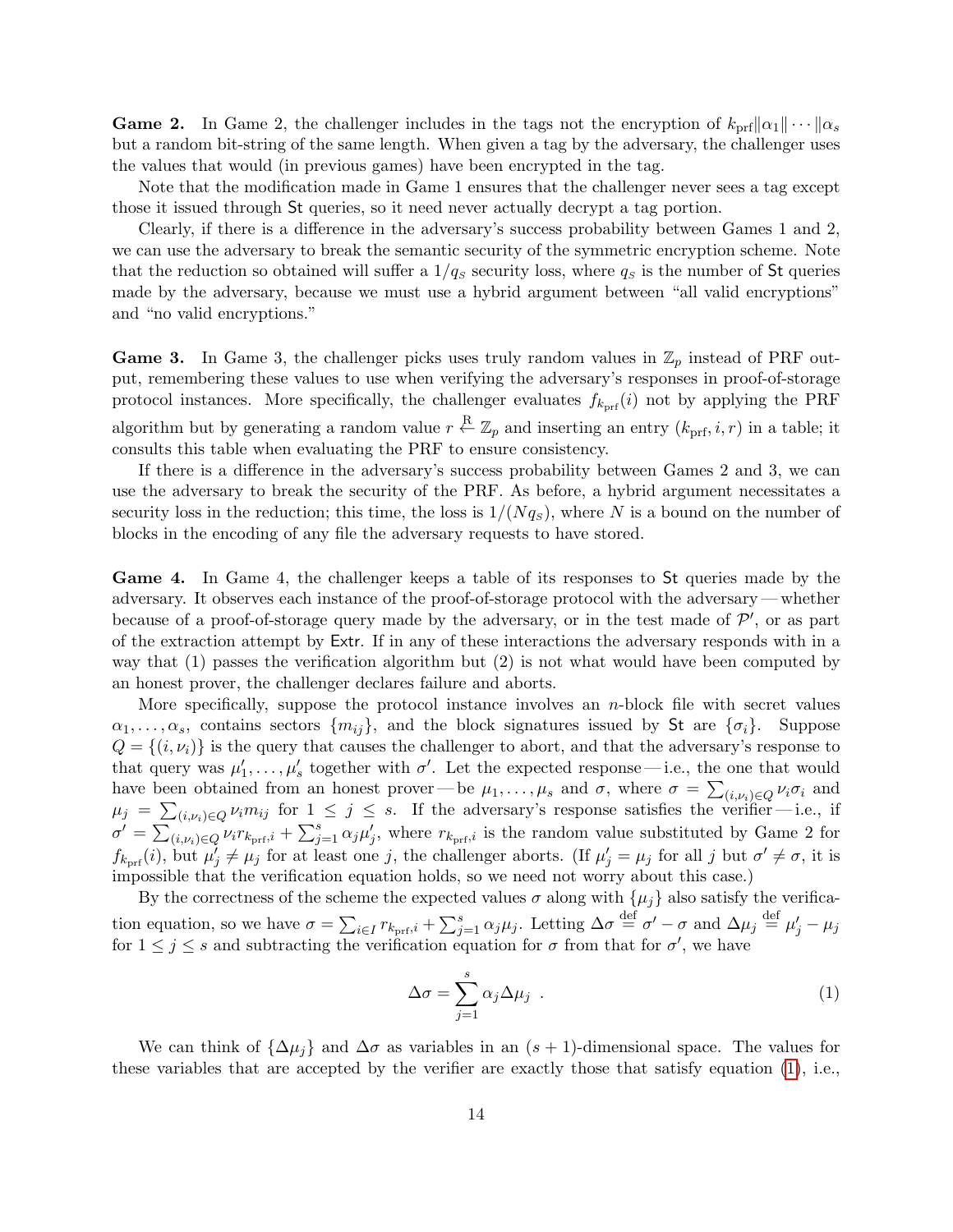**Game 2.** In Game 2, the challenger includes in the tags not the encryption of $k_{\text{prf}} \| \alpha_1 \| \cdots \| \alpha_s$ but a random bit-string of the same length. When given a tag by the adversary, the challenger uses the values that would (in previous games) have been encrypted in the tag.

Note that the modification made in Game 1 ensures that the challenger never sees a tag except those it issued through $\mathsf{St}$ queries, so it need never actually decrypt a tag portion.

Clearly, if there is a difference in the adversary's success probability between Games 1 and 2, we can use the adversary to break the semantic security of the symmetric encryption scheme. Note that the reduction so obtained will suffer a $1/q_S$ security loss, where $q_S$ is the number of $\mathsf{St}$ queries made by the adversary, because we must use a hybrid argument between "all valid encryptions" and "no valid encryptions."

**Game 3.** In Game 3, the challenger picks uses truly random values in $\mathbb{Z}_p$ instead of PRF output, remembering these values to use when verifying the adversary's responses in proof-of-storage protocol instances. More specifically, the challenger evaluates $f_{k_{\text{prf}}}(i)$ not by applying the PRF algorithm but by generating a random value $r \xleftarrow{\text{R}} \mathbb{Z}_p$ and inserting an entry $(k_{\text{prf}}, i, r)$ in a table; it consults this table when evaluating the PRF to ensure consistency.

If there is a difference in the adversary's success probability between Games 2 and 3, we can use the adversary to break the security of the PRF. As before, a hybrid argument necessitates a security loss in the reduction; this time, the loss is $1/(Nq_S)$, where $N$ is a bound on the number of blocks in the encoding of any file the adversary requests to have stored.

**Game 4.** In Game 4, the challenger keeps a table of its responses to $\mathsf{St}$ queries made by the adversary. It observes each instance of the proof-of-storage protocol with the adversary — whether because of a proof-of-storage query made by the adversary, or in the test made of $\mathcal{P}'$, or as part of the extraction attempt by $\mathsf{Extr}$. If in any of these interactions the adversary responds with in a way that (1) passes the verification algorithm but (2) is not what would have been computed by an honest prover, the challenger declares failure and aborts.

More specifically, suppose the protocol instance involves an $n$-block file with secret values $\alpha_1, \ldots, \alpha_s$, contains sectors $\{m_{ij}\}$, and the block signatures issued by $\mathsf{St}$ are $\{\sigma_i\}$. Suppose $Q = \{(i, \nu_i)\}$ is the query that causes the challenger to abort, and that the adversary's response to that query was $\mu'_1, \ldots, \mu'_s$ together with $\sigma'$. Let the expected response — i.e., the one that would have been obtained from an honest prover — be $\mu_1, \ldots, \mu_s$ and $\sigma$, where $\sigma = \sum_{(i,\nu_i)\in Q} \nu_i \sigma_i$ and $\mu_j = \sum_{(i,\nu_i)\in Q} \nu_i m_{ij}$ for $1 \le j \le s$. If the adversary's response satisfies the verifier — i.e., if $\sigma' = \sum_{(i,\nu_i)\in Q} \nu_i r_{k_{\text{prf}},i} + \sum_{j=1}^{s} \alpha_j \mu'_j$, where $r_{k_{\text{prf}},i}$ is the random value substituted by Game 2 for $f_{k_{\text{prf}}}(i)$, but $\mu'_j \neq \mu_j$ for at least one $j$, the challenger aborts. (If $\mu'_j = \mu_j$ for all $j$ but $\sigma' \neq \sigma$, it is impossible that the verification equation holds, so we need not worry about this case.)

By the correctness of the scheme the expected values $\sigma$ along with $\{\mu_j\}$ also satisfy the verification equation, so we have $\sigma = \sum_{i \in I} r_{k_{\text{prf}},i} + \sum_{j=1}^{s} \alpha_j \mu_j$. Letting $\Delta\sigma \stackrel{\text{def}}{=} \sigma' - \sigma$ and $\Delta\mu_j \stackrel{\text{def}}{=} \mu'_j - \mu_j$ for $1 \le j \le s$ and subtracting the verification equation for $\sigma$ from that for $\sigma'$, we have

$$\Delta\sigma = \sum_{j=1}^{s} \alpha_j \Delta\mu_j \ . \tag{1}$$

We can think of $\{\Delta\mu_j\}$ and $\Delta\sigma$ as variables in an $(s+1)$-dimensional space. The values for these variables that are accepted by the verifier are exactly those that satisfy equation (1), i.e.,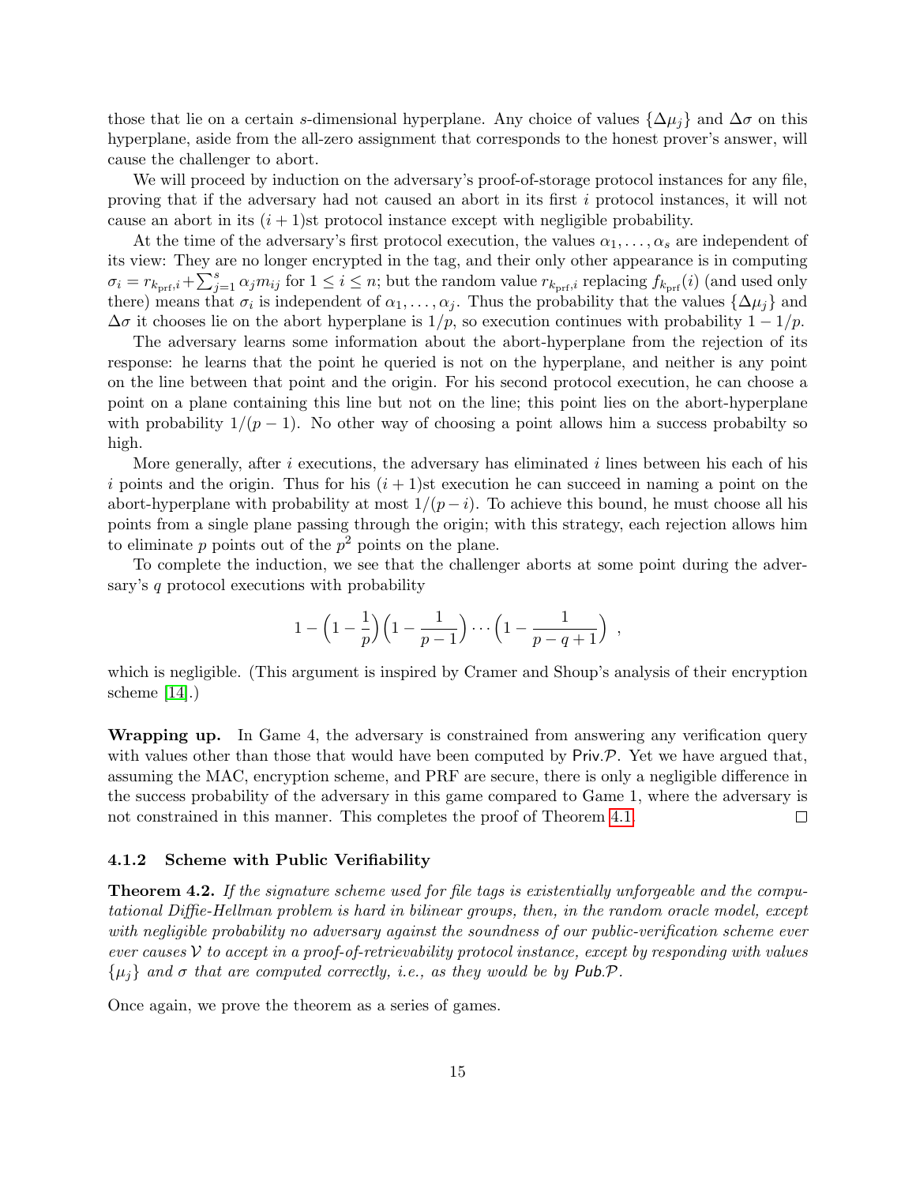those that lie on a certain $s$-dimensional hyperplane. Any choice of values $\{\Delta\mu_j\}$ and $\Delta\sigma$ on this hyperplane, aside from the all-zero assignment that corresponds to the honest prover's answer, will cause the challenger to abort.

We will proceed by induction on the adversary's proof-of-storage protocol instances for any file, proving that if the adversary had not caused an abort in its first $i$ protocol instances, it will not cause an abort in its $(i+1)$st protocol instance except with negligible probability.

At the time of the adversary's first protocol execution, the values $\alpha_1, \ldots, \alpha_s$ are independent of its view: They are no longer encrypted in the tag, and their only other appearance is in computing $\sigma_i = r_{k_{\text{prf}},i} + \sum_{j=1}^{s} \alpha_j m_{ij}$ for $1 \le i \le n$; but the random value $r_{k_{\text{prf}},i}$ replacing $f_{k_{\text{prf}}}(i)$ (and used only there) means that $\sigma_i$ is independent of $\alpha_1, \ldots, \alpha_j$. Thus the probability that the values $\{\Delta\mu_j\}$ and $\Delta\sigma$ it chooses lie on the abort hyperplane is $1/p$, so execution continues with probability $1 - 1/p$.

The adversary learns some information about the abort-hyperplane from the rejection of its response: he learns that the point he queried is not on the hyperplane, and neither is any point on the line between that point and the origin. For his second protocol execution, he can choose a point on a plane containing this line but not on the line; this point lies on the abort-hyperplane with probability $1/(p-1)$. No other way of choosing a point allows him a success probabilty so high.

More generally, after $i$ executions, the adversary has eliminated $i$ lines between his each of his $i$ points and the origin. Thus for his $(i+1)$st execution he can succeed in naming a point on the abort-hyperplane with probability at most $1/(p-i)$. To achieve this bound, he must choose all his points from a single plane passing through the origin; with this strategy, each rejection allows him to eliminate $p$ points out of the $p^2$ points on the plane.

To complete the induction, we see that the challenger aborts at some point during the adversary's $q$ protocol executions with probability

$$1 - \left(1 - \frac{1}{p}\right)\left(1 - \frac{1}{p-1}\right) \cdots \left(1 - \frac{1}{p-q+1}\right) ,$$

which is negligible. (This argument is inspired by Cramer and Shoup's analysis of their encryption scheme [14].)

**Wrapping up.** In Game 4, the adversary is constrained from answering any verification query with values other than those that would have been computed by $\mathsf{Priv}.\mathcal{P}$. Yet we have argued that, assuming the MAC, encryption scheme, and PRF are secure, there is only a negligible difference in the success probability of the adversary in this game compared to Game 1, where the adversary is not constrained in this manner. This completes the proof of Theorem 4.1. □

#### 4.1.2 Scheme with Public Verifiability

**Theorem 4.2.** *If the signature scheme used for file tags is existentially unforgeable and the computational Diffie-Hellman problem is hard in bilinear groups, then, in the random oracle model, except with negligible probability no adversary against the soundness of our public-verification scheme ever ever causes $\mathcal{V}$ to accept in a proof-of-retrievability protocol instance, except by responding with values $\{\mu_j\}$ and $\sigma$ that are computed correctly, i.e., as they would be by $\mathsf{Pub}.\mathcal{P}$.*

Once again, we prove the theorem as a series of games.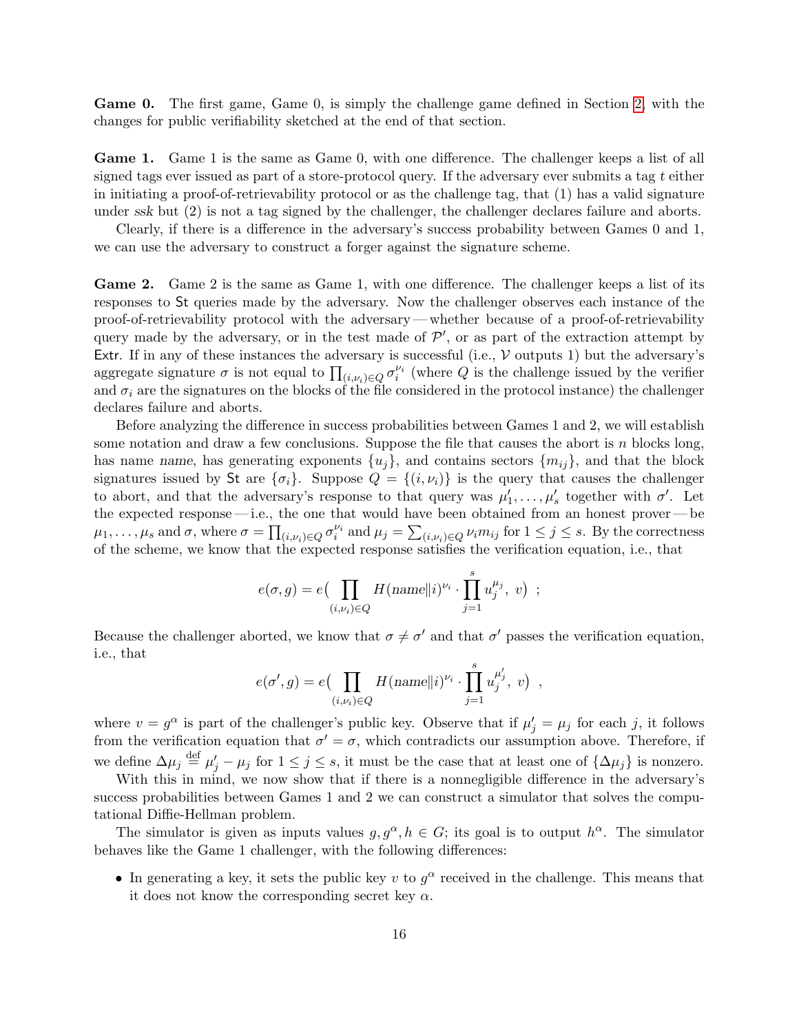**Game 0.** The first game, Game 0, is simply the challenge game defined in Section 2, with the changes for public verifiability sketched at the end of that section.

**Game 1.** Game 1 is the same as Game 0, with one difference. The challenger keeps a list of all signed tags ever issued as part of a store-protocol query. If the adversary ever submits a tag $t$ either in initiating a proof-of-retrievability protocol or as the challenge tag, that (1) has a valid signature under *ssk* but (2) is not a tag signed by the challenger, the challenger declares failure and aborts.

Clearly, if there is a difference in the adversary's success probability between Games 0 and 1, we can use the adversary to construct a forger against the signature scheme.

**Game 2.** Game 2 is the same as Game 1, with one difference. The challenger keeps a list of its responses to $\mathsf{St}$ queries made by the adversary. Now the challenger observes each instance of the proof-of-retrievability protocol with the adversary — whether because of a proof-of-retrievability query made by the adversary, or in the test made of $\mathcal{P}'$, or as part of the extraction attempt by $\mathsf{Extr}$. If in any of these instances the adversary is successful (i.e., $\mathcal{V}$ outputs 1) but the adversary's aggregate signature $\sigma$ is not equal to $\prod_{(i,\nu_i)\in Q} \sigma_i^{\nu_i}$ (where $Q$ is the challenge issued by the verifier and $\sigma_i$ are the signatures on the blocks of the file considered in the protocol instance) the challenger declares failure and aborts.

Before analyzing the difference in success probabilities between Games 1 and 2, we will establish some notation and draw a few conclusions. Suppose the file that causes the abort is $n$ blocks long, has name *name*, has generating exponents $\{u_j\}$, and contains sectors $\{m_{ij}\}$, and that the block signatures issued by $\mathsf{St}$ are $\{\sigma_i\}$. Suppose $Q = \{(i,\nu_i)\}$ is the query that causes the challenger to abort, and that the adversary's response to that query was $\mu'_1, \ldots, \mu'_s$ together with $\sigma'$. Let the expected response — i.e., the one that would have been obtained from an honest prover — be $\mu_1, \ldots, \mu_s$ and $\sigma$, where $\sigma = \prod_{(i,\nu_i)\in Q} \sigma_i^{\nu_i}$ and $\mu_j = \sum_{(i,\nu_i)\in Q} \nu_i m_{ij}$ for $1 \le j \le s$. By the correctness of the scheme, we know that the expected response satisfies the verification equation, i.e., that

$$e(\sigma, g) = e\Big(\prod_{(i,\nu_i)\in Q} H(\mathit{name}\|i)^{\nu_i} \cdot \prod_{j=1}^{s} u_j^{\mu_j},\ v\Big) \ ;$$

Because the challenger aborted, we know that $\sigma \ne \sigma'$ and that $\sigma'$ passes the verification equation, i.e., that

$$e(\sigma', g) = e\Big(\prod_{(i,\nu_i)\in Q} H(\mathit{name}\|i)^{\nu_i} \cdot \prod_{j=1}^{s} u_j^{\mu'_j},\ v\Big) \ ,$$

where $v = g^\alpha$ is part of the challenger's public key. Observe that if $\mu'_j = \mu_j$ for each $j$, it follows from the verification equation that $\sigma' = \sigma$, which contradicts our assumption above. Therefore, if we define $\Delta\mu_j \stackrel{\text{def}}{=} \mu'_j - \mu_j$ for $1 \le j \le s$, it must be the case that at least one of $\{\Delta\mu_j\}$ is nonzero.

With this in mind, we now show that if there is a nonnegligible difference in the adversary's success probabilities between Games 1 and 2 we can construct a simulator that solves the computational Diffie-Hellman problem.

The simulator is given as inputs values $g, g^\alpha, h \in G$; its goal is to output $h^\alpha$. The simulator behaves like the Game 1 challenger, with the following differences:

- In generating a key, it sets the public key $v$ to $g^\alpha$ received in the challenge. This means that it does not know the corresponding secret key $\alpha$.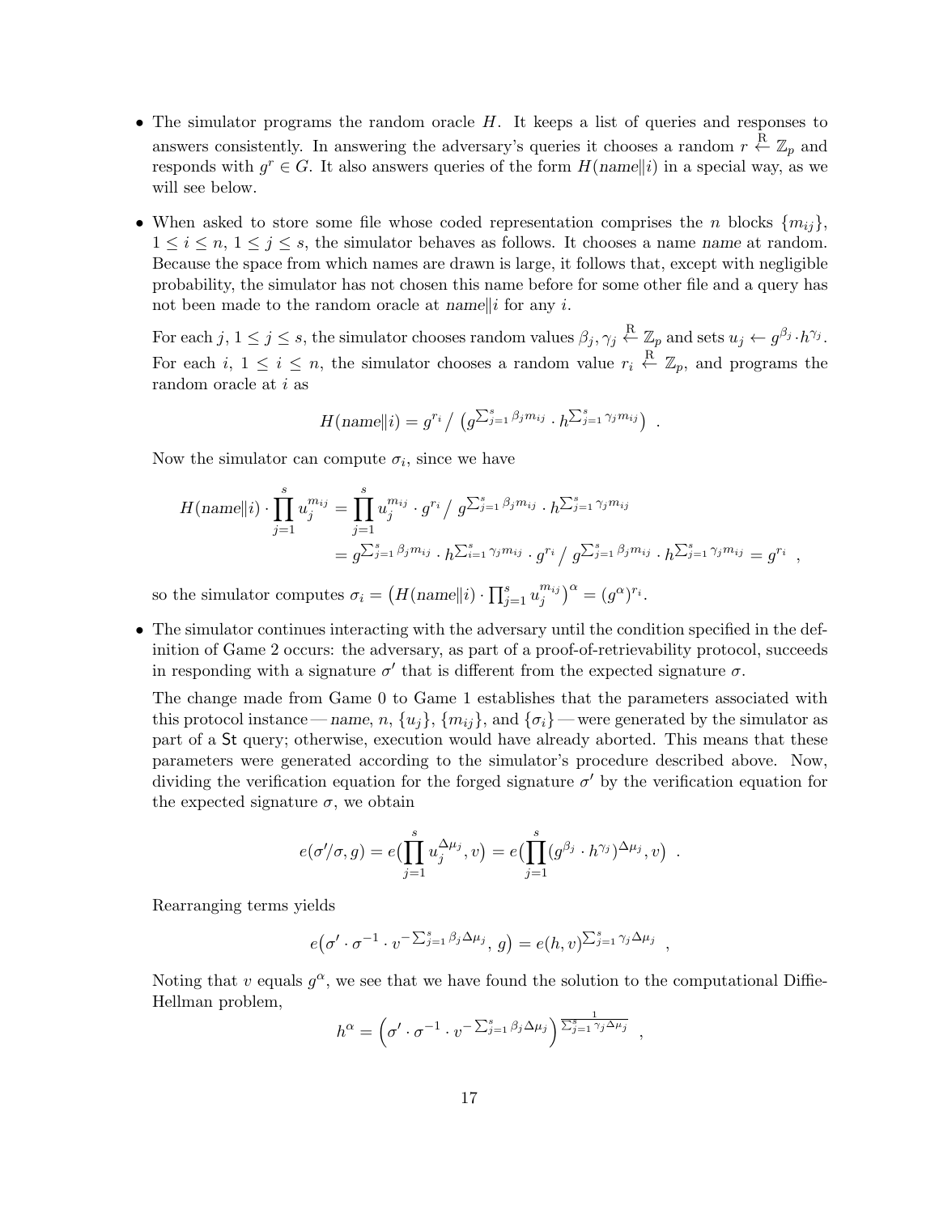- The simulator programs the random oracle $H$. It keeps a list of queries and responses to answers consistently. In answering the adversary's queries it chooses a random $r \xleftarrow{R} \mathbb{Z}_p$ and responds with $g^r \in G$. It also answers queries of the form $H(name\|i)$ in a special way, as we will see below.

- When asked to store some file whose coded representation comprises the $n$ blocks $\{m_{ij}\}$, $1 \le i \le n$, $1 \le j \le s$, the simulator behaves as follows. It chooses a name *name* at random. Because the space from which names are drawn is large, it follows that, except with negligible probability, the simulator has not chosen this name before for some other file and a query has not been made to the random oracle at $name\|i$ for any $i$.

  For each $j$, $1 \le j \le s$, the simulator chooses random values $\beta_j, \gamma_j \xleftarrow{R} \mathbb{Z}_p$ and sets $u_j \leftarrow g^{\beta_j} \cdot h^{\gamma_j}$. For each $i$, $1 \le i \le n$, the simulator chooses a random value $r_i \xleftarrow{R} \mathbb{Z}_p$, and programs the random oracle at $i$ as

  $$H(name\|i) = g^{r_i} \big/ \left( g^{\sum_{j=1}^s \beta_j m_{ij}} \cdot h^{\sum_{j=1}^s \gamma_j m_{ij}} \right) .$$

  Now the simulator can compute $\sigma_i$, since we have

  $$\begin{aligned} H(name\|i) \cdot \prod_{j=1}^s u_j^{m_{ij}} &= \prod_{j=1}^s u_j^{m_{ij}} \cdot g^{r_i} \big/ g^{\sum_{j=1}^s \beta_j m_{ij}} \cdot h^{\sum_{j=1}^s \gamma_j m_{ij}} \\ &= g^{\sum_{j=1}^s \beta_j m_{ij}} \cdot h^{\sum_{i=1}^s \gamma_j m_{ij}} \cdot g^{r_i} \big/ g^{\sum_{j=1}^s \beta_j m_{ij}} \cdot h^{\sum_{j=1}^s \gamma_j m_{ij}} = g^{r_i} \ , \end{aligned}$$

  so the simulator computes $\sigma_i = \left( H(name\|i) \cdot \prod_{j=1}^s u_j^{m_{ij}} \right)^\alpha = (g^\alpha)^{r_i}$.

- The simulator continues interacting with the adversary until the condition specified in the definition of Game 2 occurs: the adversary, as part of a proof-of-retrievability protocol, succeeds in responding with a signature $\sigma'$ that is different from the expected signature $\sigma$.

  The change made from Game 0 to Game 1 establishes that the parameters associated with this protocol instance — *name*, $n$, $\{u_j\}$, $\{m_{ij}\}$, and $\{\sigma_i\}$ — were generated by the simulator as part of a $\mathsf{St}$ query; otherwise, execution would have already aborted. This means that these parameters were generated according to the simulator's procedure described above. Now, dividing the verification equation for the forged signature $\sigma'$ by the verification equation for the expected signature $\sigma$, we obtain

  $$e(\sigma'/\sigma, g) = e\big(\prod_{j=1}^s u_j^{\Delta\mu_j}, v\big) = e\big(\prod_{j=1}^s (g^{\beta_j} \cdot h^{\gamma_j})^{\Delta\mu_j}, v\big) \ .$$

  Rearranging terms yields

  $$e\big(\sigma' \cdot \sigma^{-1} \cdot v^{-\sum_{j=1}^s \beta_j \Delta\mu_j},\ g\big) = e(h, v)^{\sum_{j=1}^s \gamma_j \Delta\mu_j} \ ,$$

  Noting that $v$ equals $g^\alpha$, we see that we have found the solution to the computational Diffie-Hellman problem,

  $$h^\alpha = \left( \sigma' \cdot \sigma^{-1} \cdot v^{-\sum_{j=1}^s \beta_j \Delta\mu_j} \right)^{\frac{1}{\sum_{j=1}^s \gamma_j \Delta\mu_j}} \ ,$$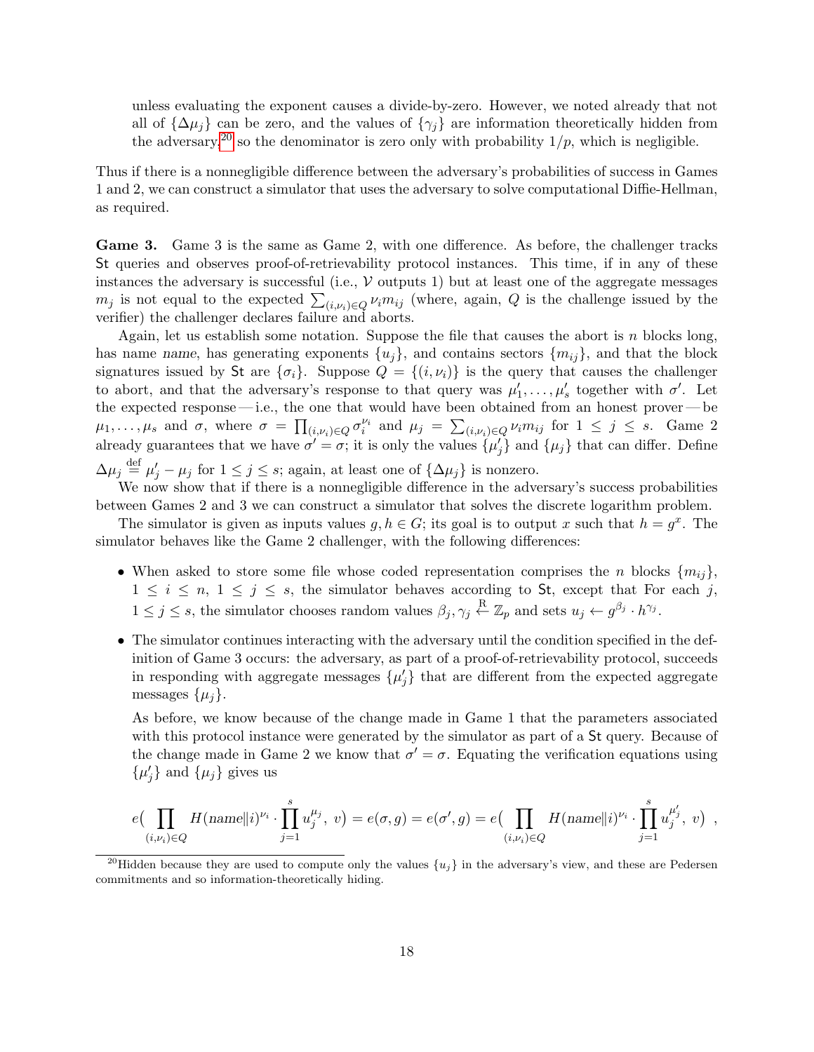unless evaluating the exponent causes a divide-by-zero. However, we noted already that not all of $\{\Delta\mu_j\}$ can be zero, and the values of $\{\gamma_j\}$ are information theoretically hidden from the adversary,[20] so the denominator is zero only with probability $1/p$, which is negligible.

Thus if there is a nonnegligible difference between the adversary's probabilities of success in Games 1 and 2, we can construct a simulator that uses the adversary to solve computational Diffie-Hellman, as required.

**Game 3.** Game 3 is the same as Game 2, with one difference. As before, the challenger tracks $\mathsf{St}$ queries and observes proof-of-retrievability protocol instances. This time, if in any of these instances the adversary is successful (i.e., $\mathcal{V}$ outputs 1) but at least one of the aggregate messages $m_j$ is not equal to the expected $\sum_{(i,\nu_i)\in Q} \nu_i m_{ij}$ (where, again, $Q$ is the challenge issued by the verifier) the challenger declares failure and aborts.

Again, let us establish some notation. Suppose the file that causes the abort is $n$ blocks long, has name $\mathit{name}$, has generating exponents $\{u_j\}$, and contains sectors $\{m_{ij}\}$, and that the block signatures issued by $\mathsf{St}$ are $\{\sigma_i\}$. Suppose $Q = \{(i, \nu_i)\}$ is the query that causes the challenger to abort, and that the adversary's response to that query was $\mu'_1, \ldots, \mu'_s$ together with $\sigma'$. Let the expected response — i.e., the one that would have been obtained from an honest prover — be $\mu_1, \ldots, \mu_s$ and $\sigma$, where $\sigma = \prod_{(i,\nu_i)\in Q} \sigma_i^{\nu_i}$ and $\mu_j = \sum_{(i,\nu_i)\in Q} \nu_i m_{ij}$ for $1 \le j \le s$. Game 2 already guarantees that we have $\sigma' = \sigma$; it is only the values $\{\mu'_j\}$ and $\{\mu_j\}$ that can differ. Define $\Delta\mu_j \overset{\text{def}}{=} \mu'_j - \mu_j$ for $1 \le j \le s$; again, at least one of $\{\Delta\mu_j\}$ is nonzero.

We now show that if there is a nonnegligible difference in the adversary's success probabilities between Games 2 and 3 we can construct a simulator that solves the discrete logarithm problem.

The simulator is given as inputs values $g, h \in G$; its goal is to output $x$ such that $h = g^x$. The simulator behaves like the Game 2 challenger, with the following differences:

- When asked to store some file whose coded representation comprises the $n$ blocks $\{m_{ij}\}$, $1 \le i \le n$, $1 \le j \le s$, the simulator behaves according to $\mathsf{St}$, except that For each $j$, $1 \le j \le s$, the simulator chooses random values $\beta_j, \gamma_j \overset{\text{R}}{\leftarrow} \mathbb{Z}_p$ and sets $u_j \leftarrow g^{\beta_j} \cdot h^{\gamma_j}$.
- The simulator continues interacting with the adversary until the condition specified in the definition of Game 3 occurs: the adversary, as part of a proof-of-retrievability protocol, succeeds in responding with aggregate messages $\{\mu'_j\}$ that are different from the expected aggregate messages $\{\mu_j\}$.

  As before, we know because of the change made in Game 1 that the parameters associated with this protocol instance were generated by the simulator as part of a $\mathsf{St}$ query. Because of the change made in Game 2 we know that $\sigma' = \sigma$. Equating the verification equations using $\{\mu'_j\}$ and $\{\mu_j\}$ gives us

$$e\Big(\prod_{(i,\nu_i)\in Q} H(\mathit{name}\|i)^{\nu_i} \cdot \prod_{j=1}^{s} u_j^{\mu_j},\ v\Big) = e(\sigma, g) = e(\sigma', g) = e\Big(\prod_{(i,\nu_i)\in Q} H(\mathit{name}\|i)^{\nu_i} \cdot \prod_{j=1}^{s} u_j^{\mu'_j},\ v\Big)\ ,$$

[20] Hidden because they are used to compute only the values $\{u_j\}$ in the adversary's view, and these are Pedersen commitments and so information-theoretically hiding.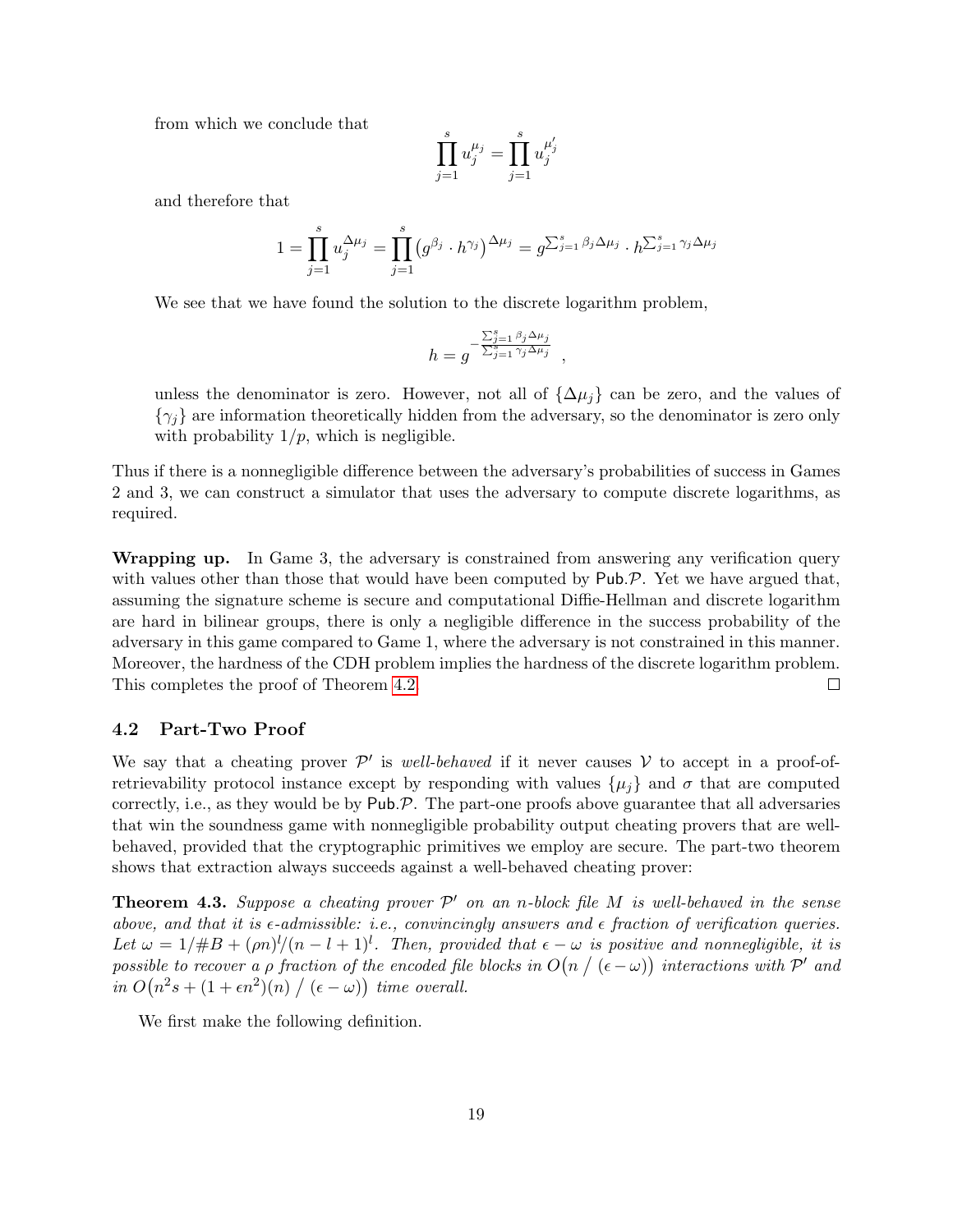from which we conclude that

$$\prod_{j=1}^{s} u_j^{\mu_j} = \prod_{j=1}^{s} u_j^{\mu'_j}$$

and therefore that

$$1 = \prod_{j=1}^{s} u_j^{\Delta\mu_j} = \prod_{j=1}^{s} \left(g^{\beta_j} \cdot h^{\gamma_j}\right)^{\Delta\mu_j} = g^{\sum_{j=1}^{s} \beta_j \Delta\mu_j} \cdot h^{\sum_{j=1}^{s} \gamma_j \Delta\mu_j}$$

We see that we have found the solution to the discrete logarithm problem,

$$h = g^{-\frac{\sum_{j=1}^{s} \beta_j \Delta\mu_j}{\sum_{j=1}^{s} \gamma_j \Delta\mu_j}} ,$$

unless the denominator is zero. However, not all of $\{\Delta\mu_j\}$ can be zero, and the values of $\{\gamma_j\}$ are information theoretically hidden from the adversary, so the denominator is zero only with probability $1/p$, which is negligible.

Thus if there is a nonnegligible difference between the adversary's probabilities of success in Games 2 and 3, we can construct a simulator that uses the adversary to compute discrete logarithms, as required.

**Wrapping up.** In Game 3, the adversary is constrained from answering any verification query with values other than those that would have been computed by $\mathsf{Pub}.\mathcal{P}$. Yet we have argued that, assuming the signature scheme is secure and computational Diffie-Hellman and discrete logarithm are hard in bilinear groups, there is only a negligible difference in the success probability of the adversary in this game compared to Game 1, where the adversary is not constrained in this manner. Moreover, the hardness of the CDH problem implies the hardness of the discrete logarithm problem. This completes the proof of Theorem 4.2. □

## 4.2 Part-Two Proof

We say that a cheating prover $\mathcal{P}'$ is *well-behaved* if it never causes $\mathcal{V}$ to accept in a proof-of-retrievability protocol instance except by responding with values $\{\mu_j\}$ and $\sigma$ that are computed correctly, i.e., as they would be by $\mathsf{Pub}.\mathcal{P}$. The part-one proofs above guarantee that all adversaries that win the soundness game with nonnegligible probability output cheating provers that are well-behaved, provided that the cryptographic primitives we employ are secure. The part-two theorem shows that extraction always succeeds against a well-behaved cheating prover:

**Theorem 4.3.** *Suppose a cheating prover $\mathcal{P}'$ on an $n$-block file $M$ is well-behaved in the sense above, and that it is $\epsilon$-admissible: i.e., convincingly answers and $\epsilon$ fraction of verification queries. Let $\omega = 1/\#B + (\rho n)^l/(n-l+1)^l$. Then, provided that $\epsilon - \omega$ is positive and nonnegligible, it is possible to recover a $\rho$ fraction of the encoded file blocks in $O\big(n \,/\, (\epsilon-\omega)\big)$ interactions with $\mathcal{P}'$ and in $O\big(n^2 s + (1+\epsilon n^2)(n) \,/\, (\epsilon - \omega)\big)$ time overall.*

We first make the following definition.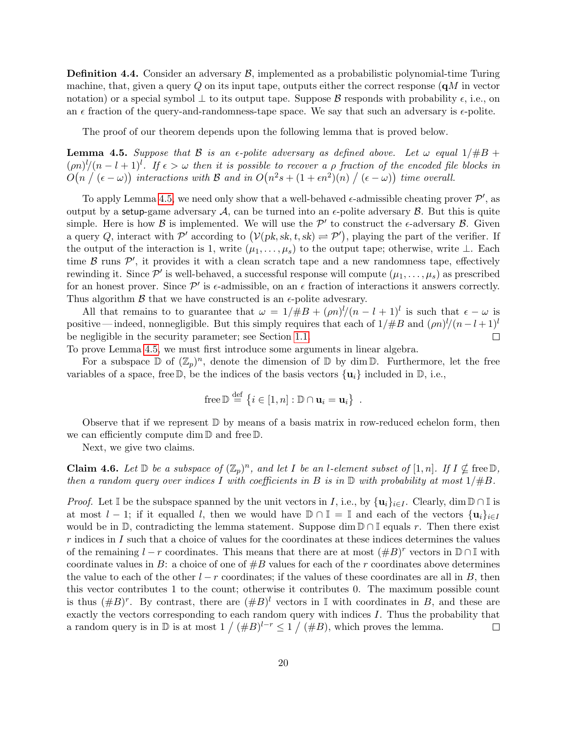**Definition 4.4.** Consider an adversary $\mathcal{B}$, implemented as a probabilistic polynomial-time Turing machine, that, given a query $Q$ on its input tape, outputs either the correct response ($\mathbf{q}M$ in vector notation) or a special symbol $\perp$ to its output tape. Suppose $\mathcal{B}$ responds with probability $\epsilon$, i.e., on an $\epsilon$ fraction of the query-and-randomness-tape space. We say that such an adversary is $\epsilon$-polite.

The proof of our theorem depends upon the following lemma that is proved below.

**Lemma 4.5.** *Suppose that $\mathcal{B}$ is an $\epsilon$-polite adversary as defined above. Let $\omega$ equal $1/\#B + (\rho n)^l/(n-l+1)^l$. If $\epsilon > \omega$ then it is possible to recover a $\rho$ fraction of the encoded file blocks in $O\big(n \,/\, (\epsilon - \omega)\big)$ interactions with $\mathcal{B}$ and in $O\big(n^2 s + (1+\epsilon n^2)(n) \,/\, (\epsilon - \omega)\big)$ time overall.*

To apply Lemma 4.5, we need only show that a well-behaved $\epsilon$-admissible cheating prover $\mathcal{P}'$, as output by a setup-game adversary $\mathcal{A}$, can be turned into an $\epsilon$-polite adversary $\mathcal{B}$. But this is quite simple. Here is how $\mathcal{B}$ is implemented. We will use the $\mathcal{P}'$ to construct the $\epsilon$-adversary $\mathcal{B}$. Given a query $Q$, interact with $\mathcal{P}'$ according to $\big(\mathcal{V}(pk, sk, t, sk) \rightleftharpoons \mathcal{P}'\big)$, playing the part of the verifier. If the output of the interaction is 1, write $(\mu_1, \ldots, \mu_s)$ to the output tape; otherwise, write $\perp$. Each time $\mathcal{B}$ runs $\mathcal{P}'$, it provides it with a clean scratch tape and a new randomness tape, effectively rewinding it. Since $\mathcal{P}'$ is well-behaved, a successful response will compute $(\mu_1, \ldots, \mu_s)$ as prescribed for an honest prover. Since $\mathcal{P}'$ is $\epsilon$-admissible, on an $\epsilon$ fraction of interactions it answers correctly. Thus algorithm $\mathcal{B}$ that we have constructed is an $\epsilon$-polite advesrary.

All that remains to to guarantee that $\omega = 1/\#B + (\rho n)^l/(n-l+1)^l$ is such that $\epsilon - \omega$ is positive — indeed, nonnegligible. But this simply requires that each of $1/\#B$ and $(\rho n)^l/(n-l+1)^l$ be negligible in the security parameter; see Section 1.1. $\square$

To prove Lemma 4.5, we must first introduce some arguments in linear algebra.

For a subspace $\mathbb{D}$ of $(\mathbb{Z}_p)^n$, denote the dimension of $\mathbb{D}$ by $\dim \mathbb{D}$. Furthermore, let the free variables of a space, $\operatorname{free} \mathbb{D}$, be the indices of the basis vectors $\{\mathbf{u}_i\}$ included in $\mathbb{D}$, i.e.,

$$\operatorname{free} \mathbb{D} \stackrel{\text{def}}{=} \big\{ i \in [1, n] : \mathbb{D} \cap \mathbf{u}_i = \mathbf{u}_i \big\} \ .$$

Observe that if we represent $\mathbb{D}$ by means of a basis matrix in row-reduced echelon form, then we can efficiently compute $\dim \mathbb{D}$ and $\operatorname{free} \mathbb{D}$.

Next, we give two claims.

**Claim 4.6.** *Let $\mathbb{D}$ be a subspace of $(\mathbb{Z}_p)^n$, and let $I$ be an $l$-element subset of $[1, n]$. If $I \not\subseteq \operatorname{free} \mathbb{D}$, then a random query over indices $I$ with coefficients in $B$ is in $\mathbb{D}$ with probability at most $1/\#B$.*

*Proof.* Let $\mathbb{I}$ be the subspace spanned by the unit vectors in $I$, i.e., by $\{\mathbf{u}_i\}_{i \in I}$. Clearly, $\dim \mathbb{D} \cap \mathbb{I}$ is at most $l - 1$; if it equalled $l$, then we would have $\mathbb{D} \cap \mathbb{I} = \mathbb{I}$ and each of the vectors $\{\mathbf{u}_i\}_{i \in I}$ would be in $\mathbb{D}$, contradicting the lemma statement. Suppose $\dim \mathbb{D} \cap \mathbb{I}$ equals $r$. Then there exist $r$ indices in $I$ such that a choice of values for the coordinates at these indices determines the values of the remaining $l - r$ coordinates. This means that there are at most $(\#B)^r$ vectors in $\mathbb{D} \cap \mathbb{I}$ with coordinate values in $B$: a choice of one of $\#B$ values for each of the $r$ coordinates above determines the value to each of the other $l - r$ coordinates; if the values of these coordinates are all in $B$, then this vector contributes 1 to the count; otherwise it contributes 0. The maximum possible count is thus $(\#B)^r$. By contrast, there are $(\#B)^l$ vectors in $\mathbb{I}$ with coordinates in $B$, and these are exactly the vectors corresponding to each random query with indices $I$. Thus the probability that a random query is in $\mathbb{D}$ is at most $1 \,/\, (\#B)^{l-r} \le 1 \,/\, (\#B)$, which proves the lemma. $\square$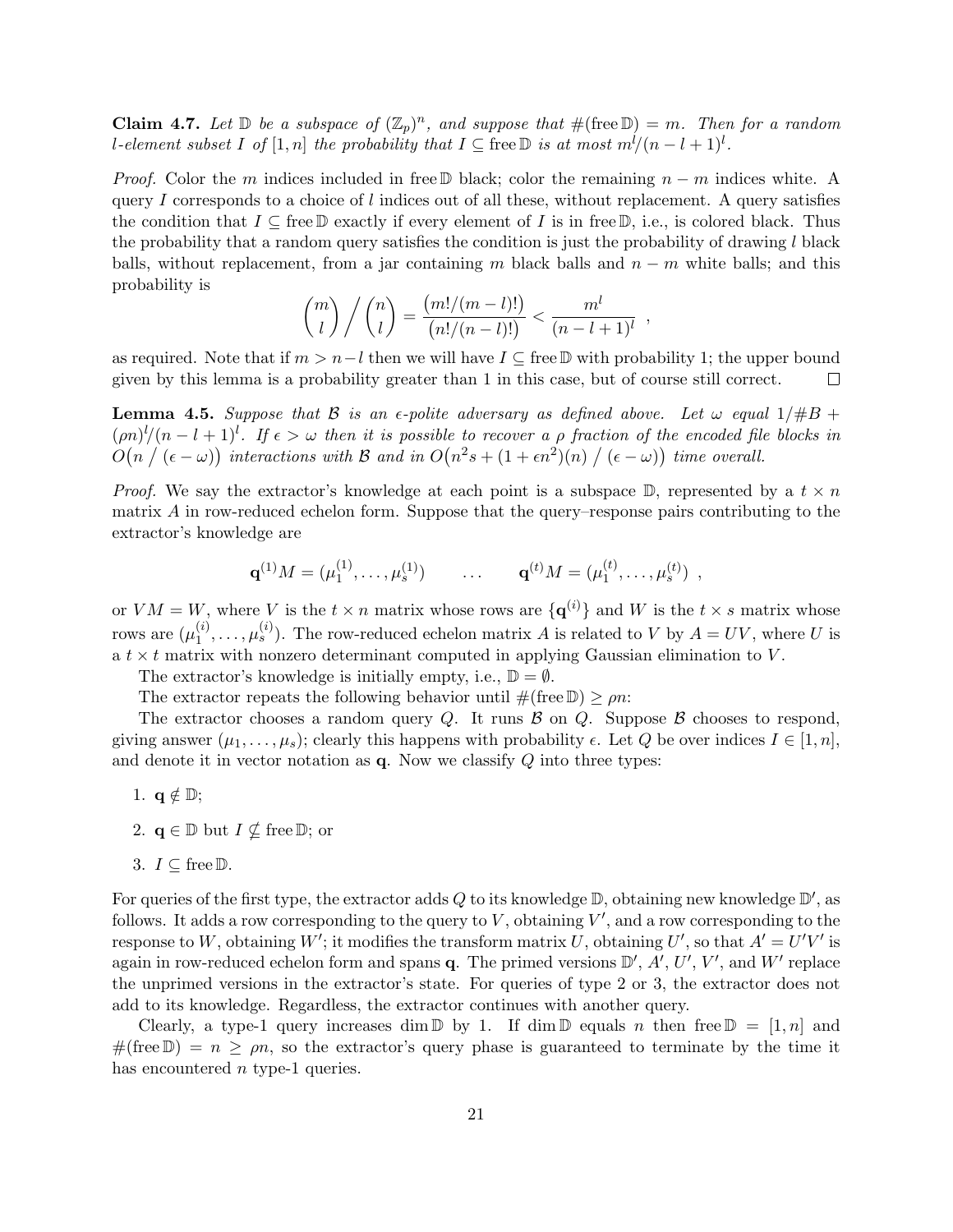**Claim 4.7.** *Let $\mathbb{D}$ be a subspace of $(\mathbb{Z}_p)^n$, and suppose that $\#(\operatorname{free}\mathbb{D}) = m$. Then for a random $l$-element subset $I$ of $[1, n]$ the probability that $I \subseteq \operatorname{free}\mathbb{D}$ is at most $m^l/(n - l + 1)^l$.*

*Proof.* Color the $m$ indices included in $\operatorname{free}\mathbb{D}$ black; color the remaining $n - m$ indices white. A query $I$ corresponds to a choice of $l$ indices out of all these, without replacement. A query satisfies the condition that $I \subseteq \operatorname{free}\mathbb{D}$ exactly if every element of $I$ is in $\operatorname{free}\mathbb{D}$, i.e., is colored black. Thus the probability that a random query satisfies the condition is just the probability of drawing $l$ black balls, without replacement, from a jar containing $m$ black balls and $n - m$ white balls; and this probability is

$$\binom{m}{l} \Big/ \binom{n}{l} = \frac{\big(m!/(m-l)!\big)}{\big(n!/(n-l)!\big)} < \frac{m^l}{(n-l+1)^l} \enspace ,$$

as required. Note that if $m > n - l$ then we will have $I \subseteq \operatorname{free}\mathbb{D}$ with probability 1; the upper bound given by this lemma is a probability greater than 1 in this case, but of course still correct. □

**Lemma 4.5.** *Suppose that $\mathcal{B}$ is an $\epsilon$-polite adversary as defined above. Let $\omega$ equal $1/\#B + (\rho n)^l/(n - l + 1)^l$. If $\epsilon > \omega$ then it is possible to recover a $\rho$ fraction of the encoded file blocks in $O\big(n \;/\; (\epsilon - \omega)\big)$ interactions with $\mathcal{B}$ and in $O\big(n^2 s + (1 + \epsilon n^2)(n) \;/\; (\epsilon - \omega)\big)$ time overall.*

*Proof.* We say the extractor's knowledge at each point is a subspace $\mathbb{D}$, represented by a $t \times n$ matrix $A$ in row-reduced echelon form. Suppose that the query–response pairs contributing to the extractor's knowledge are

$$\mathbf{q}^{(1)} M = (\mu_1^{(1)}, \ldots, \mu_s^{(1)}) \qquad \ldots \qquad \mathbf{q}^{(t)} M = (\mu_1^{(t)}, \ldots, \mu_s^{(t)}) \enspace ,$$

or $VM = W$, where $V$ is the $t \times n$ matrix whose rows are $\{\mathbf{q}^{(i)}\}$ and $W$ is the $t \times s$ matrix whose rows are $(\mu_1^{(i)}, \ldots, \mu_s^{(i)})$. The row-reduced echelon matrix $A$ is related to $V$ by $A = UV$, where $U$ is a $t \times t$ matrix with nonzero determinant computed in applying Gaussian elimination to $V$.

The extractor's knowledge is initially empty, i.e., $\mathbb{D} = \emptyset$.

The extractor repeats the following behavior until $\#(\operatorname{free}\mathbb{D}) \geq \rho n$:

The extractor chooses a random query $Q$. It runs $\mathcal{B}$ on $Q$. Suppose $\mathcal{B}$ chooses to respond, giving answer $(\mu_1, \ldots, \mu_s)$; clearly this happens with probability $\epsilon$. Let $Q$ be over indices $I \in [1, n]$, and denote it in vector notation as $\mathbf{q}$. Now we classify $Q$ into three types:

1. $\mathbf{q} \notin \mathbb{D}$;
2. $\mathbf{q} \in \mathbb{D}$ but $I \not\subseteq \operatorname{free}\mathbb{D}$; or
3. $I \subseteq \operatorname{free}\mathbb{D}$.

For queries of the first type, the extractor adds $Q$ to its knowledge $\mathbb{D}$, obtaining new knowledge $\mathbb{D}'$, as follows. It adds a row corresponding to the query to $V$, obtaining $V'$, and a row corresponding to the response to $W$, obtaining $W'$; it modifies the transform matrix $U$, obtaining $U'$, so that $A' = U'V'$ is again in row-reduced echelon form and spans $\mathbf{q}$. The primed versions $\mathbb{D}'$, $A'$, $U'$, $V'$, and $W'$ replace the unprimed versions in the extractor's state. For queries of type 2 or 3, the extractor does not add to its knowledge. Regardless, the extractor continues with another query.

Clearly, a type-1 query increases $\dim\mathbb{D}$ by 1. If $\dim\mathbb{D}$ equals $n$ then $\operatorname{free}\mathbb{D} = [1, n]$ and $\#(\operatorname{free}\mathbb{D}) = n \geq \rho n$, so the extractor's query phase is guaranteed to terminate by the time it has encountered $n$ type-1 queries.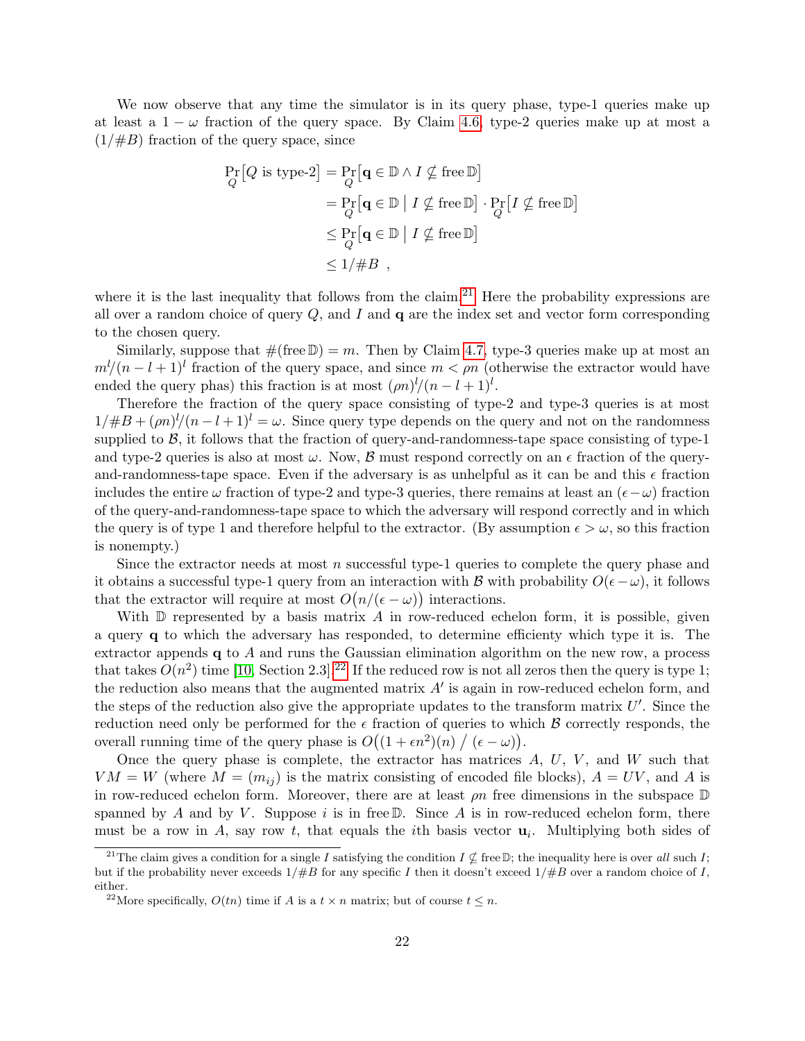We now observe that any time the simulator is in its query phase, type-1 queries make up at least a $1-\omega$ fraction of the query space. By Claim 4.6, type-2 queries make up at most a $(1/\#B)$ fraction of the query space, since

$$
\begin{aligned}
\Pr_Q\big[Q \text{ is type-2}\big] &= \Pr_Q\big[\mathbf{q} \in \mathbb{D} \wedge I \nsubseteq \operatorname{free} \mathbb{D}\big] \\
&= \Pr_Q\big[\mathbf{q} \in \mathbb{D} \bigm| I \nsubseteq \operatorname{free} \mathbb{D}\big] \cdot \Pr_Q\big[I \nsubseteq \operatorname{free} \mathbb{D}\big] \\
&\le \Pr_Q\big[\mathbf{q} \in \mathbb{D} \bigm| I \nsubseteq \operatorname{free} \mathbb{D}\big] \\
&\le 1/\#B \ ,
\end{aligned}
$$

where it is the last inequality that follows from the claim.[21] Here the probability expressions are all over a random choice of query $Q$, and $I$ and $\mathbf{q}$ are the index set and vector form corresponding to the chosen query.

Similarly, suppose that $\#(\operatorname{free} \mathbb{D}) = m$. Then by Claim 4.7, type-3 queries make up at most an $m^l/(n-l+1)^l$ fraction of the query space, and since $m < \rho n$ (otherwise the extractor would have ended the query phas) this fraction is at most $(\rho n)^l/(n-l+1)^l$.

Therefore the fraction of the query space consisting of type-2 and type-3 queries is at most $1/\#B + (\rho n)^l/(n-l+1)^l = \omega$. Since query type depends on the query and not on the randomness supplied to $\mathcal{B}$, it follows that the fraction of query-and-randomness-tape space consisting of type-1 and type-2 queries is also at most $\omega$. Now, $\mathcal{B}$ must respond correctly on an $\epsilon$ fraction of the query-and-randomness-tape space. Even if the adversary is as unhelpful as it can be and this $\epsilon$ fraction includes the entire $\omega$ fraction of type-2 and type-3 queries, there remains at least an $(\epsilon - \omega)$ fraction of the query-and-randomness-tape space to which the adversary will respond correctly and in which the query is of type 1 and therefore helpful to the extractor. (By assumption $\epsilon > \omega$, so this fraction is nonempty.)

Since the extractor needs at most $n$ successful type-1 queries to complete the query phase and it obtains a successful type-1 query from an interaction with $\mathcal{B}$ with probability $O(\epsilon - \omega)$, it follows that the extractor will require at most $O\big(n/(\epsilon - \omega)\big)$ interactions.

With $\mathbb{D}$ represented by a basis matrix $A$ in row-reduced echelon form, it is possible, given a query $\mathbf{q}$ to which the adversary has responded, to determine efficienty which type it is. The extractor appends $\mathbf{q}$ to $A$ and runs the Gaussian elimination algorithm on the new row, a process that takes $O(n^2)$ time [10, Section 2.3].[22] If the reduced row is not all zeros then the query is type 1; the reduction also means that the augmented matrix $A'$ is again in row-reduced echelon form, and the steps of the reduction also give the appropriate updates to the transform matrix $U'$. Since the reduction need only be performed for the $\epsilon$ fraction of queries to which $\mathcal{B}$ correctly responds, the overall running time of the query phase is $O\big((1 + \epsilon n^2)(n) \ / \ (\epsilon - \omega)\big)$.

Once the query phase is complete, the extractor has matrices $A$, $U$, $V$, and $W$ such that $VM = W$ (where $M = (m_{ij})$ is the matrix consisting of encoded file blocks), $A = UV$, and $A$ is in row-reduced echelon form. Moreover, there are at least $\rho n$ free dimensions in the subspace $\mathbb{D}$ spanned by $A$ and by $V$. Suppose $i$ is in free $\mathbb{D}$. Since $A$ is in row-reduced echelon form, there must be a row in $A$, say row $t$, that equals the $i$th basis vector $\mathbf{u}_i$. Multiplying both sides of

[21] The claim gives a condition for a single $I$ satisfying the condition $I \nsubseteq \operatorname{free} \mathbb{D}$; the inequality here is over *all* such $I$; but if the probability never exceeds $1/\#B$ for any specific $I$ then it doesn't exceed $1/\#B$ over a random choice of $I$, either.

[22] More specifically, $O(tn)$ time if $A$ is a $t \times n$ matrix; but of course $t \le n$.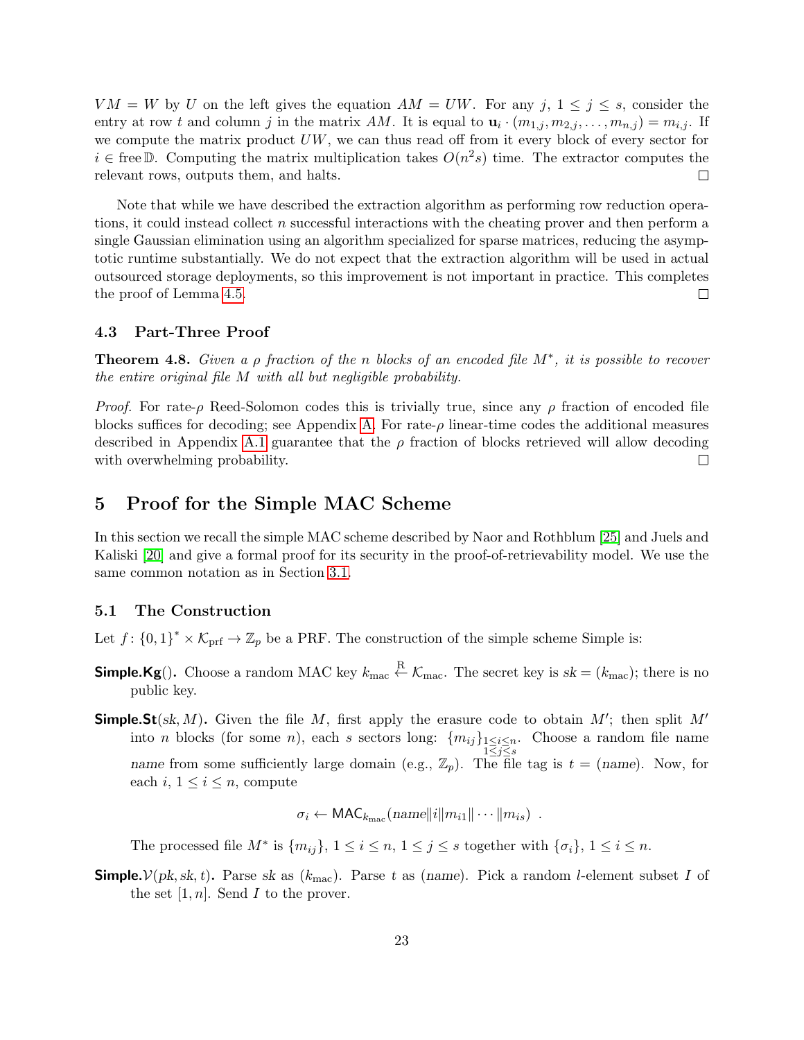$VM = W$ by $U$ on the left gives the equation $AM = UW$. For any $j$, $1 \le j \le s$, consider the entry at row $t$ and column $j$ in the matrix $AM$. It is equal to $\mathbf{u}_i \cdot (m_{1,j}, m_{2,j}, \ldots, m_{n,j}) = m_{i,j}$. If we compute the matrix product $UW$, we can thus read off from it every block of every sector for $i \in \text{free}\,\mathbb{D}$. Computing the matrix multiplication takes $O(n^2 s)$ time. The extractor computes the relevant rows, outputs them, and halts. ◻

Note that while we have described the extraction algorithm as performing row reduction operations, it could instead collect $n$ successful interactions with the cheating prover and then perform a single Gaussian elimination using an algorithm specialized for sparse matrices, reducing the asymptotic runtime substantially. We do not expect that the extraction algorithm will be used in actual outsourced storage deployments, so this improvement is not important in practice. This completes the proof of Lemma 4.5. ◻

### 4.3 Part-Three Proof

**Theorem 4.8.** *Given a $\rho$ fraction of the $n$ blocks of an encoded file $M^*$, it is possible to recover the entire original file $M$ with all but negligible probability.*

*Proof.* For rate-$\rho$ Reed-Solomon codes this is trivially true, since any $\rho$ fraction of encoded file blocks suffices for decoding; see Appendix A. For rate-$\rho$ linear-time codes the additional measures described in Appendix A.1 guarantee that the $\rho$ fraction of blocks retrieved will allow decoding with overwhelming probability. ◻

## 5 Proof for the Simple MAC Scheme

In this section we recall the simple MAC scheme described by Naor and Rothblum [25] and Juels and Kaliski [20] and give a formal proof for its security in the proof-of-retrievability model. We use the same common notation as in Section 3.1.

### 5.1 The Construction

Let $f\colon \{0,1\}^* \times \mathcal{K}_{\text{prf}} \to \mathbb{Z}_p$ be a PRF. The construction of the simple scheme Simple is:

**Simple.Kg().** Choose a random MAC key $k_{\text{mac}} \xleftarrow{\text{R}} \mathcal{K}_{\text{mac}}$. The secret key is $sk = (k_{\text{mac}})$; there is no public key.

**Simple.St$(sk, M)$.** Given the file $M$, first apply the erasure code to obtain $M'$; then split $M'$ into $n$ blocks (for some $n$), each $s$ sectors long: $\{m_{ij}\}_{\substack{1 \le i \le n \\ 1 \le j \le s}}$. Choose a random file name $name$ from some sufficiently large domain (e.g., $\mathbb{Z}_p$). The file tag is $t = (name)$. Now, for each $i$, $1 \le i \le n$, compute

$$\sigma_i \leftarrow \mathsf{MAC}_{k_{\text{mac}}}(name \| i \| m_{i1} \| \cdots \| m_{is}) \ .$$

The processed file $M^*$ is $\{m_{ij}\}$, $1 \le i \le n$, $1 \le j \le s$ together with $\{\sigma_i\}$, $1 \le i \le n$.

**Simple.$\mathcal{V}(pk, sk, t)$.** Parse $sk$ as $(k_{\text{mac}})$. Parse $t$ as $(name)$. Pick a random $l$-element subset $I$ of the set $[1, n]$. Send $I$ to the prover.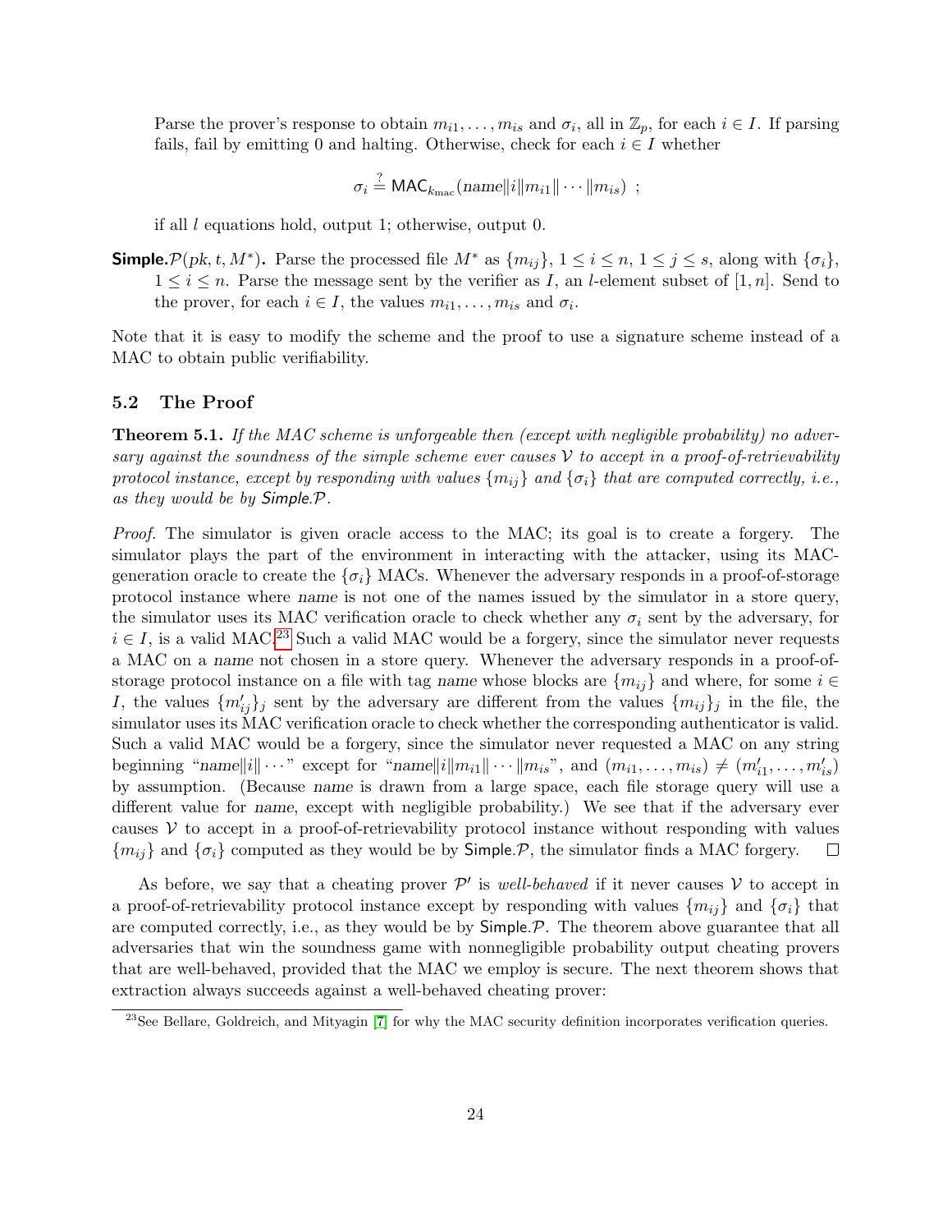Parse the prover's response to obtain $m_{i1}, \ldots, m_{is}$ and $\sigma_i$, all in $\mathbb{Z}_p$, for each $i \in I$. If parsing fails, fail by emitting 0 and halting. Otherwise, check for each $i \in I$ whether

$$\sigma_i \stackrel{?}{=} \mathsf{MAC}_{k_{\text{mac}}}(name \| i \| m_{i1} \| \cdots \| m_{is}) \ ;$$

if all $l$ equations hold, output 1; otherwise, output 0.

**Simple.$\mathcal{P}(pk, t, M^*)$.** Parse the processed file $M^*$ as $\{m_{ij}\}$, $1 \le i \le n$, $1 \le j \le s$, along with $\{\sigma_i\}$, $1 \le i \le n$. Parse the message sent by the verifier as $I$, an $l$-element subset of $[1, n]$. Send to the prover, for each $i \in I$, the values $m_{i1}, \ldots, m_{is}$ and $\sigma_i$.

Note that it is easy to modify the scheme and the proof to use a signature scheme instead of a MAC to obtain public verifiability.

### 5.2 The Proof

**Theorem 5.1.** *If the MAC scheme is unforgeable then (except with negligible probability) no adversary against the soundness of the simple scheme ever causes $\mathcal{V}$ to accept in a proof-of-retrievability protocol instance, except by responding with values $\{m_{ij}\}$ and $\{\sigma_i\}$ that are computed correctly, i.e., as they would be by Simple.$\mathcal{P}$.*

*Proof.* The simulator is given oracle access to the MAC; its goal is to create a forgery. The simulator plays the part of the environment in interacting with the attacker, using its MAC-generation oracle to create the $\{\sigma_i\}$ MACs. Whenever the adversary responds in a proof-of-storage protocol instance where $name$ is not one of the names issued by the simulator in a store query, the simulator uses its MAC verification oracle to check whether any $\sigma_i$ sent by the adversary, for $i \in I$, is a valid MAC.[23] Such a valid MAC would be a forgery, since the simulator never requests a MAC on a $name$ not chosen in a store query. Whenever the adversary responds in a proof-of-storage protocol instance on a file with tag $name$ whose blocks are $\{m_{ij}\}$ and where, for some $i \in I$, the values $\{m'_{ij}\}_j$ sent by the adversary are different from the values $\{m_{ij}\}_j$ in the file, the simulator uses its MAC verification oracle to check whether the corresponding authenticator is valid. Such a valid MAC would be a forgery, since the simulator never requested a MAC on any string beginning "$name \| i \| \cdots$" except for "$name \| i \| m_{i1} \| \cdots \| m_{is}$", and $(m_{i1}, \ldots, m_{is}) \neq (m'_{i1}, \ldots, m'_{is})$ by assumption. (Because $name$ is drawn from a large space, each file storage query will use a different value for $name$, except with negligible probability.) We see that if the adversary ever causes $\mathcal{V}$ to accept in a proof-of-retrievability protocol instance without responding with values $\{m_{ij}\}$ and $\{\sigma_i\}$ computed as they would be by Simple.$\mathcal{P}$, the simulator finds a MAC forgery. ∎

As before, we say that a cheating prover $\mathcal{P}'$ is *well-behaved* if it never causes $\mathcal{V}$ to accept in a proof-of-retrievability protocol instance except by responding with values $\{m_{ij}\}$ and $\{\sigma_i\}$ that are computed correctly, i.e., as they would be by Simple.$\mathcal{P}$. The theorem above guarantee that all adversaries that win the soundness game with nonnegligible probability output cheating provers that are well-behaved, provided that the MAC we employ is secure. The next theorem shows that extraction always succeeds against a well-behaved cheating prover:

[23] See Bellare, Goldreich, and Mityagin [7] for why the MAC security definition incorporates verification queries.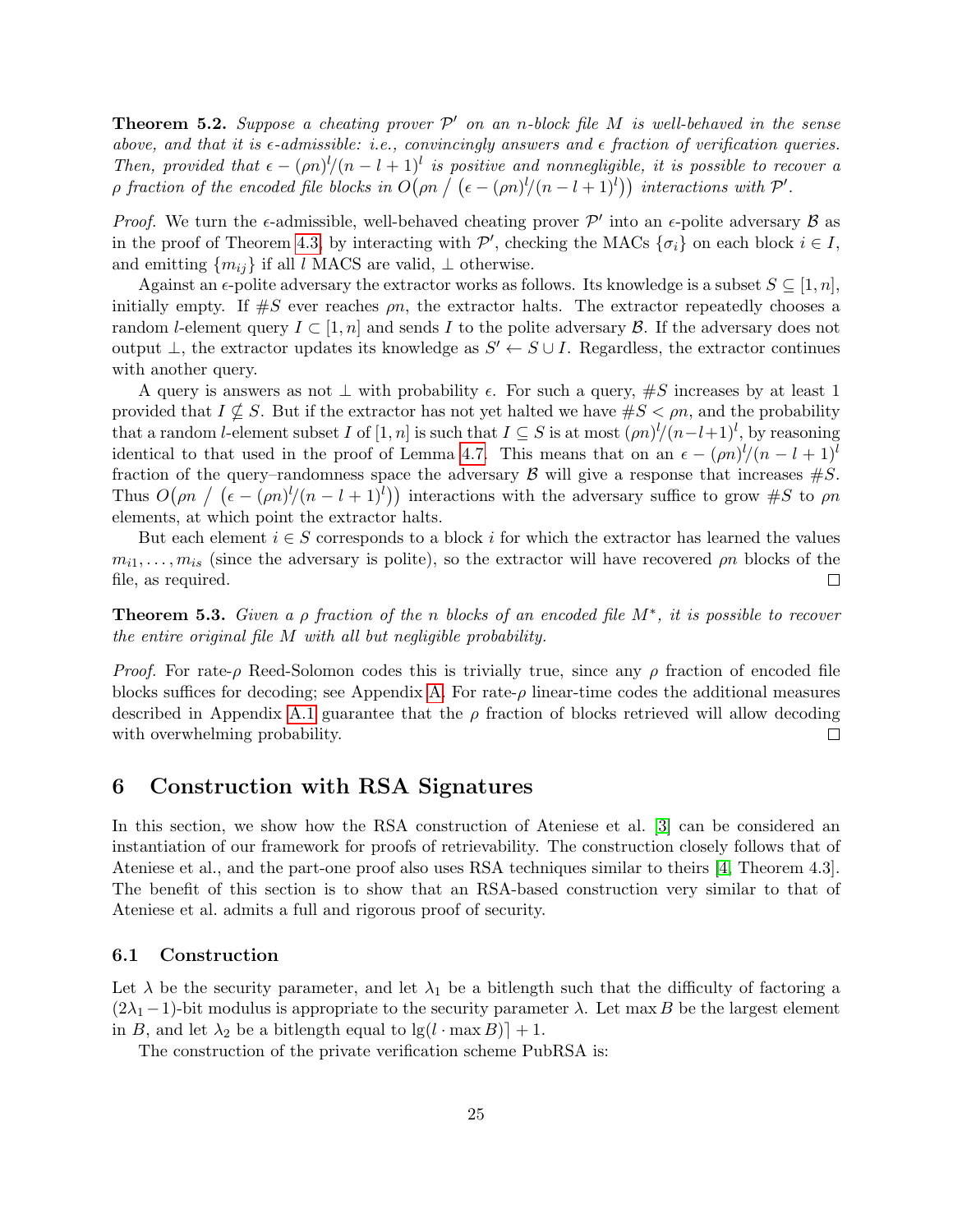**Theorem 5.2.** *Suppose a cheating prover $\mathcal{P}'$ on an $n$-block file $M$ is well-behaved in the sense above, and that it is $\epsilon$-admissible: i.e., convincingly answers and $\epsilon$ fraction of verification queries. Then, provided that $\epsilon - (\rho n)^l/(n-l+1)^l$ is positive and nonnegligible, it is possible to recover a $\rho$ fraction of the encoded file blocks in $O\big(\rho n \;/\; \big(\epsilon - (\rho n)^l/(n-l+1)^l\big)\big)$ interactions with $\mathcal{P}'$.*

*Proof.* We turn the $\epsilon$-admissible, well-behaved cheating prover $\mathcal{P}'$ into an $\epsilon$-polite adversary $\mathcal{B}$ as in the proof of Theorem 4.3, by interacting with $\mathcal{P}'$, checking the MACs $\{\sigma_i\}$ on each block $i \in I$, and emitting $\{m_{ij}\}$ if all $l$ MACS are valid, $\perp$ otherwise.

Against an $\epsilon$-polite adversary the extractor works as follows. Its knowledge is a subset $S \subseteq [1, n]$, initially empty. If $\#S$ ever reaches $\rho n$, the extractor halts. The extractor repeatedly chooses a random $l$-element query $I \subset [1, n]$ and sends $I$ to the polite adversary $\mathcal{B}$. If the adversary does not output $\perp$, the extractor updates its knowledge as $S' \leftarrow S \cup I$. Regardless, the extractor continues with another query.

A query is answers as not $\perp$ with probability $\epsilon$. For such a query, $\#S$ increases by at least 1 provided that $I \not\subseteq S$. But if the extractor has not yet halted we have $\#S < \rho n$, and the probability that a random $l$-element subset $I$ of $[1, n]$ is such that $I \subseteq S$ is at most $(\rho n)^l/(n-l+1)^l$, by reasoning identical to that used in the proof of Lemma 4.7. This means that on an $\epsilon - (\rho n)^l/(n-l+1)^l$ fraction of the query–randomness space the adversary $\mathcal{B}$ will give a response that increases $\#S$. Thus $O\big(\rho n \;/\; \big(\epsilon - (\rho n)^l/(n-l+1)^l\big)\big)$ interactions with the adversary suffice to grow $\#S$ to $\rho n$ elements, at which point the extractor halts.

But each element $i \in S$ corresponds to a block $i$ for which the extractor has learned the values $m_{i1}, \ldots, m_{is}$ (since the adversary is polite), so the extractor will have recovered $\rho n$ blocks of the file, as required. $\square$

**Theorem 5.3.** *Given a $\rho$ fraction of the $n$ blocks of an encoded file $M^*$, it is possible to recover the entire original file $M$ with all but negligible probability.*

*Proof.* For rate-$\rho$ Reed-Solomon codes this is trivially true, since any $\rho$ fraction of encoded file blocks suffices for decoding; see Appendix A. For rate-$\rho$ linear-time codes the additional measures described in Appendix A.1 guarantee that the $\rho$ fraction of blocks retrieved will allow decoding with overwhelming probability. $\square$

# 6 Construction with RSA Signatures

In this section, we show how the RSA construction of Ateniese et al. [3] can be considered an instantiation of our framework for proofs of retrievability. The construction closely follows that of Ateniese et al., and the part-one proof also uses RSA techniques similar to theirs [4, Theorem 4.3]. The benefit of this section is to show that an RSA-based construction very similar to that of Ateniese et al. admits a full and rigorous proof of security.

## 6.1 Construction

Let $\lambda$ be the security parameter, and let $\lambda_1$ be a bitlength such that the difficulty of factoring a $(2\lambda_1 - 1)$-bit modulus is appropriate to the security parameter $\lambda$. Let $\max B$ be the largest element in $B$, and let $\lambda_2$ be a bitlength equal to $\lg(l \cdot \max B)\rceil + 1$.

The construction of the private verification scheme PubRSA is: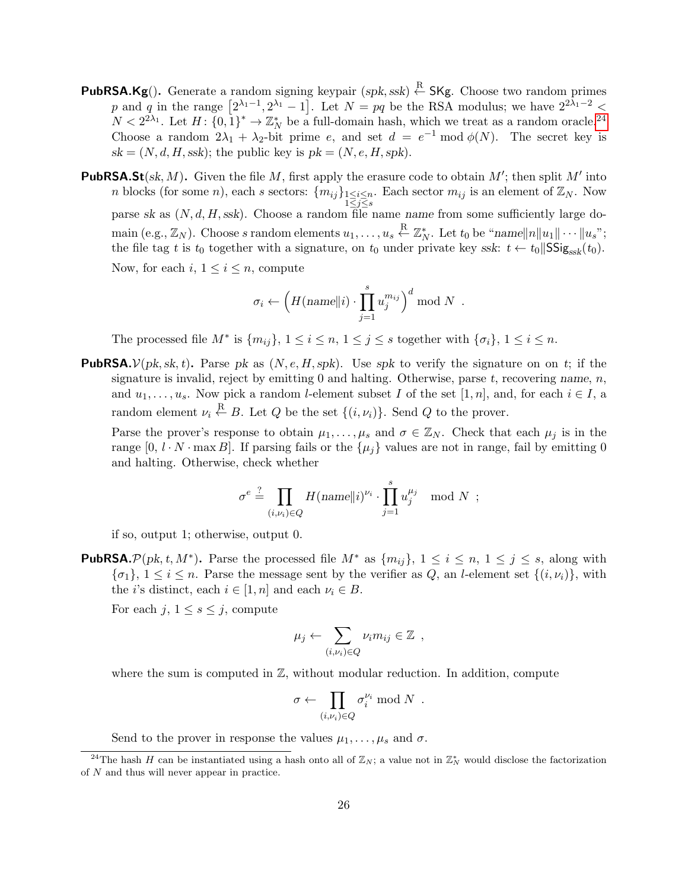**PubRSA.Kg**(). Generate a random signing keypair $(spk, ssk) \xleftarrow{R} \mathsf{SKg}$. Choose two random primes $p$ and $q$ in the range $[2^{\lambda_1 - 1}, 2^{\lambda_1} - 1]$. Let $N = pq$ be the RSA modulus; we have $2^{2\lambda_1 - 2} < N < 2^{2\lambda_1}$. Let $H: \{0,1\}^* \to \mathbb{Z}_N^*$ be a full-domain hash, which we treat as a random oracle.[24] Choose a random $2\lambda_1 + \lambda_2$-bit prime $e$, and set $d = e^{-1} \bmod \phi(N)$. The secret key is $sk = (N, d, H, ssk)$; the public key is $pk = (N, e, H, spk)$.

**PubRSA.St**$(sk, M)$**.** Given the file $M$, first apply the erasure code to obtain $M'$; then split $M'$ into $n$ blocks (for some $n$), each $s$ sectors: $\{m_{ij}\}_{\substack{1 \le i \le n \\ 1 \le j \le s}}$. Each sector $m_{ij}$ is an element of $\mathbb{Z}_N$. Now parse $sk$ as $(N, d, H, ssk)$. Choose a random file name $name$ from some sufficiently large domain (e.g., $\mathbb{Z}_N$). Choose $s$ random elements $u_1, \ldots, u_s \xleftarrow{R} \mathbb{Z}_N^*$. Let $t_0$ be "$name \| n \| u_1 \| \cdots \| u_s$"; the file tag $t$ is $t_0$ together with a signature, on $t_0$ under private key $ssk$: $t \leftarrow t_0 \| \mathsf{SSig}_{ssk}(t_0)$.

Now, for each $i$, $1 \le i \le n$, compute

$$\sigma_i \leftarrow \Big( H(name \| i) \cdot \prod_{j=1}^{s} u_j^{m_{ij}} \Big)^d \bmod N \ .$$

The processed file $M^*$ is $\{m_{ij}\}$, $1 \le i \le n$, $1 \le j \le s$ together with $\{\sigma_i\}$, $1 \le i \le n$.

**PubRSA.$\mathcal{V}$**$(pk, sk, t)$**.** Parse $pk$ as $(N, e, H, spk)$. Use $spk$ to verify the signature on on $t$; if the signature is invalid, reject by emitting 0 and halting. Otherwise, parse $t$, recovering $name$, $n$, and $u_1, \ldots, u_s$. Now pick a random $l$-element subset $I$ of the set $[1, n]$, and, for each $i \in I$, a random element $\nu_i \xleftarrow{R} B$. Let $Q$ be the set $\{(i, \nu_i)\}$. Send $Q$ to the prover.

Parse the prover's response to obtain $\mu_1, \ldots, \mu_s$ and $\sigma \in \mathbb{Z}_N$. Check that each $\mu_j$ is in the range $[0, l \cdot N \cdot \max B]$. If parsing fails or the $\{\mu_j\}$ values are not in range, fail by emitting 0 and halting. Otherwise, check whether

$$\sigma^e \stackrel{?}{=} \prod_{(i,\nu_i) \in Q} H(name \| i)^{\nu_i} \cdot \prod_{j=1}^{s} u_j^{\mu_j} \mod N \ ;$$

if so, output 1; otherwise, output 0.

**PubRSA.$\mathcal{P}$**$(pk, t, M^*)$**.** Parse the processed file $M^*$ as $\{m_{ij}\}$, $1 \le i \le n$, $1 \le j \le s$, along with $\{\sigma_1\}$, $1 \le i \le n$. Parse the message sent by the verifier as $Q$, an $l$-element set $\{(i, \nu_i)\}$, with the $i$'s distinct, each $i \in [1, n]$ and each $\nu_i \in B$.

For each $j$, $1 \le s \le j$, compute

$$\mu_j \leftarrow \sum_{(i,\nu_i) \in Q} \nu_i m_{ij} \in \mathbb{Z} \ ,$$

where the sum is computed in $\mathbb{Z}$, without modular reduction. In addition, compute

$$\sigma \leftarrow \prod_{(i,\nu_i) \in Q} \sigma_i^{\nu_i} \bmod N \ .$$

Send to the prover in response the values $\mu_1, \ldots, \mu_s$ and $\sigma$.

---

[24] The hash $H$ can be instantiated using a hash onto all of $\mathbb{Z}_N$; a value not in $\mathbb{Z}_N^*$ would disclose the factorization of $N$ and thus will never appear in practice.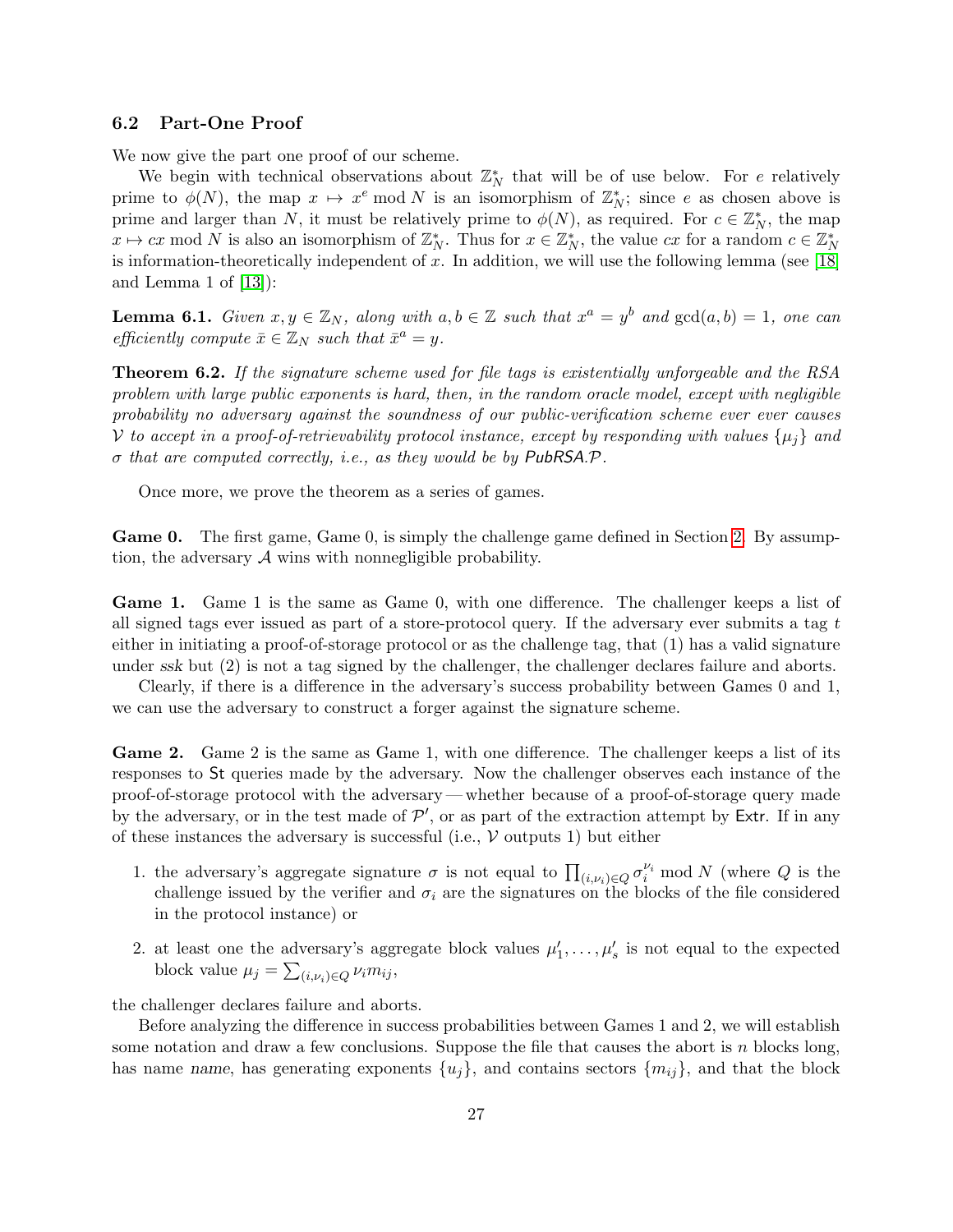### 6.2 Part-One Proof

We now give the part one proof of our scheme.

We begin with technical observations about $\mathbb{Z}_N^*$ that will be of use below. For $e$ relatively prime to $\phi(N)$, the map $x \mapsto x^e \bmod N$ is an isomorphism of $\mathbb{Z}_N^*$; since $e$ as chosen above is prime and larger than $N$, it must be relatively prime to $\phi(N)$, as required. For $c \in \mathbb{Z}_N^*$, the map $x \mapsto cx \bmod N$ is also an isomorphism of $\mathbb{Z}_N^*$. Thus for $x \in \mathbb{Z}_N^*$, the value $cx$ for a random $c \in \mathbb{Z}_N^*$ is information-theoretically independent of $x$. In addition, we will use the following lemma (see [18] and Lemma 1 of [13]):

**Lemma 6.1.** *Given $x, y \in \mathbb{Z}_N$, along with $a, b \in \mathbb{Z}$ such that $x^a = y^b$ and $\gcd(a, b) = 1$, one can efficiently compute $\bar{x} \in \mathbb{Z}_N$ such that $\bar{x}^a = y$.*

**Theorem 6.2.** *If the signature scheme used for file tags is existentially unforgeable and the RSA problem with large public exponents is hard, then, in the random oracle model, except with negligible probability no adversary against the soundness of our public-verification scheme ever ever causes $\mathcal{V}$ to accept in a proof-of-retrievability protocol instance, except by responding with values $\{\mu_j\}$ and $\sigma$ that are computed correctly, i.e., as they would be by PubRSA.$\mathcal{P}$.*

Once more, we prove the theorem as a series of games.

**Game 0.** The first game, Game 0, is simply the challenge game defined in Section 2. By assumption, the adversary $\mathcal{A}$ wins with nonnegligible probability.

**Game 1.** Game 1 is the same as Game 0, with one difference. The challenger keeps a list of all signed tags ever issued as part of a store-protocol query. If the adversary ever submits a tag $t$ either in initiating a proof-of-storage protocol or as the challenge tag, that (1) has a valid signature under *ssk* but (2) is not a tag signed by the challenger, the challenger declares failure and aborts.

Clearly, if there is a difference in the adversary's success probability between Games 0 and 1, we can use the adversary to construct a forger against the signature scheme.

**Game 2.** Game 2 is the same as Game 1, with one difference. The challenger keeps a list of its responses to St queries made by the adversary. Now the challenger observes each instance of the proof-of-storage protocol with the adversary — whether because of a proof-of-storage query made by the adversary, or in the test made of $\mathcal{P}'$, or as part of the extraction attempt by Extr. If in any of these instances the adversary is successful (i.e., $\mathcal{V}$ outputs 1) but either

1. the adversary's aggregate signature $\sigma$ is not equal to $\prod_{(i,\nu_i)\in Q} \sigma_i^{\nu_i} \bmod N$ (where $Q$ is the challenge issued by the verifier and $\sigma_i$ are the signatures on the blocks of the file considered in the protocol instance) or
2. at least one the adversary's aggregate block values $\mu'_1, \ldots, \mu'_s$ is not equal to the expected block value $\mu_j = \sum_{(i,\nu_i)\in Q} \nu_i m_{ij}$,

the challenger declares failure and aborts.

Before analyzing the difference in success probabilities between Games 1 and 2, we will establish some notation and draw a few conclusions. Suppose the file that causes the abort is $n$ blocks long, has name *name*, has generating exponents $\{u_j\}$, and contains sectors $\{m_{ij}\}$, and that the block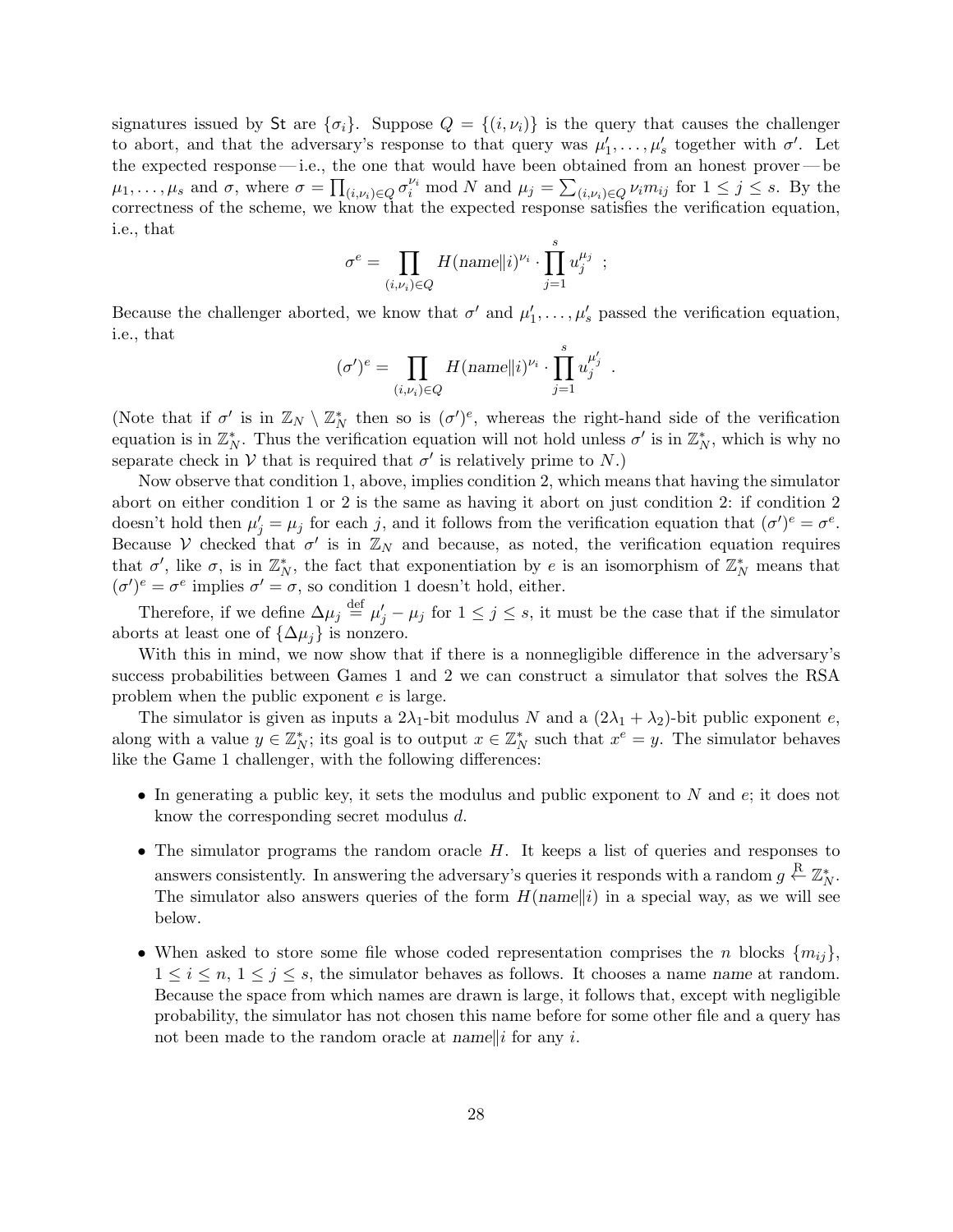signatures issued by $\mathsf{St}$ are $\{\sigma_i\}$. Suppose $Q = \{(i, \nu_i)\}$ is the query that causes the challenger to abort, and that the adversary's response to that query was $\mu'_1, \dots, \mu'_s$ together with $\sigma'$. Let the expected response — i.e., the one that would have been obtained from an honest prover — be $\mu_1, \dots, \mu_s$ and $\sigma$, where $\sigma = \prod_{(i,\nu_i)\in Q} \sigma_i^{\nu_i} \bmod N$ and $\mu_j = \sum_{(i,\nu_i)\in Q} \nu_i m_{ij}$ for $1 \le j \le s$. By the correctness of the scheme, we know that the expected response satisfies the verification equation, i.e., that

$$\sigma^e = \prod_{(i,\nu_i)\in Q} H(\mathit{name}\|i)^{\nu_i} \cdot \prod_{j=1}^{s} u_j^{\mu_j} \;\; ;$$

Because the challenger aborted, we know that $\sigma'$ and $\mu'_1, \dots, \mu'_s$ passed the verification equation, i.e., that

$$(\sigma')^e = \prod_{(i,\nu_i)\in Q} H(\mathit{name}\|i)^{\nu_i} \cdot \prod_{j=1}^{s} u_j^{\mu'_j} \;\; .$$

(Note that if $\sigma'$ is in $\mathbb{Z}_N \setminus \mathbb{Z}_N^*$ then so is $(\sigma')^e$, whereas the right-hand side of the verification equation is in $\mathbb{Z}_N^*$. Thus the verification equation will not hold unless $\sigma'$ is in $\mathbb{Z}_N^*$, which is why no separate check in $\mathcal{V}$ that is required that $\sigma'$ is relatively prime to $N$.)

Now observe that condition 1, above, implies condition 2, which means that having the simulator abort on either condition 1 or 2 is the same as having it abort on just condition 2: if condition 2 doesn't hold then $\mu'_j = \mu_j$ for each $j$, and it follows from the verification equation that $(\sigma')^e = \sigma^e$. Because $\mathcal{V}$ checked that $\sigma'$ is in $\mathbb{Z}_N$ and because, as noted, the verification equation requires that $\sigma'$, like $\sigma$, is in $\mathbb{Z}_N^*$, the fact that exponentiation by $e$ is an isomorphism of $\mathbb{Z}_N^*$ means that $(\sigma')^e = \sigma^e$ implies $\sigma' = \sigma$, so condition 1 doesn't hold, either.

Therefore, if we define $\Delta\mu_j \stackrel{\text{def}}{=} \mu'_j - \mu_j$ for $1 \le j \le s$, it must be the case that if the simulator aborts at least one of $\{\Delta\mu_j\}$ is nonzero.

With this in mind, we now show that if there is a nonnegligible difference in the adversary's success probabilities between Games 1 and 2 we can construct a simulator that solves the RSA problem when the public exponent $e$ is large.

The simulator is given as inputs a $2\lambda_1$-bit modulus $N$ and a $(2\lambda_1 + \lambda_2)$-bit public exponent $e$, along with a value $y \in \mathbb{Z}_N^*$; its goal is to output $x \in \mathbb{Z}_N^*$ such that $x^e = y$. The simulator behaves like the Game 1 challenger, with the following differences:

- In generating a public key, it sets the modulus and public exponent to $N$ and $e$; it does not know the corresponding secret modulus $d$.
- The simulator programs the random oracle $H$. It keeps a list of queries and responses to answers consistently. In answering the adversary's queries it responds with a random $g \xleftarrow{\text{R}} \mathbb{Z}_N^*$. The simulator also answers queries of the form $H(\mathit{name}\|i)$ in a special way, as we will see below.
- When asked to store some file whose coded representation comprises the $n$ blocks $\{m_{ij}\}$, $1 \le i \le n$, $1 \le j \le s$, the simulator behaves as follows. It chooses a name $\mathit{name}$ at random. Because the space from which names are drawn is large, it follows that, except with negligible probability, the simulator has not chosen this name before for some other file and a query has not been made to the random oracle at $\mathit{name}\|i$ for any $i$.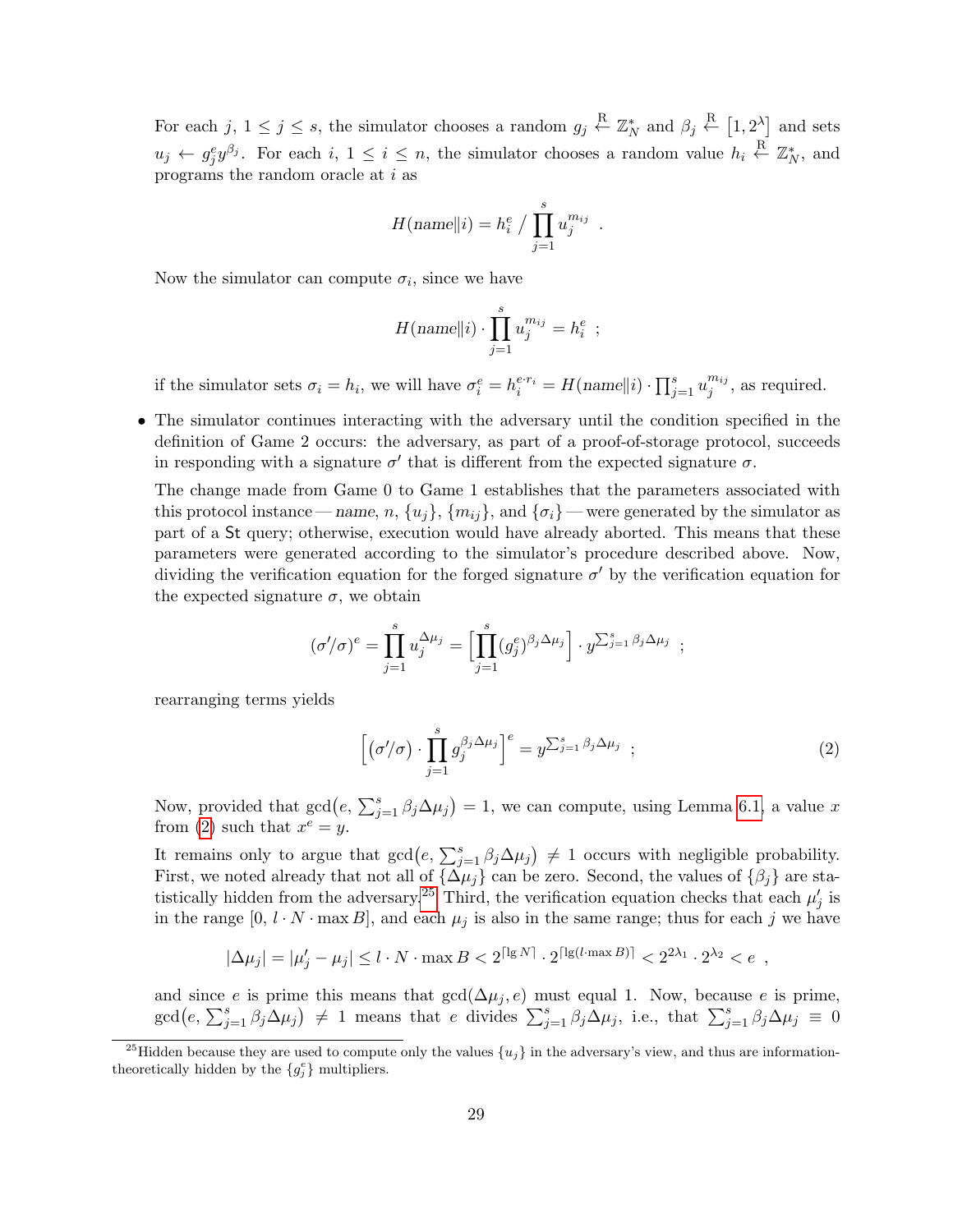For each $j$, $1 \le j \le s$, the simulator chooses a random $g_j \xleftarrow{R} \mathbb{Z}_N^*$ and $\beta_j \xleftarrow{R} [1, 2^\lambda]$ and sets $u_j \leftarrow g_j^e y^{\beta_j}$. For each $i$, $1 \le i \le n$, the simulator chooses a random value $h_i \xleftarrow{R} \mathbb{Z}_N^*$, and programs the random oracle at $i$ as

$$H(name\|i) = h_i^e \,/\, \prod_{j=1}^{s} u_j^{m_{ij}} \ .$$

Now the simulator can compute $\sigma_i$, since we have

$$H(name\|i) \cdot \prod_{j=1}^{s} u_j^{m_{ij}} = h_i^e \ ;$$

if the simulator sets $\sigma_i = h_i$, we will have $\sigma_i^e = h_i^{e \cdot r_i} = H(name\|i) \cdot \prod_{j=1}^{s} u_j^{m_{ij}}$, as required.

- The simulator continues interacting with the adversary until the condition specified in the definition of Game 2 occurs: the adversary, as part of a proof-of-storage protocol, succeeds in responding with a signature $\sigma'$ that is different from the expected signature $\sigma$.

  The change made from Game 0 to Game 1 establishes that the parameters associated with this protocol instance — *name*, $n$, $\{u_j\}$, $\{m_{ij}\}$, and $\{\sigma_i\}$ — were generated by the simulator as part of a St query; otherwise, execution would have already aborted. This means that these parameters were generated according to the simulator's procedure described above. Now, dividing the verification equation for the forged signature $\sigma'$ by the verification equation for the expected signature $\sigma$, we obtain

  $$(\sigma'/\sigma)^e = \prod_{j=1}^{s} u_j^{\Delta\mu_j} = \Big[\prod_{j=1}^{s} (g_j^e)^{\beta_j \Delta\mu_j}\Big] \cdot y^{\sum_{j=1}^{s} \beta_j \Delta\mu_j} \ ;$$

  rearranging terms yields

  $$\Big[(\sigma'/\sigma) \cdot \prod_{j=1}^{s} g_j^{\beta_j \Delta\mu_j}\Big]^e = y^{\sum_{j=1}^{s} \beta_j \Delta\mu_j} \ ; \tag{2}$$

  Now, provided that $\gcd\big(e, \sum_{j=1}^{s} \beta_j \Delta\mu_j\big) = 1$, we can compute, using Lemma 6.1, a value $x$ from (2) such that $x^e = y$.

  It remains only to argue that $\gcd\big(e, \sum_{j=1}^{s} \beta_j \Delta\mu_j\big) \neq 1$ occurs with negligible probability. First, we noted already that not all of $\{\Delta\mu_j\}$ can be zero. Second, the values of $\{\beta_j\}$ are statistically hidden from the adversary.[25] Third, the verification equation checks that each $\mu'_j$ is in the range $[0, l \cdot N \cdot \max B]$, and each $\mu_j$ is also in the same range; thus for each $j$ we have

  $$|\Delta\mu_j| = |\mu'_j - \mu_j| \le l \cdot N \cdot \max B < 2^{\lceil \lg N \rceil} \cdot 2^{\lceil \lg(l \cdot \max B) \rceil} < 2^{2\lambda_1} \cdot 2^{\lambda_2} < e \ ,$$

  and since $e$ is prime this means that $\gcd(\Delta\mu_j, e)$ must equal 1. Now, because $e$ is prime, $\gcd\big(e, \sum_{j=1}^{s} \beta_j \Delta\mu_j\big) \neq 1$ means that $e$ divides $\sum_{j=1}^{s} \beta_j \Delta\mu_j$, i.e., that $\sum_{j=1}^{s} \beta_j \Delta\mu_j \equiv 0$

[25] Hidden because they are used to compute only the values $\{u_j\}$ in the adversary's view, and thus are information-theoretically hidden by the $\{g_j^e\}$ multipliers.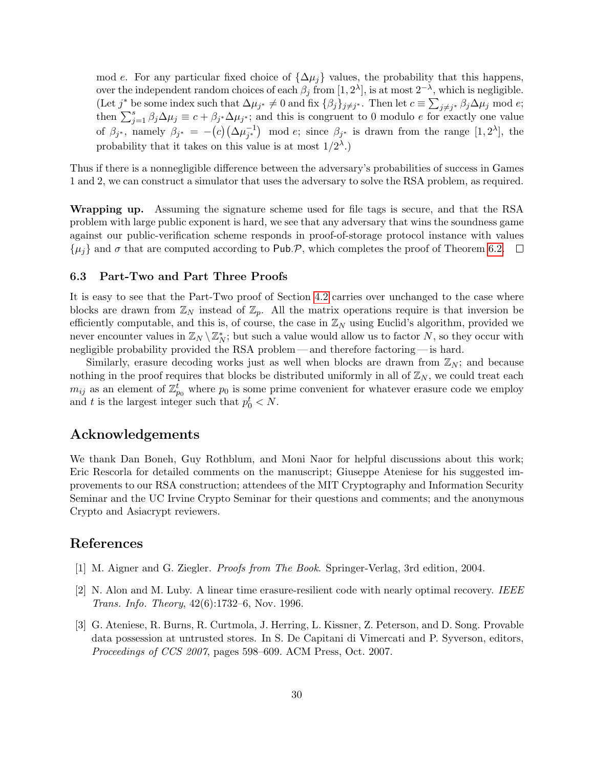mod $e$. For any particular fixed choice of $\{\Delta\mu_j\}$ values, the probability that this happens, over the independent random choices of each $\beta_j$ from $[1, 2^\lambda]$, is at most $2^{-\lambda}$, which is negligible. (Let $j^*$ be some index such that $\Delta\mu_{j^*} \neq 0$ and fix $\{\beta_j\}_{j \neq j^*}$. Then let $c \equiv \sum_{j \neq j^*} \beta_j \Delta\mu_j \bmod e$; then $\sum_{j=1}^{s} \beta_j \Delta\mu_j \equiv c + \beta_{j^*} \Delta\mu_{j^*}$; and this is congruent to 0 modulo $e$ for exactly one value of $\beta_{j^*}$, namely $\beta_{j^*} = -\big(c\big)\big(\Delta\mu_{j^*}^{-1}\big) \bmod e$; since $\beta_{j^*}$ is drawn from the range $[1, 2^\lambda]$, the probability that it takes on this value is at most $1/2^\lambda$.)

Thus if there is a nonnegligible difference between the adversary's probabilities of success in Games 1 and 2, we can construct a simulator that uses the adversary to solve the RSA problem, as required.

**Wrapping up.** Assuming the signature scheme used for file tags is secure, and that the RSA problem with large public exponent is hard, we see that any adversary that wins the soundness game against our public-verification scheme responds in proof-of-storage protocol instance with values $\{\mu_j\}$ and $\sigma$ that are computed according to $\mathsf{Pub}.\mathcal{P}$, which completes the proof of Theorem 6.2. □

### 6.3 Part-Two and Part Three Proofs

It is easy to see that the Part-Two proof of Section 4.2 carries over unchanged to the case where blocks are drawn from $\mathbb{Z}_N$ instead of $\mathbb{Z}_p$. All the matrix operations require is that inversion be efficiently computable, and this is, of course, the case in $\mathbb{Z}_N$ using Euclid's algorithm, provided we never encounter values in $\mathbb{Z}_N \setminus \mathbb{Z}_N^*$; but such a value would allow us to factor $N$, so they occur with negligible probability provided the RSA problem — and therefore factoring — is hard.

Similarly, erasure decoding works just as well when blocks are drawn from $\mathbb{Z}_N$; and because nothing in the proof requires that blocks be distributed uniformly in all of $\mathbb{Z}_N$, we could treat each $m_{ij}$ as an element of $\mathbb{Z}_{p_0}^t$ where $p_0$ is some prime convenient for whatever erasure code we employ and $t$ is the largest integer such that $p_0^t < N$.

## Acknowledgements

We thank Dan Boneh, Guy Rothblum, and Moni Naor for helpful discussions about this work; Eric Rescorla for detailed comments on the manuscript; Giuseppe Ateniese for his suggested improvements to our RSA construction; attendees of the MIT Cryptography and Information Security Seminar and the UC Irvine Crypto Seminar for their questions and comments; and the anonymous Crypto and Asiacrypt reviewers.

## References

[1] M. Aigner and G. Ziegler. *Proofs from The Book*. Springer-Verlag, 3rd edition, 2004.

[2] N. Alon and M. Luby. A linear time erasure-resilient code with nearly optimal recovery. *IEEE Trans. Info. Theory*, 42(6):1732–6, Nov. 1996.

[3] G. Ateniese, R. Burns, R. Curtmola, J. Herring, L. Kissner, Z. Peterson, and D. Song. Provable data possession at untrusted stores. In S. De Capitani di Vimercati and P. Syverson, editors, *Proceedings of CCS 2007*, pages 598–609. ACM Press, Oct. 2007.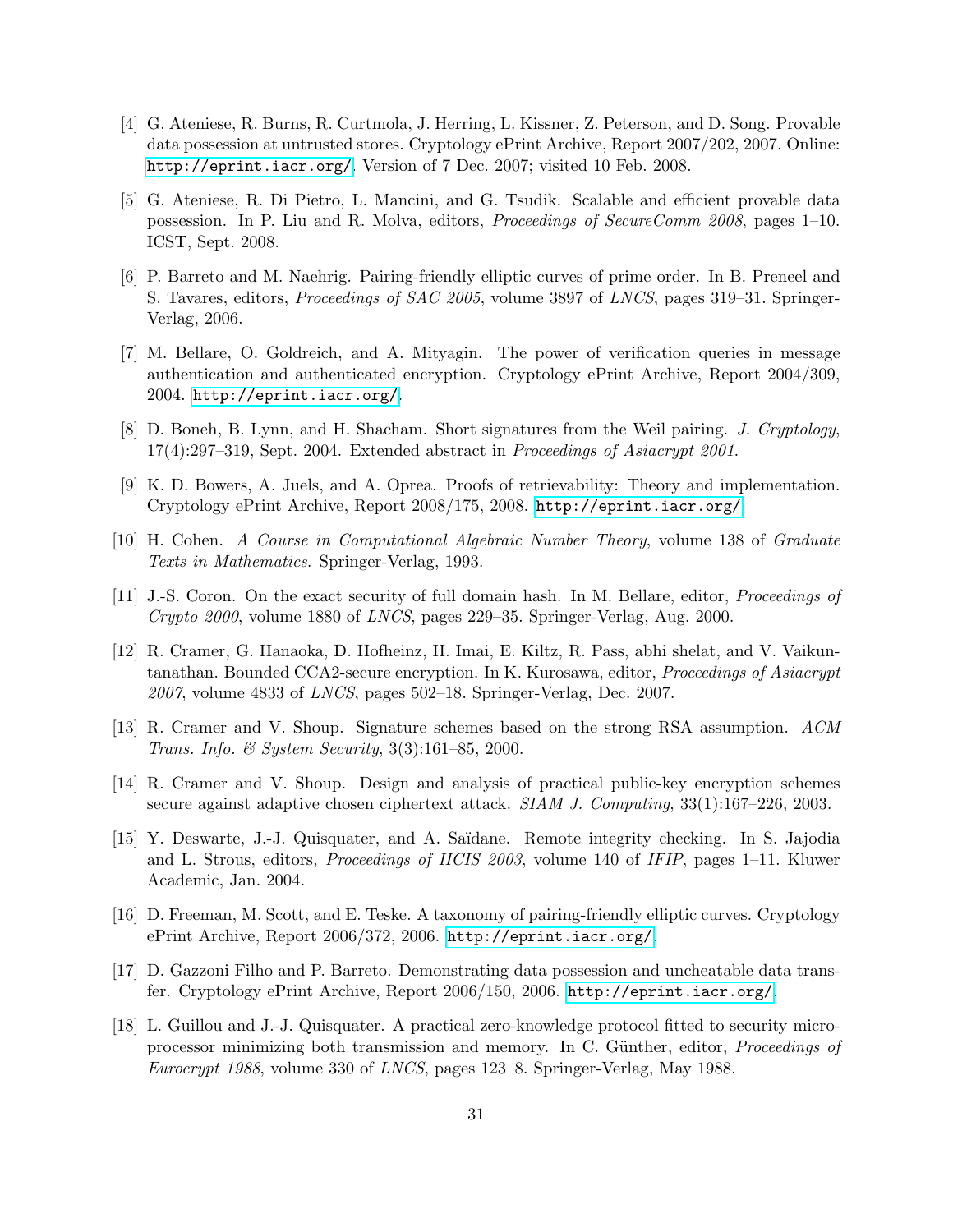[4] G. Ateniese, R. Burns, R. Curtmola, J. Herring, L. Kissner, Z. Peterson, and D. Song. Provable data possession at untrusted stores. Cryptology ePrint Archive, Report 2007/202, 2007. Online: http://eprint.iacr.org/. Version of 7 Dec. 2007; visited 10 Feb. 2008.

[5] G. Ateniese, R. Di Pietro, L. Mancini, and G. Tsudik. Scalable and efficient provable data possession. In P. Liu and R. Molva, editors, *Proceedings of SecureComm 2008*, pages 1–10. ICST, Sept. 2008.

[6] P. Barreto and M. Naehrig. Pairing-friendly elliptic curves of prime order. In B. Preneel and S. Tavares, editors, *Proceedings of SAC 2005*, volume 3897 of *LNCS*, pages 319–31. Springer-Verlag, 2006.

[7] M. Bellare, O. Goldreich, and A. Mityagin. The power of verification queries in message authentication and authenticated encryption. Cryptology ePrint Archive, Report 2004/309, 2004. http://eprint.iacr.org/.

[8] D. Boneh, B. Lynn, and H. Shacham. Short signatures from the Weil pairing. *J. Cryptology*, 17(4):297–319, Sept. 2004. Extended abstract in *Proceedings of Asiacrypt 2001*.

[9] K. D. Bowers, A. Juels, and A. Oprea. Proofs of retrievability: Theory and implementation. Cryptology ePrint Archive, Report 2008/175, 2008. http://eprint.iacr.org/.

[10] H. Cohen. *A Course in Computational Algebraic Number Theory*, volume 138 of *Graduate Texts in Mathematics*. Springer-Verlag, 1993.

[11] J.-S. Coron. On the exact security of full domain hash. In M. Bellare, editor, *Proceedings of Crypto 2000*, volume 1880 of *LNCS*, pages 229–35. Springer-Verlag, Aug. 2000.

[12] R. Cramer, G. Hanaoka, D. Hofheinz, H. Imai, E. Kiltz, R. Pass, abhi shelat, and V. Vaikuntanathan. Bounded CCA2-secure encryption. In K. Kurosawa, editor, *Proceedings of Asiacrypt 2007*, volume 4833 of *LNCS*, pages 502–18. Springer-Verlag, Dec. 2007.

[13] R. Cramer and V. Shoup. Signature schemes based on the strong RSA assumption. *ACM Trans. Info. & System Security*, 3(3):161–85, 2000.

[14] R. Cramer and V. Shoup. Design and analysis of practical public-key encryption schemes secure against adaptive chosen ciphertext attack. *SIAM J. Computing*, 33(1):167–226, 2003.

[15] Y. Deswarte, J.-J. Quisquater, and A. Saïdane. Remote integrity checking. In S. Jajodia and L. Strous, editors, *Proceedings of IICIS 2003*, volume 140 of *IFIP*, pages 1–11. Kluwer Academic, Jan. 2004.

[16] D. Freeman, M. Scott, and E. Teske. A taxonomy of pairing-friendly elliptic curves. Cryptology ePrint Archive, Report 2006/372, 2006. http://eprint.iacr.org/.

[17] D. Gazzoni Filho and P. Barreto. Demonstrating data possession and uncheatable data transfer. Cryptology ePrint Archive, Report 2006/150, 2006. http://eprint.iacr.org/.

[18] L. Guillou and J.-J. Quisquater. A practical zero-knowledge protocol fitted to security microprocessor minimizing both transmission and memory. In C. Günther, editor, *Proceedings of Eurocrypt 1988*, volume 330 of *LNCS*, pages 123–8. Springer-Verlag, May 1988.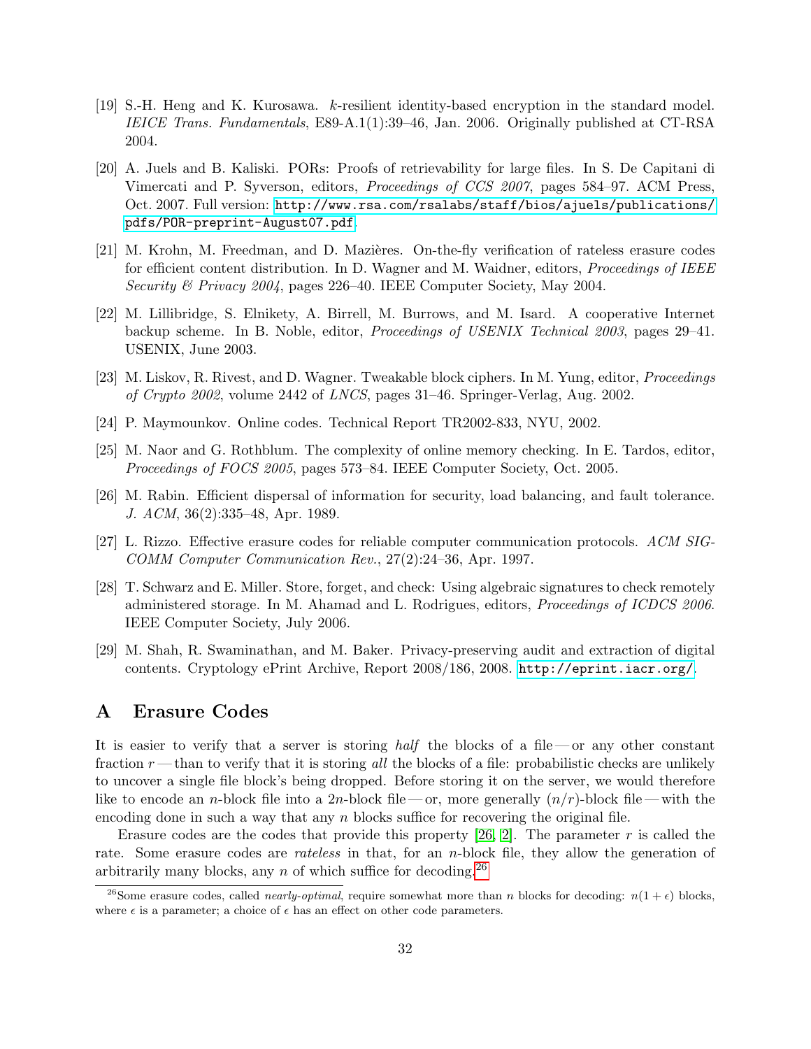[19] S.-H. Heng and K. Kurosawa. $k$-resilient identity-based encryption in the standard model. *IEICE Trans. Fundamentals*, E89-A.1(1):39–46, Jan. 2006. Originally published at CT-RSA 2004.

[20] A. Juels and B. Kaliski. PORs: Proofs of retrievability for large files. In S. De Capitani di Vimercati and P. Syverson, editors, *Proceedings of CCS 2007*, pages 584–97. ACM Press, Oct. 2007. Full version: `http://www.rsa.com/rsalabs/staff/bios/ajuels/publications/pdfs/POR-preprint-August07.pdf`.

[21] M. Krohn, M. Freedman, and D. Mazières. On-the-fly verification of rateless erasure codes for efficient content distribution. In D. Wagner and M. Waidner, editors, *Proceedings of IEEE Security & Privacy 2004*, pages 226–40. IEEE Computer Society, May 2004.

[22] M. Lillibridge, S. Elnikety, A. Birrell, M. Burrows, and M. Isard. A cooperative Internet backup scheme. In B. Noble, editor, *Proceedings of USENIX Technical 2003*, pages 29–41. USENIX, June 2003.

[23] M. Liskov, R. Rivest, and D. Wagner. Tweakable block ciphers. In M. Yung, editor, *Proceedings of Crypto 2002*, volume 2442 of *LNCS*, pages 31–46. Springer-Verlag, Aug. 2002.

[24] P. Maymounkov. Online codes. Technical Report TR2002-833, NYU, 2002.

[25] M. Naor and G. Rothblum. The complexity of online memory checking. In E. Tardos, editor, *Proceedings of FOCS 2005*, pages 573–84. IEEE Computer Society, Oct. 2005.

[26] M. Rabin. Efficient dispersal of information for security, load balancing, and fault tolerance. *J. ACM*, 36(2):335–48, Apr. 1989.

[27] L. Rizzo. Effective erasure codes for reliable computer communication protocols. *ACM SIGCOMM Computer Communication Rev.*, 27(2):24–36, Apr. 1997.

[28] T. Schwarz and E. Miller. Store, forget, and check: Using algebraic signatures to check remotely administered storage. In M. Ahamad and L. Rodrigues, editors, *Proceedings of ICDCS 2006*. IEEE Computer Society, July 2006.

[29] M. Shah, R. Swaminathan, and M. Baker. Privacy-preserving audit and extraction of digital contents. Cryptology ePrint Archive, Report 2008/186, 2008. `http://eprint.iacr.org/`.

# A Erasure Codes

It is easier to verify that a server is storing *half* the blocks of a file — or any other constant fraction $r$ — than to verify that it is storing *all* the blocks of a file: probabilistic checks are unlikely to uncover a single file block's being dropped. Before storing it on the server, we would therefore like to encode an $n$-block file into a $2n$-block file — or, more generally $(n/r)$-block file — with the encoding done in such a way that any $n$ blocks suffice for recovering the original file.

Erasure codes are the codes that provide this property [26, 2]. The parameter $r$ is called the rate. Some erasure codes are *rateless* in that, for an $n$-block file, they allow the generation of arbitrarily many blocks, any $n$ of which suffice for decoding.[26]

[26] Some erasure codes, called *nearly-optimal*, require somewhat more than $n$ blocks for decoding: $n(1+\epsilon)$ blocks, where $\epsilon$ is a parameter; a choice of $\epsilon$ has an effect on other code parameters.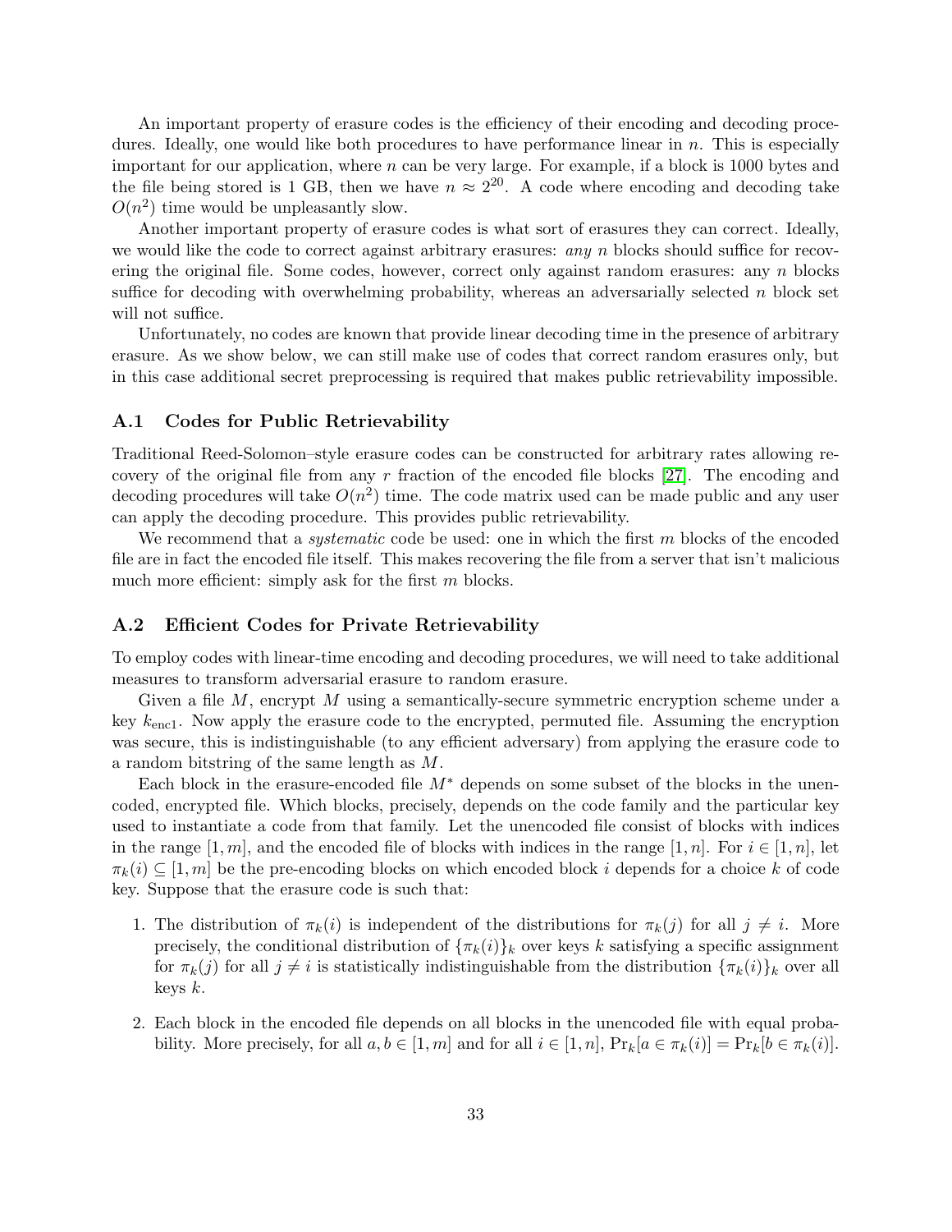An important property of erasure codes is the efficiency of their encoding and decoding procedures. Ideally, one would like both procedures to have performance linear in $n$. This is especially important for our application, where $n$ can be very large. For example, if a block is 1000 bytes and the file being stored is 1 GB, then we have $n \approx 2^{20}$. A code where encoding and decoding take $O(n^2)$ time would be unpleasantly slow.

Another important property of erasure codes is what sort of erasures they can correct. Ideally, we would like the code to correct against arbitrary erasures: *any* $n$ blocks should suffice for recovering the original file. Some codes, however, correct only against random erasures: any $n$ blocks suffice for decoding with overwhelming probability, whereas an adversarially selected $n$ block set will not suffice.

Unfortunately, no codes are known that provide linear decoding time in the presence of arbitrary erasure. As we show below, we can still make use of codes that correct random erasures only, but in this case additional secret preprocessing is required that makes public retrievability impossible.

### A.1 Codes for Public Retrievability

Traditional Reed-Solomon–style erasure codes can be constructed for arbitrary rates allowing recovery of the original file from any $r$ fraction of the encoded file blocks [27]. The encoding and decoding procedures will take $O(n^2)$ time. The code matrix used can be made public and any user can apply the decoding procedure. This provides public retrievability.

We recommend that a *systematic* code be used: one in which the first $m$ blocks of the encoded file are in fact the encoded file itself. This makes recovering the file from a server that isn't malicious much more efficient: simply ask for the first $m$ blocks.

### A.2 Efficient Codes for Private Retrievability

To employ codes with linear-time encoding and decoding procedures, we will need to take additional measures to transform adversarial erasure to random erasure.

Given a file $M$, encrypt $M$ using a semantically-secure symmetric encryption scheme under a key $k_{\text{enc1}}$. Now apply the erasure code to the encrypted, permuted file. Assuming the encryption was secure, this is indistinguishable (to any efficient adversary) from applying the erasure code to a random bitstring of the same length as $M$.

Each block in the erasure-encoded file $M^*$ depends on some subset of the blocks in the unencoded, encrypted file. Which blocks, precisely, depends on the code family and the particular key used to instantiate a code from that family. Let the unencoded file consist of blocks with indices in the range $[1, m]$, and the encoded file of blocks with indices in the range $[1, n]$. For $i \in [1, n]$, let $\pi_k(i) \subseteq [1, m]$ be the pre-encoding blocks on which encoded block $i$ depends for a choice $k$ of code key. Suppose that the erasure code is such that:

1. The distribution of $\pi_k(i)$ is independent of the distributions for $\pi_k(j)$ for all $j \neq i$. More precisely, the conditional distribution of $\{\pi_k(i)\}_k$ over keys $k$ satisfying a specific assignment for $\pi_k(j)$ for all $j \neq i$ is statistically indistinguishable from the distribution $\{\pi_k(i)\}_k$ over all keys $k$.
2. Each block in the encoded file depends on all blocks in the unencoded file with equal probability. More precisely, for all $a, b \in [1, m]$ and for all $i \in [1, n]$, $\Pr_k[a \in \pi_k(i)] = \Pr_k[b \in \pi_k(i)]$.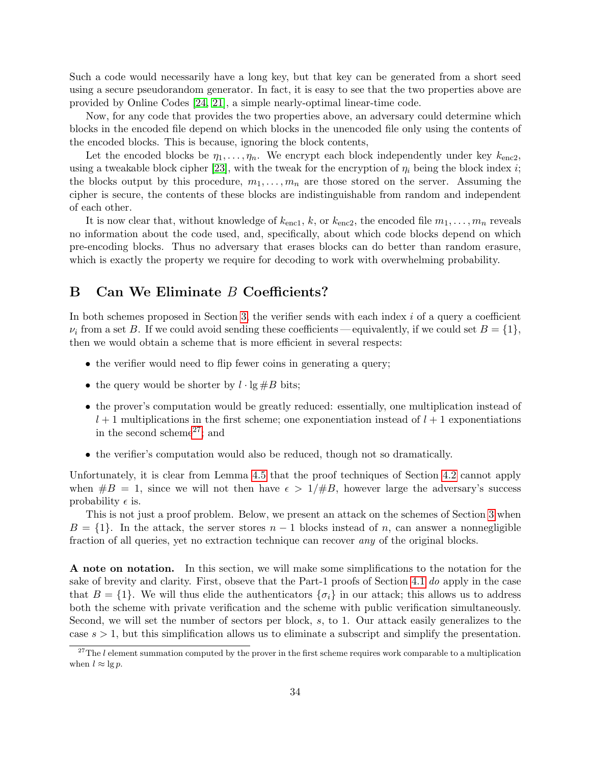Such a code would necessarily have a long key, but that key can be generated from a short seed using a secure pseudorandom generator. In fact, it is easy to see that the two properties above are provided by Online Codes [24, 21], a simple nearly-optimal linear-time code.

Now, for any code that provides the two properties above, an adversary could determine which blocks in the encoded file depend on which blocks in the unencoded file only using the contents of the encoded blocks. This is because, ignoring the block contents,

Let the encoded blocks be $\eta_1, \ldots, \eta_n$. We encrypt each block independently under key $k_{\text{enc2}}$, using a tweakable block cipher [23], with the tweak for the encryption of $\eta_i$ being the block index $i$; the blocks output by this procedure, $m_1, \ldots, m_n$ are those stored on the server. Assuming the cipher is secure, the contents of these blocks are indistinguishable from random and independent of each other.

It is now clear that, without knowledge of $k_{\text{enc1}}$, $k$, or $k_{\text{enc2}}$, the encoded file $m_1, \ldots, m_n$ reveals no information about the code used, and, specifically, about which code blocks depend on which pre-encoding blocks. Thus no adversary that erases blocks can do better than random erasure, which is exactly the property we require for decoding to work with overwhelming probability.

# B Can We Eliminate $B$ Coefficients?

In both schemes proposed in Section 3, the verifier sends with each index $i$ of a query a coefficient $\nu_i$ from a set $B$. If we could avoid sending these coefficients — equivalently, if we could set $B = \{1\}$, then we would obtain a scheme that is more efficient in several respects:

- the verifier would need to flip fewer coins in generating a query;
- the query would be shorter by $l \cdot \lg \#B$ bits;
- the prover's computation would be greatly reduced: essentially, one multiplication instead of $l + 1$ multiplications in the first scheme; one exponentiation instead of $l + 1$ exponentiations in the second scheme[27]; and
- the verifier's computation would also be reduced, though not so dramatically.

Unfortunately, it is clear from Lemma 4.5 that the proof techniques of Section 4.2 cannot apply when $\#B = 1$, since we will not then have $\epsilon > 1/\#B$, however large the adversary's success probability $\epsilon$ is.

This is not just a proof problem. Below, we present an attack on the schemes of Section 3 when $B = \{1\}$. In the attack, the server stores $n - 1$ blocks instead of $n$, can answer a nonnegligible fraction of all queries, yet no extraction technique can recover *any* of the original blocks.

**A note on notation.** In this section, we will make some simplifications to the notation for the sake of brevity and clarity. First, obseve that the Part-1 proofs of Section 4.1 *do* apply in the case that $B = \{1\}$. We will thus elide the authenticators $\{\sigma_i\}$ in our attack; this allows us to address both the scheme with private verification and the scheme with public verification simultaneously. Second, we will set the number of sectors per block, $s$, to 1. Our attack easily generalizes to the case $s > 1$, but this simplification allows us to eliminate a subscript and simplify the presentation.

[27] The $l$ element summation computed by the prover in the first scheme requires work comparable to a multiplication when $l \approx \lg p$.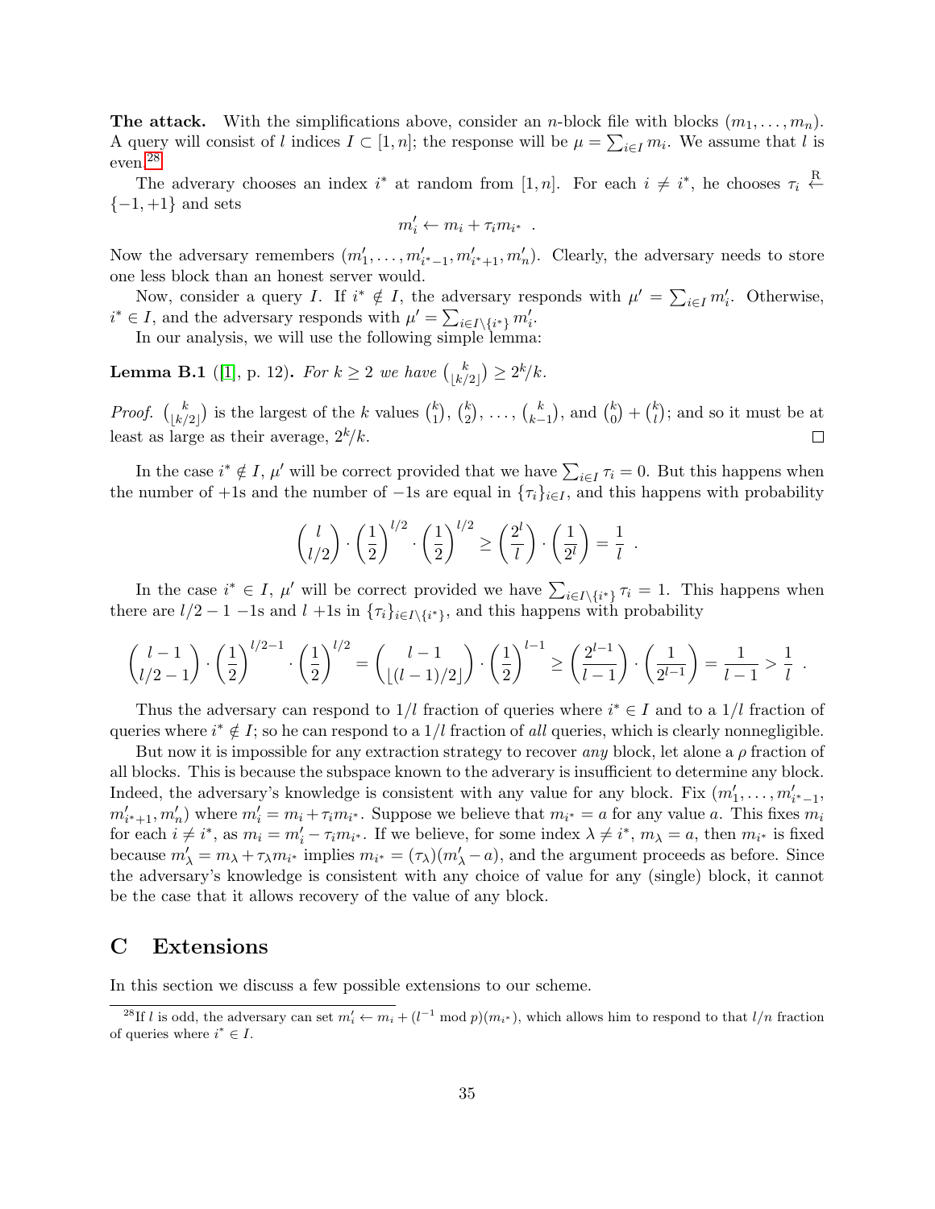**The attack.** With the simplifications above, consider an $n$-block file with blocks $(m_1, \ldots, m_n)$. A query will consist of $l$ indices $I \subset [1, n]$; the response will be $\mu = \sum_{i \in I} m_i$. We assume that $l$ is even.[28]

The adverary chooses an index $i^*$ at random from $[1, n]$. For each $i \neq i^*$, he chooses $\tau_i \xleftarrow{R} \{-1, +1\}$ and sets

$$m'_i \leftarrow m_i + \tau_i m_{i^*} \ .$$

Now the adversary remembers $(m'_1, \ldots, m'_{i^*-1}, m'_{i^*+1}, m'_n)$. Clearly, the adversary needs to store one less block than an honest server would.

Now, consider a query $I$. If $i^* \notin I$, the adversary responds with $\mu' = \sum_{i \in I} m'_i$. Otherwise, $i^* \in I$, and the adversary responds with $\mu' = \sum_{i \in I \setminus \{i^*\}} m'_i$.

In our analysis, we will use the following simple lemma:

**Lemma B.1** ([1], p. 12)**.** *For $k \geq 2$ we have $\binom{k}{\lfloor k/2 \rfloor} \geq 2^k/k$.*

*Proof.* $\binom{k}{\lfloor k/2 \rfloor}$ is the largest of the $k$ values $\binom{k}{1}$, $\binom{k}{2}$, $\ldots$, $\binom{k}{k-1}$, and $\binom{k}{0} + \binom{k}{l}$; and so it must be at least as large as their average, $2^k/k$. □

In the case $i^* \notin I$, $\mu'$ will be correct provided that we have $\sum_{i \in I} \tau_i = 0$. But this happens when the number of +1s and the number of −1s are equal in $\{\tau_i\}_{i \in I}$, and this happens with probability

$$\binom{l}{l/2} \cdot \left(\frac{1}{2}\right)^{l/2} \cdot \left(\frac{1}{2}\right)^{l/2} \geq \left(\frac{2^l}{l}\right) \cdot \left(\frac{1}{2^l}\right) = \frac{1}{l} \ .$$

In the case $i^* \in I$, $\mu'$ will be correct provided we have $\sum_{i \in I \setminus \{i^*\}} \tau_i = 1$. This happens when there are $l/2 - 1$ −1s and $l$ +1s in $\{\tau_i\}_{i \in I \setminus \{i^*\}}$, and this happens with probability

$$\binom{l-1}{l/2-1} \cdot \left(\frac{1}{2}\right)^{l/2-1} \cdot \left(\frac{1}{2}\right)^{l/2} = \binom{l-1}{\lfloor (l-1)/2 \rfloor} \cdot \left(\frac{1}{2}\right)^{l-1} \geq \left(\frac{2^{l-1}}{l-1}\right) \cdot \left(\frac{1}{2^{l-1}}\right) = \frac{1}{l-1} > \frac{1}{l} \ .$$

Thus the adversary can respond to $1/l$ fraction of queries where $i^* \in I$ and to a $1/l$ fraction of queries where $i^* \notin I$; so he can respond to a $1/l$ fraction of *all* queries, which is clearly nonnegligible.

But now it is impossible for any extraction strategy to recover *any* block, let alone a $\rho$ fraction of all blocks. This is because the subspace known to the adverary is insufficient to determine any block. Indeed, the adversary's knowledge is consistent with any value for any block. Fix $(m'_1, \ldots, m'_{i^*-1}, m'_{i^*+1}, m'_n)$ where $m'_i = m_i + \tau_i m_{i^*}$. Suppose we believe that $m_{i^*} = a$ for any value $a$. This fixes $m_i$ for each $i \neq i^*$, as $m_i = m'_i - \tau_i m_{i^*}$. If we believe, for some index $\lambda \neq i^*$, $m_\lambda = a$, then $m_{i^*}$ is fixed because $m'_\lambda = m_\lambda + \tau_\lambda m_{i^*}$ implies $m_{i^*} = (\tau_\lambda)(m'_\lambda - a)$, and the argument proceeds as before. Since the adversary's knowledge is consistent with any choice of value for any (single) block, it cannot be the case that it allows recovery of the value of any block.

# C Extensions

In this section we discuss a few possible extensions to our scheme.

[28] If $l$ is odd, the adversary can set $m'_i \leftarrow m_i + (l^{-1} \bmod p)(m_{i^*})$, which allows him to respond to that $l/n$ fraction of queries where $i^* \in I$.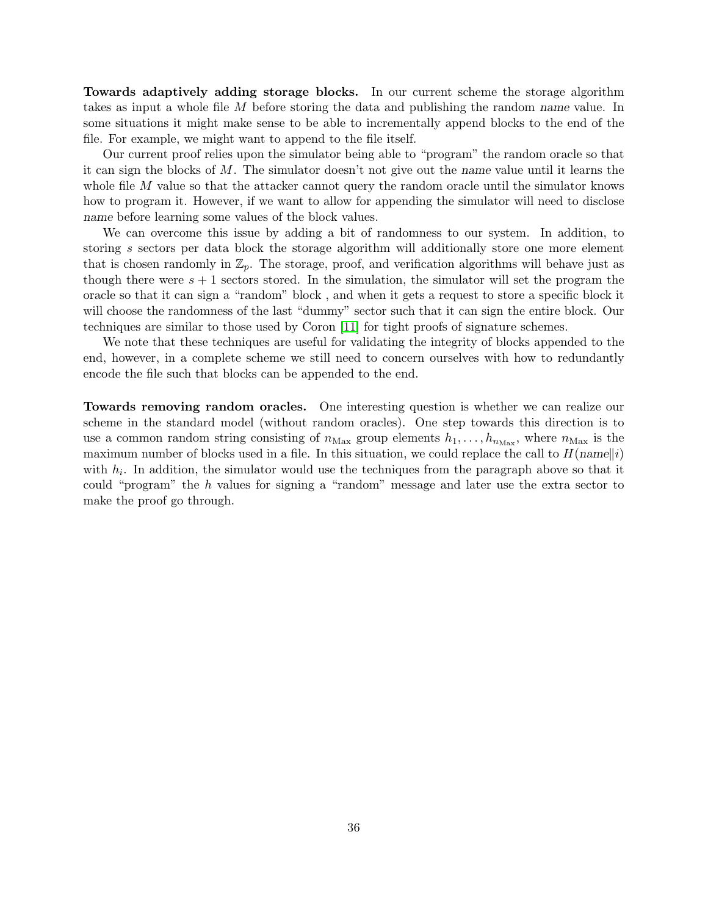**Towards adaptively adding storage blocks.** In our current scheme the storage algorithm takes as input a whole file $M$ before storing the data and publishing the random *name* value. In some situations it might make sense to be able to incrementally append blocks to the end of the file. For example, we might want to append to the file itself.

Our current proof relies upon the simulator being able to "program" the random oracle so that it can sign the blocks of $M$. The simulator doesn't not give out the *name* value until it learns the whole file $M$ value so that the attacker cannot query the random oracle until the simulator knows how to program it. However, if we want to allow for appending the simulator will need to disclose *name* before learning some values of the block values.

We can overcome this issue by adding a bit of randomness to our system. In addition, to storing $s$ sectors per data block the storage algorithm will additionally store one more element that is chosen randomly in $\mathbb{Z}_p$. The storage, proof, and verification algorithms will behave just as though there were $s+1$ sectors stored. In the simulation, the simulator will set the program the oracle so that it can sign a "random" block , and when it gets a request to store a specific block it will choose the randomness of the last "dummy" sector such that it can sign the entire block. Our techniques are similar to those used by Coron [11] for tight proofs of signature schemes.

We note that these techniques are useful for validating the integrity of blocks appended to the end, however, in a complete scheme we still need to concern ourselves with how to redundantly encode the file such that blocks can be appended to the end.

**Towards removing random oracles.** One interesting question is whether we can realize our scheme in the standard model (without random oracles). One step towards this direction is to use a common random string consisting of $n_{\text{Max}}$ group elements $h_1, \ldots, h_{n_{\text{Max}}}$, where $n_{\text{Max}}$ is the maximum number of blocks used in a file. In this situation, we could replace the call to $H(\mathit{name} \| i)$ with $h_i$. In addition, the simulator would use the techniques from the paragraph above so that it could "program" the $h$ values for signing a "random" message and later use the extra sector to make the proof go through.